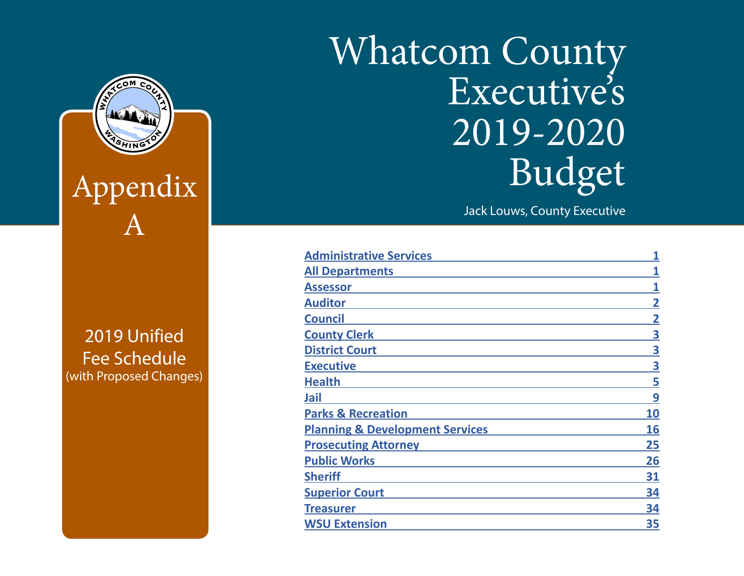# Whatcom County Executive's 2019-2020 Budget

Jack Louws, County Executive

## Appendix A

2019 Unified Fee Schedule
(with Proposed Changes)

| | |
|---|---|
| Administrative Services | 1 |
| All Departments | 1 |
| Assessor | 1 |
| Auditor | 2 |
| Council | 2 |
| County Clerk | 3 |
| District Court | 3 |
| Executive | 3 |
| Health | 5 |
| Jail | 9 |
| Parks & Recreation | 10 |
| Planning & Development Services | 16 |
| Prosecuting Attorney | 25 |
| Public Works | 26 |
| Sheriff | 31 |
| Superior Court | 34 |
| Treasurer | 34 |
| WSU Extension | 35 |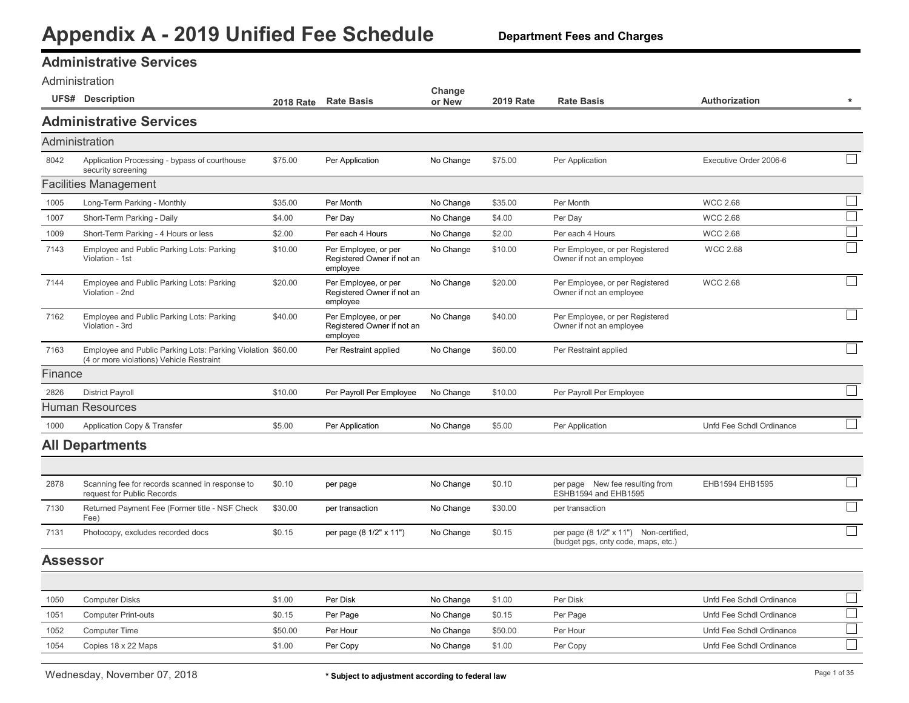# Appendix A - 2019 Unified Fee Schedule

**Department Fees and Charges**

## Administrative Services

Administration

## Administrative Services

### Administration

| UFS# | Description | 2018 Rate | Rate Basis | Change or New | 2019 Rate | Rate Basis | Authorization | * |
|---|---|---|---|---|---|---|---|---|
| 8042 | Application Processing - bypass of courthouse security screening | $75.00 | Per Application | No Change | $75.00 | Per Application | Executive Order 2006-6 | ☐ |

### Facilities Management

| UFS# | Description | 2018 Rate | Rate Basis | Change or New | 2019 Rate | Rate Basis | Authorization | * |
|---|---|---|---|---|---|---|---|---|
| 1005 | Long-Term Parking - Monthly | $35.00 | Per Month | No Change | $35.00 | Per Month | WCC 2.68 | ☐ |
| 1007 | Short-Term Parking - Daily | $4.00 | Per Day | No Change | $4.00 | Per Day | WCC 2.68 | ☐ |
| 1009 | Short-Term Parking - 4 Hours or less | $2.00 | Per each 4 Hours | No Change | $2.00 | Per each 4 Hours | WCC 2.68 | ☐ |
| 7143 | Employee and Public Parking Lots: Parking Violation - 1st | $10.00 | Per Employee, or per Registered Owner if not an employee | No Change | $10.00 | Per Employee, or per Registered Owner if not an employee | WCC 2.68 | ☐ |
| 7144 | Employee and Public Parking Lots: Parking Violation - 2nd | $20.00 | Per Employee, or per Registered Owner if not an employee | No Change | $20.00 | Per Employee, or per Registered Owner if not an employee | WCC 2.68 | ☐ |
| 7162 | Employee and Public Parking Lots: Parking Violation - 3rd | $40.00 | Per Employee, or per Registered Owner if not an employee | No Change | $40.00 | Per Employee, or per Registered Owner if not an employee | | ☐ |
| 7163 | Employee and Public Parking Lots: Parking Violation (4 or more violations) Vehicle Restraint | $60.00 | Per Restraint applied | No Change | $60.00 | Per Restraint applied | | ☐ |

### Finance

| UFS# | Description | 2018 Rate | Rate Basis | Change or New | 2019 Rate | Rate Basis | Authorization | * |
|---|---|---|---|---|---|---|---|---|
| 2826 | District Payroll | $10.00 | Per Payroll Per Employee | No Change | $10.00 | Per Payroll Per Employee | | ☐ |

### Human Resources

| UFS# | Description | 2018 Rate | Rate Basis | Change or New | 2019 Rate | Rate Basis | Authorization | * |
|---|---|---|---|---|---|---|---|---|
| 1000 | Application Copy & Transfer | $5.00 | Per Application | No Change | $5.00 | Per Application | Unfd Fee Schdl Ordinance | ☐ |

## All Departments

| UFS# | Description | 2018 Rate | Rate Basis | Change or New | 2019 Rate | Rate Basis | Authorization | * |
|---|---|---|---|---|---|---|---|---|
| 2878 | Scanning fee for records scanned in response to request for Public Records | $0.10 | per page | No Change | $0.10 | per page New fee resulting from ESHB1594 and EHB1595 | EHB1594 EHB1595 | ☐ |
| 7130 | Returned Payment Fee (Former title - NSF Check Fee) | $30.00 | per transaction | No Change | $30.00 | per transaction | | ☐ |
| 7131 | Photocopy, excludes recorded docs | $0.15 | per page (8 1/2" x 11") | No Change | $0.15 | per page (8 1/2" x 11") Non-certified, (budget pgs, cnty code, maps, etc.) | | ☐ |

## Assessor

| UFS# | Description | 2018 Rate | Rate Basis | Change or New | 2019 Rate | Rate Basis | Authorization | * |
|---|---|---|---|---|---|---|---|---|
| 1050 | Computer Disks | $1.00 | Per Disk | No Change | $1.00 | Per Disk | Unfd Fee Schdl Ordinance | ☐ |
| 1051 | Computer Print-outs | $0.15 | Per Page | No Change | $0.15 | Per Page | Unfd Fee Schdl Ordinance | ☐ |
| 1052 | Computer Time | $50.00 | Per Hour | No Change | $50.00 | Per Hour | Unfd Fee Schdl Ordinance | ☐ |
| 1054 | Copies 18 x 22 Maps | $1.00 | Per Copy | No Change | $1.00 | Per Copy | Unfd Fee Schdl Ordinance | ☐ |

\* Subject to adjustment according to federal law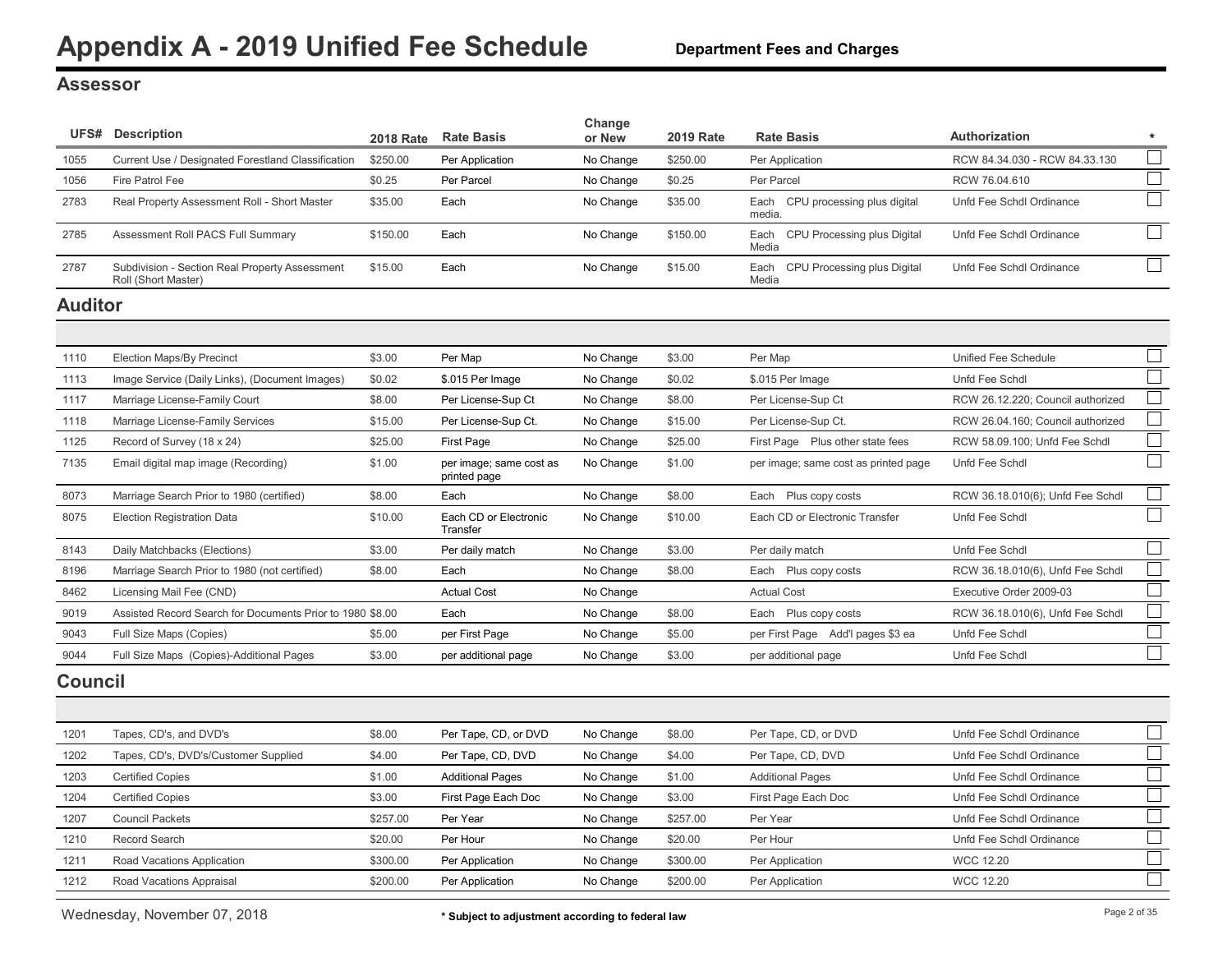# Appendix A - 2019 Unified Fee Schedule

**Department Fees and Charges**

## Assessor

| UFS# | Description | 2018 Rate | Rate Basis | Change or New | 2019 Rate | Rate Basis | Authorization | * |
|---|---|---|---|---|---|---|---|---|
| 1055 | Current Use / Designated Forestland Classification | $250.00 | Per Application | No Change | $250.00 | Per Application | RCW 84.34.030 - RCW 84.33.130 | ☐ |
| 1056 | Fire Patrol Fee | $0.25 | Per Parcel | No Change | $0.25 | Per Parcel | RCW 76.04.610 | ☐ |
| 2783 | Real Property Assessment Roll - Short Master | $35.00 | Each | No Change | $35.00 | Each CPU processing plus digital media. | Unfd Fee Schdl Ordinance | ☐ |
| 2785 | Assessment Roll PACS Full Summary | $150.00 | Each | No Change | $150.00 | Each CPU Processing plus Digital Media | Unfd Fee Schdl Ordinance | ☐ |
| 2787 | Subdivision - Section Real Property Assessment Roll (Short Master) | $15.00 | Each | No Change | $15.00 | Each CPU Processing plus Digital Media | Unfd Fee Schdl Ordinance | ☐ |

## Auditor

| UFS# | Description | 2018 Rate | Rate Basis | Change or New | 2019 Rate | Rate Basis | Authorization | * |
|---|---|---|---|---|---|---|---|---|
| 1110 | Election Maps/By Precinct | $3.00 | Per Map | No Change | $3.00 | Per Map | Unified Fee Schedule | ☐ |
| 1113 | Image Service (Daily Links), (Document Images) | $0.02 | $.015 Per Image | No Change | $0.02 | $.015 Per Image | Unfd Fee Schdl | ☐ |
| 1117 | Marriage License-Family Court | $8.00 | Per License-Sup Ct | No Change | $8.00 | Per License-Sup Ct | RCW 26.12.220; Council authorized | ☐ |
| 1118 | Marriage License-Family Services | $15.00 | Per License-Sup Ct. | No Change | $15.00 | Per License-Sup Ct. | RCW 26.04.160; Council authorized | ☐ |
| 1125 | Record of Survey (18 x 24) | $25.00 | First Page | No Change | $25.00 | First Page Plus other state fees | RCW 58.09.100; Unfd Fee Schdl | ☐ |
| 7135 | Email digital map image (Recording) | $1.00 | per image; same cost as printed page | No Change | $1.00 | per image; same cost as printed page | Unfd Fee Schdl | ☐ |
| 8073 | Marriage Search Prior to 1980 (certified) | $8.00 | Each | No Change | $8.00 | Each Plus copy costs | RCW 36.18.010(6); Unfd Fee Schdl | ☐ |
| 8075 | Election Registration Data | $10.00 | Each CD or Electronic Transfer | No Change | $10.00 | Each CD or Electronic Transfer | Unfd Fee Schdl | ☐ |
| 8143 | Daily Matchbacks (Elections) | $3.00 | Per daily match | No Change | $3.00 | Per daily match | Unfd Fee Schdl | ☐ |
| 8196 | Marriage Search Prior to 1980 (not certified) | $8.00 | Each | No Change | $8.00 | Each Plus copy costs | RCW 36.18.010(6), Unfd Fee Schdl | ☐ |
| 8462 | Licensing Mail Fee (CND) | | Actual Cost | No Change | | Actual Cost | Executive Order 2009-03 | ☐ |
| 9019 | Assisted Record Search for Documents Prior to 1980 | $8.00 | Each | No Change | $8.00 | Each Plus copy costs | RCW 36.18.010(6), Unfd Fee Schdl | ☐ |
| 9043 | Full Size Maps (Copies) | $5.00 | per First Page | No Change | $5.00 | per First Page Add'l pages $3 ea | Unfd Fee Schdl | ☐ |
| 9044 | Full Size Maps (Copies)-Additional Pages | $3.00 | per additional page | No Change | $3.00 | per additional page | Unfd Fee Schdl | ☐ |

## Council

| UFS# | Description | 2018 Rate | Rate Basis | Change or New | 2019 Rate | Rate Basis | Authorization | * |
|---|---|---|---|---|---|---|---|---|
| 1201 | Tapes, CD's, and DVD's | $8.00 | Per Tape, CD, or DVD | No Change | $8.00 | Per Tape, CD, or DVD | Unfd Fee Schdl Ordinance | ☐ |
| 1202 | Tapes, CD's, DVD's/Customer Supplied | $4.00 | Per Tape, CD, DVD | No Change | $4.00 | Per Tape, CD, DVD | Unfd Fee Schdl Ordinance | ☐ |
| 1203 | Certified Copies | $1.00 | Additional Pages | No Change | $1.00 | Additional Pages | Unfd Fee Schdl Ordinance | ☐ |
| 1204 | Certified Copies | $3.00 | First Page Each Doc | No Change | $3.00 | First Page Each Doc | Unfd Fee Schdl Ordinance | ☐ |
| 1207 | Council Packets | $257.00 | Per Year | No Change | $257.00 | Per Year | Unfd Fee Schdl Ordinance | ☐ |
| 1210 | Record Search | $20.00 | Per Hour | No Change | $20.00 | Per Hour | Unfd Fee Schdl Ordinance | ☐ |
| 1211 | Road Vacations Application | $300.00 | Per Application | No Change | $300.00 | Per Application | WCC 12.20 | ☐ |
| 1212 | Road Vacations Appraisal | $200.00 | Per Application | No Change | $200.00 | Per Application | WCC 12.20 | ☐ |

Wednesday, November 07, 2018

\* Subject to adjustment according to federal law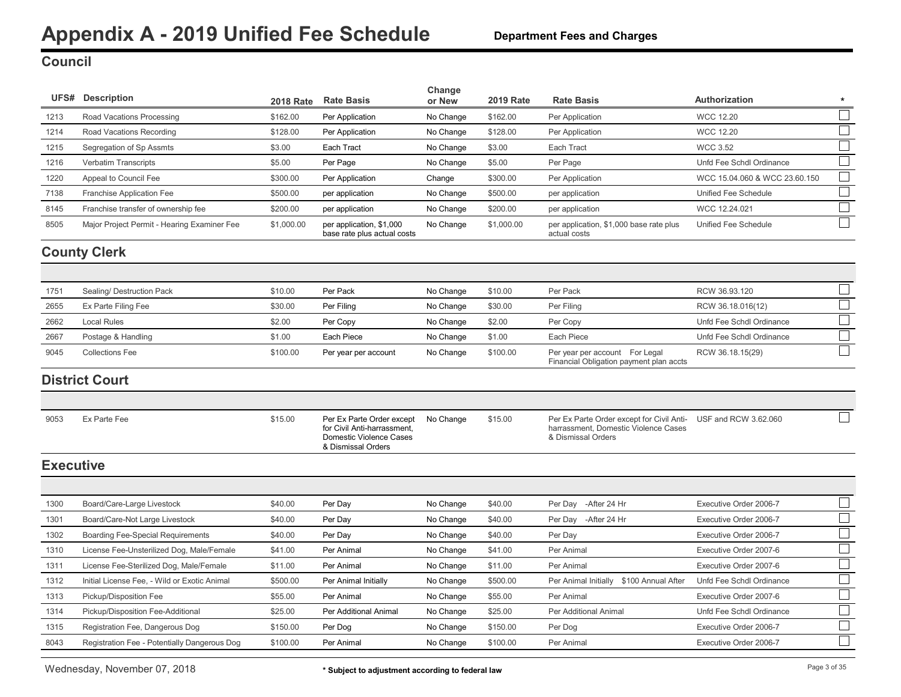# Appendix A - 2019 Unified Fee Schedule

**Department Fees and Charges**

## Council

| UFS# | Description | 2018 Rate | Rate Basis | Change or New | 2019 Rate | Rate Basis | Authorization | * |
|---|---|---|---|---|---|---|---|---|
| 1213 | Road Vacations Processing | $162.00 | Per Application | No Change | $162.00 | Per Application | WCC 12.20 | ☐ |
| 1214 | Road Vacations Recording | $128.00 | Per Application | No Change | $128.00 | Per Application | WCC 12.20 | ☐ |
| 1215 | Segregation of Sp Assmts | $3.00 | Each Tract | No Change | $3.00 | Each Tract | WCC 3.52 | ☐ |
| 1216 | Verbatim Transcripts | $5.00 | Per Page | No Change | $5.00 | Per Page | Unfd Fee Schdl Ordinance | ☐ |
| 1220 | Appeal to Council Fee | $300.00 | Per Application | Change | $300.00 | Per Application | WCC 15.04.060 & WCC 23.60.150 | ☐ |
| 7138 | Franchise Application Fee | $500.00 | per application | No Change | $500.00 | per application | Unified Fee Schedule | ☐ |
| 8145 | Franchise transfer of ownership fee | $200.00 | per application | No Change | $200.00 | per application | WCC 12.24.021 | ☐ |
| 8505 | Major Project Permit - Hearing Examiner Fee | $1,000.00 | per application, $1,000 base rate plus actual costs | No Change | $1,000.00 | per application, $1,000 base rate plus actual costs | Unified Fee Schedule | ☐ |

## County Clerk

| UFS# | Description | 2018 Rate | Rate Basis | Change or New | 2019 Rate | Rate Basis | Authorization | * |
|---|---|---|---|---|---|---|---|---|
| 1751 | Sealing/ Destruction Pack | $10.00 | Per Pack | No Change | $10.00 | Per Pack | RCW 36.93.120 | ☐ |
| 2655 | Ex Parte Filing Fee | $30.00 | Per Filing | No Change | $30.00 | Per Filing | RCW 36.18.016(12) | ☐ |
| 2662 | Local Rules | $2.00 | Per Copy | No Change | $2.00 | Per Copy | Unfd Fee Schdl Ordinance | ☐ |
| 2667 | Postage & Handling | $1.00 | Each Piece | No Change | $1.00 | Each Piece | Unfd Fee Schdl Ordinance | ☐ |
| 9045 | Collections Fee | $100.00 | Per year per account | No Change | $100.00 | Per year per account For Legal Financial Obligation payment plan accts | RCW 36.18.15(29) | ☐ |

## District Court

| UFS# | Description | 2018 Rate | Rate Basis | Change or New | 2019 Rate | Rate Basis | Authorization | * |
|---|---|---|---|---|---|---|---|---|
| 9053 | Ex Parte Fee | $15.00 | Per Ex Parte Order except for Civil Anti-harrassment, Domestic Violence Cases & Dismissal Orders | No Change | $15.00 | Per Ex Parte Order except for Civil Anti-harrassment, Domestic Violence Cases & Dismissal Orders | USF and RCW 3.62.060 | ☐ |

## Executive

| UFS# | Description | 2018 Rate | Rate Basis | Change or New | 2019 Rate | Rate Basis | Authorization | * |
|---|---|---|---|---|---|---|---|---|
| 1300 | Board/Care-Large Livestock | $40.00 | Per Day | No Change | $40.00 | Per Day -After 24 Hr | Executive Order 2006-7 | ☐ |
| 1301 | Board/Care-Not Large Livestock | $40.00 | Per Day | No Change | $40.00 | Per Day -After 24 Hr | Executive Order 2006-7 | ☐ |
| 1302 | Boarding Fee-Special Requirements | $40.00 | Per Day | No Change | $40.00 | Per Day | Executive Order 2006-7 | ☐ |
| 1310 | License Fee-Unsterilized Dog, Male/Female | $41.00 | Per Animal | No Change | $41.00 | Per Animal | Executive Order 2007-6 | ☐ |
| 1311 | License Fee-Sterilized Dog, Male/Female | $11.00 | Per Animal | No Change | $11.00 | Per Animal | Executive Order 2007-6 | ☐ |
| 1312 | Initial License Fee, - Wild or Exotic Animal | $500.00 | Per Animal Initially | No Change | $500.00 | Per Animal Initially $100 Annual After | Unfd Fee Schdl Ordinance | ☐ |
| 1313 | Pickup/Disposition Fee | $55.00 | Per Animal | No Change | $55.00 | Per Animal | Executive Order 2007-6 | ☐ |
| 1314 | Pickup/Disposition Fee-Additional | $25.00 | Per Additional Animal | No Change | $25.00 | Per Additional Animal | Unfd Fee Schdl Ordinance | ☐ |
| 1315 | Registration Fee, Dangerous Dog | $150.00 | Per Dog | No Change | $150.00 | Per Dog | Executive Order 2006-7 | ☐ |
| 8043 | Registration Fee - Potentially Dangerous Dog | $100.00 | Per Animal | No Change | $100.00 | Per Animal | Executive Order 2006-7 | ☐ |

Wednesday, November 07, 2018

\* Subject to adjustment according to federal law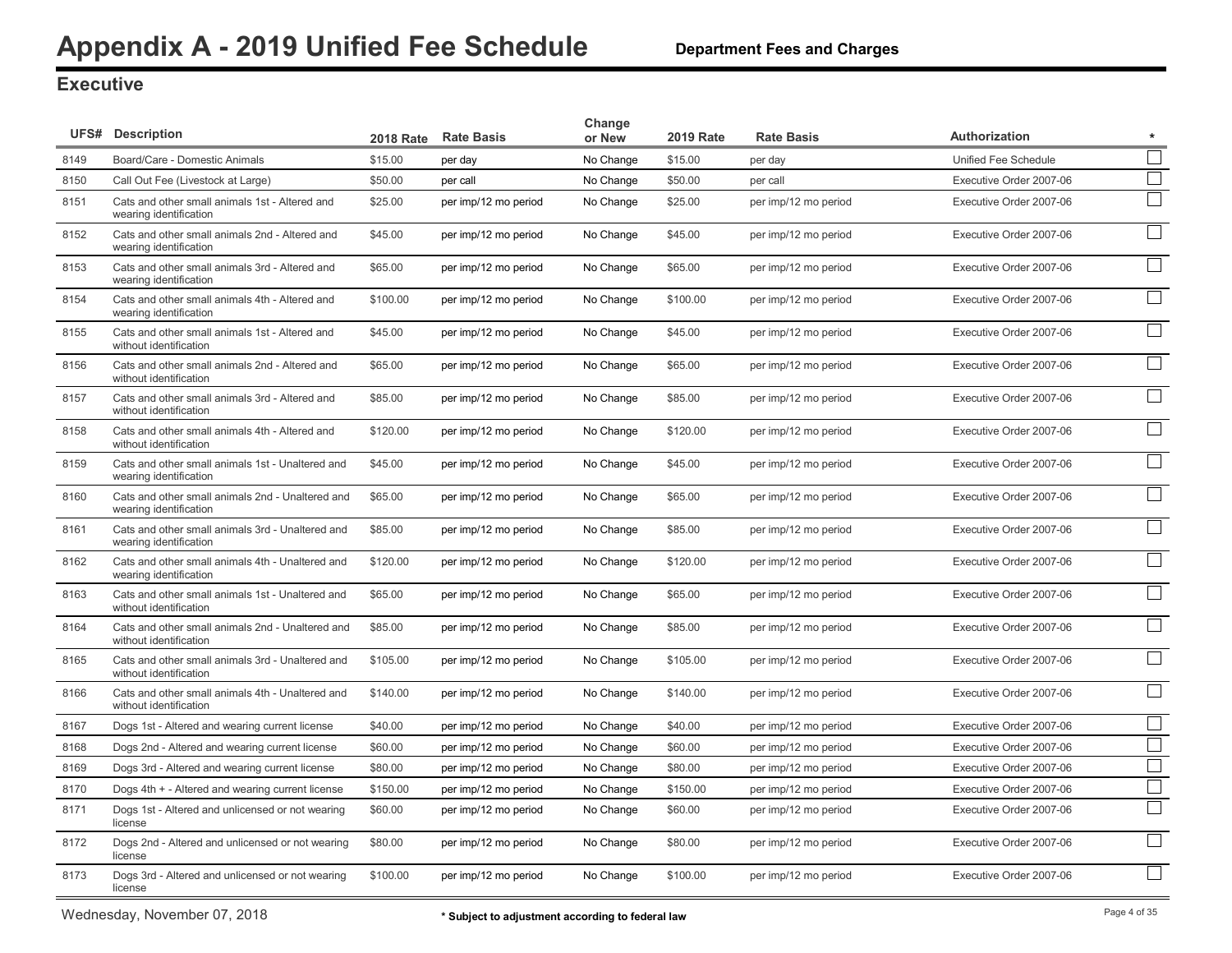# Appendix A - 2019 Unified Fee Schedule

**Department Fees and Charges**

## Executive

| UFS# | Description | 2018 Rate | Rate Basis | Change or New | 2019 Rate | Rate Basis | Authorization | * |
|---|---|---|---|---|---|---|---|---|
| 8149 | Board/Care - Domestic Animals | $15.00 | per day | No Change | $15.00 | per day | Unified Fee Schedule | ☐ |
| 8150 | Call Out Fee (Livestock at Large) | $50.00 | per call | No Change | $50.00 | per call | Executive Order 2007-06 | ☐ |
| 8151 | Cats and other small animals 1st - Altered and wearing identification | $25.00 | per imp/12 mo period | No Change | $25.00 | per imp/12 mo period | Executive Order 2007-06 | ☐ |
| 8152 | Cats and other small animals 2nd - Altered and wearing identification | $45.00 | per imp/12 mo period | No Change | $45.00 | per imp/12 mo period | Executive Order 2007-06 | ☐ |
| 8153 | Cats and other small animals 3rd - Altered and wearing identification | $65.00 | per imp/12 mo period | No Change | $65.00 | per imp/12 mo period | Executive Order 2007-06 | ☐ |
| 8154 | Cats and other small animals 4th - Altered and wearing identification | $100.00 | per imp/12 mo period | No Change | $100.00 | per imp/12 mo period | Executive Order 2007-06 | ☐ |
| 8155 | Cats and other small animals 1st - Altered and without identification | $45.00 | per imp/12 mo period | No Change | $45.00 | per imp/12 mo period | Executive Order 2007-06 | ☐ |
| 8156 | Cats and other small animals 2nd - Altered and without identification | $65.00 | per imp/12 mo period | No Change | $65.00 | per imp/12 mo period | Executive Order 2007-06 | ☐ |
| 8157 | Cats and other small animals 3rd - Altered and without identification | $85.00 | per imp/12 mo period | No Change | $85.00 | per imp/12 mo period | Executive Order 2007-06 | ☐ |
| 8158 | Cats and other small animals 4th - Altered and without identification | $120.00 | per imp/12 mo period | No Change | $120.00 | per imp/12 mo period | Executive Order 2007-06 | ☐ |
| 8159 | Cats and other small animals 1st - Unaltered and wearing identification | $45.00 | per imp/12 mo period | No Change | $45.00 | per imp/12 mo period | Executive Order 2007-06 | ☐ |
| 8160 | Cats and other small animals 2nd - Unaltered and wearing identification | $65.00 | per imp/12 mo period | No Change | $65.00 | per imp/12 mo period | Executive Order 2007-06 | ☐ |
| 8161 | Cats and other small animals 3rd - Unaltered and wearing identification | $85.00 | per imp/12 mo period | No Change | $85.00 | per imp/12 mo period | Executive Order 2007-06 | ☐ |
| 8162 | Cats and other small animals 4th - Unaltered and wearing identification | $120.00 | per imp/12 mo period | No Change | $120.00 | per imp/12 mo period | Executive Order 2007-06 | ☐ |
| 8163 | Cats and other small animals 1st - Unaltered and without identification | $65.00 | per imp/12 mo period | No Change | $65.00 | per imp/12 mo period | Executive Order 2007-06 | ☐ |
| 8164 | Cats and other small animals 2nd - Unaltered and without identification | $85.00 | per imp/12 mo period | No Change | $85.00 | per imp/12 mo period | Executive Order 2007-06 | ☐ |
| 8165 | Cats and other small animals 3rd - Unaltered and without identification | $105.00 | per imp/12 mo period | No Change | $105.00 | per imp/12 mo period | Executive Order 2007-06 | ☐ |
| 8166 | Cats and other small animals 4th - Unaltered and without identification | $140.00 | per imp/12 mo period | No Change | $140.00 | per imp/12 mo period | Executive Order 2007-06 | ☐ |
| 8167 | Dogs 1st - Altered and wearing current license | $40.00 | per imp/12 mo period | No Change | $40.00 | per imp/12 mo period | Executive Order 2007-06 | ☐ |
| 8168 | Dogs 2nd - Altered and wearing current license | $60.00 | per imp/12 mo period | No Change | $60.00 | per imp/12 mo period | Executive Order 2007-06 | ☐ |
| 8169 | Dogs 3rd - Altered and wearing current license | $80.00 | per imp/12 mo period | No Change | $80.00 | per imp/12 mo period | Executive Order 2007-06 | ☐ |
| 8170 | Dogs 4th + - Altered and wearing current license | $150.00 | per imp/12 mo period | No Change | $150.00 | per imp/12 mo period | Executive Order 2007-06 | ☐ |
| 8171 | Dogs 1st - Altered and unlicensed or not wearing license | $60.00 | per imp/12 mo period | No Change | $60.00 | per imp/12 mo period | Executive Order 2007-06 | ☐ |
| 8172 | Dogs 2nd - Altered and unlicensed or not wearing license | $80.00 | per imp/12 mo period | No Change | $80.00 | per imp/12 mo period | Executive Order 2007-06 | ☐ |
| 8173 | Dogs 3rd - Altered and unlicensed or not wearing license | $100.00 | per imp/12 mo period | No Change | $100.00 | per imp/12 mo period | Executive Order 2007-06 | ☐ |

Wednesday, November 07, 2018

\* Subject to adjustment according to federal law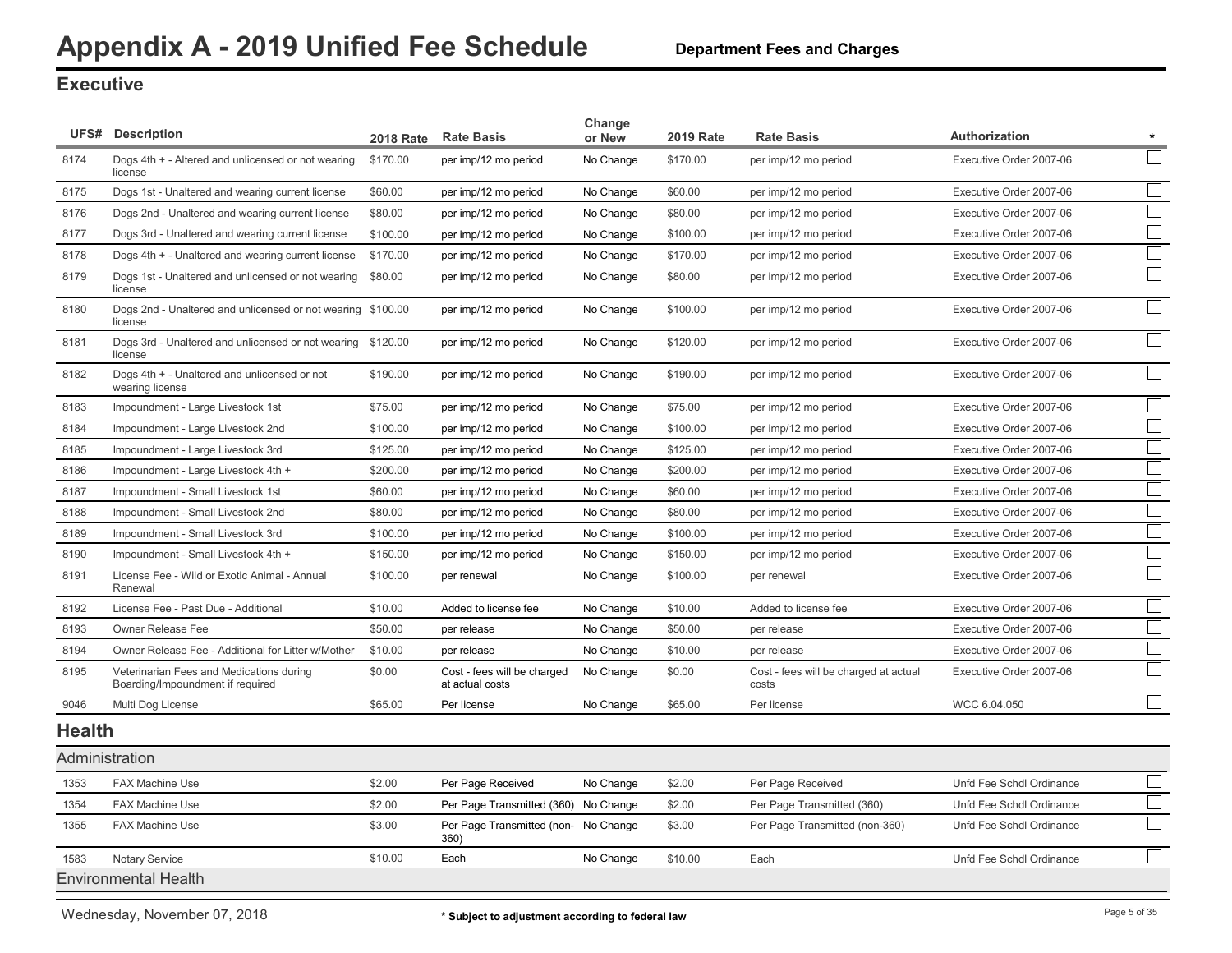# Appendix A - 2019 Unified Fee Schedule

**Department Fees and Charges**

## Executive

| UFS# | Description | 2018 Rate | Rate Basis | Change or New | 2019 Rate | Rate Basis | Authorization | * |
|---|---|---|---|---|---|---|---|---|
| 8174 | Dogs 4th + - Altered and unlicensed or not wearing license | $170.00 | per imp/12 mo period | No Change | $170.00 | per imp/12 mo period | Executive Order 2007-06 | ☐ |
| 8175 | Dogs 1st - Unaltered and wearing current license | $60.00 | per imp/12 mo period | No Change | $60.00 | per imp/12 mo period | Executive Order 2007-06 | ☐ |
| 8176 | Dogs 2nd - Unaltered and wearing current license | $80.00 | per imp/12 mo period | No Change | $80.00 | per imp/12 mo period | Executive Order 2007-06 | ☐ |
| 8177 | Dogs 3rd - Unaltered and wearing current license | $100.00 | per imp/12 mo period | No Change | $100.00 | per imp/12 mo period | Executive Order 2007-06 | ☐ |
| 8178 | Dogs 4th + - Unaltered and wearing current license | $170.00 | per imp/12 mo period | No Change | $170.00 | per imp/12 mo period | Executive Order 2007-06 | ☐ |
| 8179 | Dogs 1st - Unaltered and unlicensed or not wearing license | $80.00 | per imp/12 mo period | No Change | $80.00 | per imp/12 mo period | Executive Order 2007-06 | ☐ |
| 8180 | Dogs 2nd - Unaltered and unlicensed or not wearing license | $100.00 | per imp/12 mo period | No Change | $100.00 | per imp/12 mo period | Executive Order 2007-06 | ☐ |
| 8181 | Dogs 3rd - Unaltered and unlicensed or not wearing license | $120.00 | per imp/12 mo period | No Change | $120.00 | per imp/12 mo period | Executive Order 2007-06 | ☐ |
| 8182 | Dogs 4th + - Unaltered and unlicensed or not wearing license | $190.00 | per imp/12 mo period | No Change | $190.00 | per imp/12 mo period | Executive Order 2007-06 | ☐ |
| 8183 | Impoundment - Large Livestock 1st | $75.00 | per imp/12 mo period | No Change | $75.00 | per imp/12 mo period | Executive Order 2007-06 | ☐ |
| 8184 | Impoundment - Large Livestock 2nd | $100.00 | per imp/12 mo period | No Change | $100.00 | per imp/12 mo period | Executive Order 2007-06 | ☐ |
| 8185 | Impoundment - Large Livestock 3rd | $125.00 | per imp/12 mo period | No Change | $125.00 | per imp/12 mo period | Executive Order 2007-06 | ☐ |
| 8186 | Impoundment - Large Livestock 4th + | $200.00 | per imp/12 mo period | No Change | $200.00 | per imp/12 mo period | Executive Order 2007-06 | ☐ |
| 8187 | Impoundment - Small Livestock 1st | $60.00 | per imp/12 mo period | No Change | $60.00 | per imp/12 mo period | Executive Order 2007-06 | ☐ |
| 8188 | Impoundment - Small Livestock 2nd | $80.00 | per imp/12 mo period | No Change | $80.00 | per imp/12 mo period | Executive Order 2007-06 | ☐ |
| 8189 | Impoundment - Small Livestock 3rd | $100.00 | per imp/12 mo period | No Change | $100.00 | per imp/12 mo period | Executive Order 2007-06 | ☐ |
| 8190 | Impoundment - Small Livestock 4th + | $150.00 | per imp/12 mo period | No Change | $150.00 | per imp/12 mo period | Executive Order 2007-06 | ☐ |
| 8191 | License Fee - Wild or Exotic Animal - Annual Renewal | $100.00 | per renewal | No Change | $100.00 | per renewal | Executive Order 2007-06 | ☐ |
| 8192 | License Fee - Past Due - Additional | $10.00 | Added to license fee | No Change | $10.00 | Added to license fee | Executive Order 2007-06 | ☐ |
| 8193 | Owner Release Fee | $50.00 | per release | No Change | $50.00 | per release | Executive Order 2007-06 | ☐ |
| 8194 | Owner Release Fee - Additional for Litter w/Mother | $10.00 | per release | No Change | $10.00 | per release | Executive Order 2007-06 | ☐ |
| 8195 | Veterinarian Fees and Medications during Boarding/Impoundment if required | $0.00 | Cost - fees will be charged at actual costs | No Change | $0.00 | Cost - fees will be charged at actual costs | Executive Order 2007-06 | ☐ |
| 9046 | Multi Dog License | $65.00 | Per license | No Change | $65.00 | Per license | WCC 6.04.050 | ☐ |

## Health

### Administration

| UFS# | Description | 2018 Rate | Rate Basis | Change or New | 2019 Rate | Rate Basis | Authorization | * |
|---|---|---|---|---|---|---|---|---|
| 1353 | FAX Machine Use | $2.00 | Per Page Received | No Change | $2.00 | Per Page Received | Unfd Fee Schdl Ordinance | ☐ |
| 1354 | FAX Machine Use | $2.00 | Per Page Transmitted (360) | No Change | $2.00 | Per Page Transmitted (360) | Unfd Fee Schdl Ordinance | ☐ |
| 1355 | FAX Machine Use | $3.00 | Per Page Transmitted (non-360) | No Change | $3.00 | Per Page Transmitted (non-360) | Unfd Fee Schdl Ordinance | ☐ |
| 1583 | Notary Service | $10.00 | Each | No Change | $10.00 | Each | Unfd Fee Schdl Ordinance | ☐ |

### Environmental Health

\* Subject to adjustment according to federal law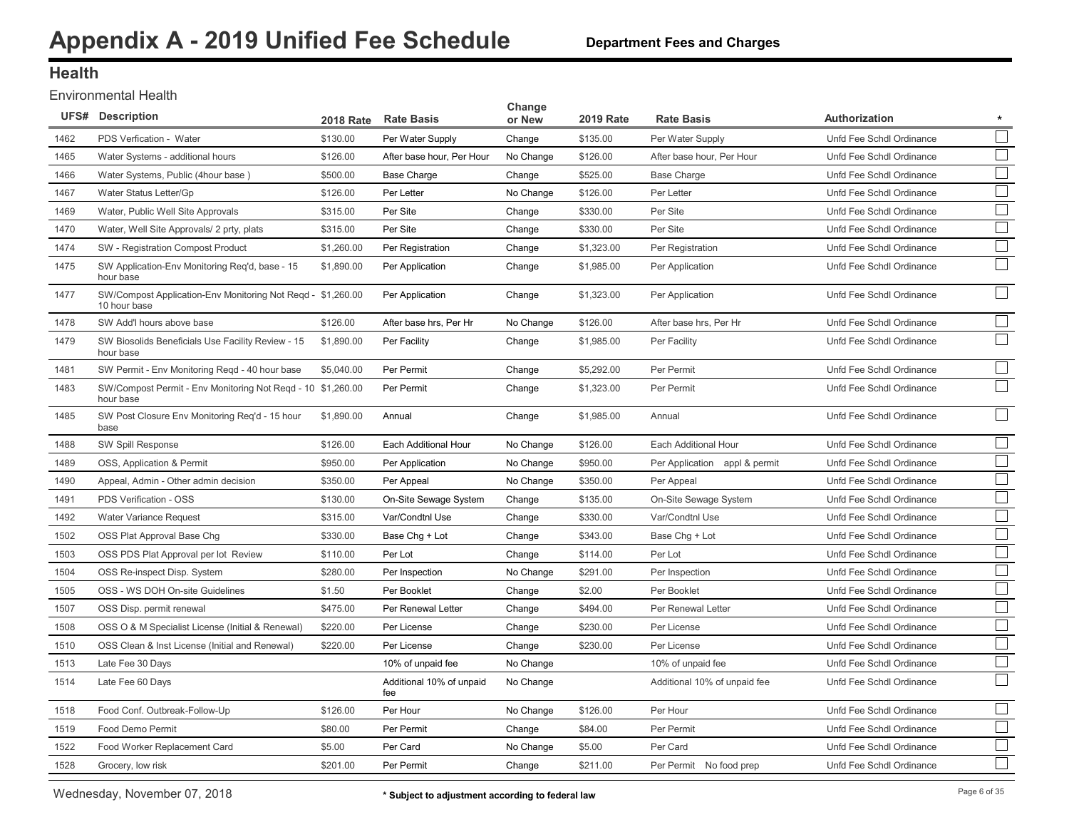# Appendix A - 2019 Unified Fee Schedule

**Department Fees and Charges**

## Health

### Environmental Health

| UFS# | Description | 2018 Rate | Rate Basis | Change or New | 2019 Rate | Rate Basis | Authorization | * |
|---|---|---|---|---|---|---|---|---|
| 1462 | PDS Verfication - Water | $130.00 | Per Water Supply | Change | $135.00 | Per Water Supply | Unfd Fee Schdl Ordinance | ☐ |
| 1465 | Water Systems - additional hours | $126.00 | After base hour, Per Hour | No Change | $126.00 | After base hour, Per Hour | Unfd Fee Schdl Ordinance | ☐ |
| 1466 | Water Systems, Public (4hour base ) | $500.00 | Base Charge | Change | $525.00 | Base Charge | Unfd Fee Schdl Ordinance | ☐ |
| 1467 | Water Status Letter/Gp | $126.00 | Per Letter | No Change | $126.00 | Per Letter | Unfd Fee Schdl Ordinance | ☐ |
| 1469 | Water, Public Well Site Approvals | $315.00 | Per Site | Change | $330.00 | Per Site | Unfd Fee Schdl Ordinance | ☐ |
| 1470 | Water, Well Site Approvals/ 2 prty, plats | $315.00 | Per Site | Change | $330.00 | Per Site | Unfd Fee Schdl Ordinance | ☐ |
| 1474 | SW - Registration Compost Product | $1,260.00 | Per Registration | Change | $1,323.00 | Per Registration | Unfd Fee Schdl Ordinance | ☐ |
| 1475 | SW Application-Env Monitoring Req'd, base - 15 hour base | $1,890.00 | Per Application | Change | $1,985.00 | Per Application | Unfd Fee Schdl Ordinance | ☐ |
| 1477 | SW/Compost Application-Env Monitoring Not Reqd - 10 hour base | $1,260.00 | Per Application | Change | $1,323.00 | Per Application | Unfd Fee Schdl Ordinance | ☐ |
| 1478 | SW Add'l hours above base | $126.00 | After base hrs, Per Hr | No Change | $126.00 | After base hrs, Per Hr | Unfd Fee Schdl Ordinance | ☐ |
| 1479 | SW Biosolids Beneficials Use Facility Review - 15 hour base | $1,890.00 | Per Facility | Change | $1,985.00 | Per Facility | Unfd Fee Schdl Ordinance | ☐ |
| 1481 | SW Permit - Env Monitoring Reqd - 40 hour base | $5,040.00 | Per Permit | Change | $5,292.00 | Per Permit | Unfd Fee Schdl Ordinance | ☐ |
| 1483 | SW/Compost Permit - Env Monitoring Not Reqd - 10 hour base | $1,260.00 | Per Permit | Change | $1,323.00 | Per Permit | Unfd Fee Schdl Ordinance | ☐ |
| 1485 | SW Post Closure Env Monitoring Req'd - 15 hour base | $1,890.00 | Annual | Change | $1,985.00 | Annual | Unfd Fee Schdl Ordinance | ☐ |
| 1488 | SW Spill Response | $126.00 | Each Additional Hour | No Change | $126.00 | Each Additional Hour | Unfd Fee Schdl Ordinance | ☐ |
| 1489 | OSS, Application & Permit | $950.00 | Per Application | No Change | $950.00 | Per Application appl & permit | Unfd Fee Schdl Ordinance | ☐ |
| 1490 | Appeal, Admin - Other admin decision | $350.00 | Per Appeal | No Change | $350.00 | Per Appeal | Unfd Fee Schdl Ordinance | ☐ |
| 1491 | PDS Verification - OSS | $130.00 | On-Site Sewage System | Change | $135.00 | On-Site Sewage System | Unfd Fee Schdl Ordinance | ☐ |
| 1492 | Water Variance Request | $315.00 | Var/Condtnl Use | Change | $330.00 | Var/Condtnl Use | Unfd Fee Schdl Ordinance | ☐ |
| 1502 | OSS Plat Approval Base Chg | $330.00 | Base Chg + Lot | Change | $343.00 | Base Chg + Lot | Unfd Fee Schdl Ordinance | ☐ |
| 1503 | OSS PDS Plat Approval per lot Review | $110.00 | Per Lot | Change | $114.00 | Per Lot | Unfd Fee Schdl Ordinance | ☐ |
| 1504 | OSS Re-inspect Disp. System | $280.00 | Per Inspection | No Change | $291.00 | Per Inspection | Unfd Fee Schdl Ordinance | ☐ |
| 1505 | OSS - WS DOH On-site Guidelines | $1.50 | Per Booklet | Change | $2.00 | Per Booklet | Unfd Fee Schdl Ordinance | ☐ |
| 1507 | OSS Disp. permit renewal | $475.00 | Per Renewal Letter | Change | $494.00 | Per Renewal Letter | Unfd Fee Schdl Ordinance | ☐ |
| 1508 | OSS O & M Specialist License (Initial & Renewal) | $220.00 | Per License | Change | $230.00 | Per License | Unfd Fee Schdl Ordinance | ☐ |
| 1510 | OSS Clean & Inst License (Initial and Renewal) | $220.00 | Per License | Change | $230.00 | Per License | Unfd Fee Schdl Ordinance | ☐ |
| 1513 | Late Fee 30 Days | | 10% of unpaid fee | No Change | | 10% of unpaid fee | Unfd Fee Schdl Ordinance | ☐ |
| 1514 | Late Fee 60 Days | | Additional 10% of unpaid fee | No Change | | Additional 10% of unpaid fee | Unfd Fee Schdl Ordinance | ☐ |
| 1518 | Food Conf. Outbreak-Follow-Up | $126.00 | Per Hour | No Change | $126.00 | Per Hour | Unfd Fee Schdl Ordinance | ☐ |
| 1519 | Food Demo Permit | $80.00 | Per Permit | Change | $84.00 | Per Permit | Unfd Fee Schdl Ordinance | ☐ |
| 1522 | Food Worker Replacement Card | $5.00 | Per Card | No Change | $5.00 | Per Card | Unfd Fee Schdl Ordinance | ☐ |
| 1528 | Grocery, low risk | $201.00 | Per Permit | Change | $211.00 | Per Permit No food prep | Unfd Fee Schdl Ordinance | ☐ |

Wednesday, November 07, 2018

\* Subject to adjustment according to federal law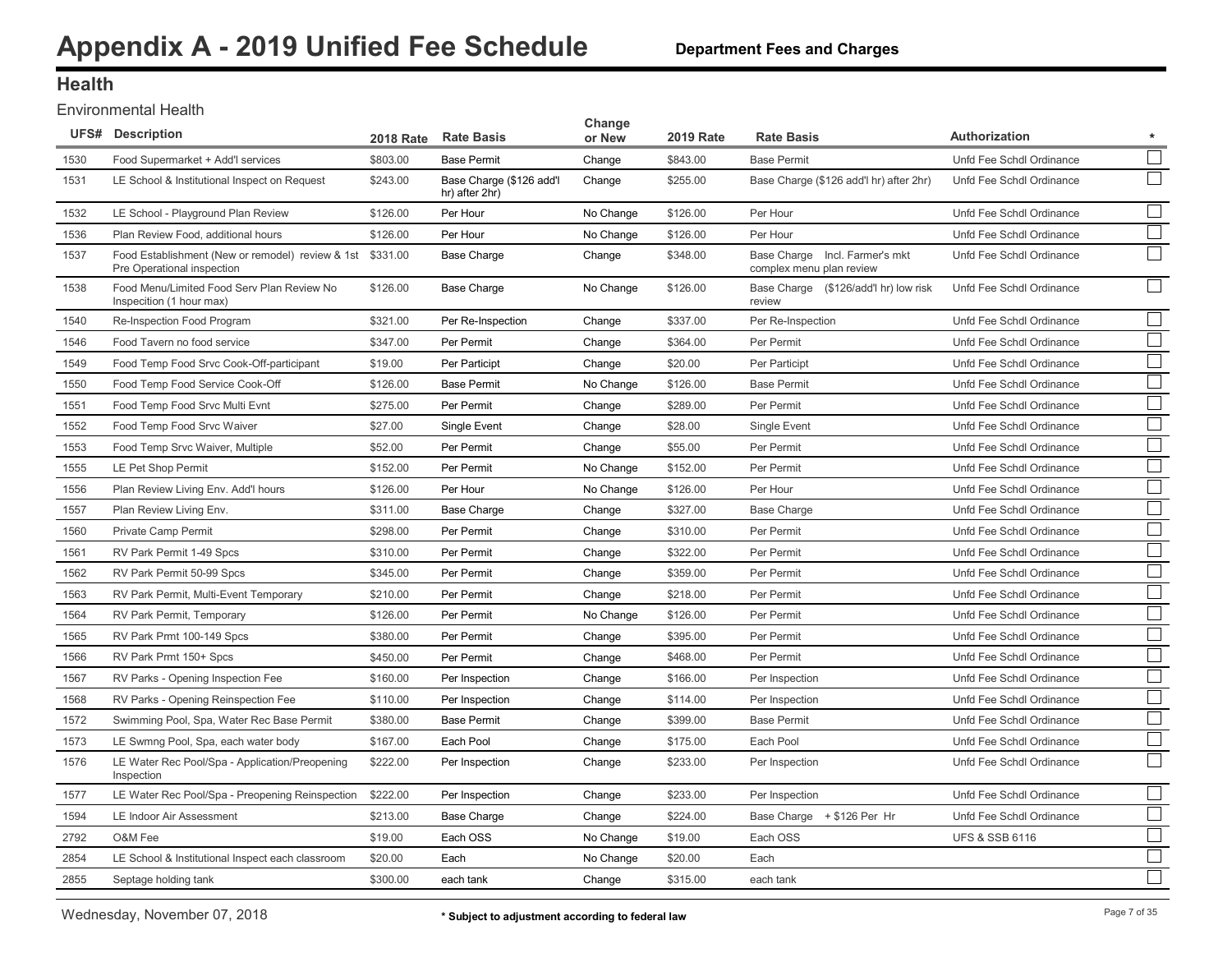# Appendix A - 2019 Unified Fee Schedule

**Department Fees and Charges**

## Health

### Environmental Health

| UFS# | Description | 2018 Rate | Rate Basis | Change or New | 2019 Rate | Rate Basis | Authorization | * |
|---|---|---|---|---|---|---|---|---|
| 1530 | Food Supermarket + Add'l services | $803.00 | Base Permit | Change | $843.00 | Base Permit | Unfd Fee Schdl Ordinance | ☐ |
| 1531 | LE School & Institutional Inspect on Request | $243.00 | Base Charge ($126 add'l hr) after 2hr) | Change | $255.00 | Base Charge ($126 add'l hr) after 2hr) | Unfd Fee Schdl Ordinance | ☐ |
| 1532 | LE School - Playground Plan Review | $126.00 | Per Hour | No Change | $126.00 | Per Hour | Unfd Fee Schdl Ordinance | ☐ |
| 1536 | Plan Review Food, additional hours | $126.00 | Per Hour | No Change | $126.00 | Per Hour | Unfd Fee Schdl Ordinance | ☐ |
| 1537 | Food Establishment (New or remodel) review & 1st Pre Operational inspection | $331.00 | Base Charge | Change | $348.00 | Base Charge Incl. Farmer's mkt complex menu plan review | Unfd Fee Schdl Ordinance | ☐ |
| 1538 | Food Menu/Limited Food Serv Plan Review No Inspecition (1 hour max) | $126.00 | Base Charge | No Change | $126.00 | Base Charge ($126/add'l hr) low risk review | Unfd Fee Schdl Ordinance | ☐ |
| 1540 | Re-Inspection Food Program | $321.00 | Per Re-Inspection | Change | $337.00 | Per Re-Inspection | Unfd Fee Schdl Ordinance | ☐ |
| 1546 | Food Tavern no food service | $347.00 | Per Permit | Change | $364.00 | Per Permit | Unfd Fee Schdl Ordinance | ☐ |
| 1549 | Food Temp Food Srvc Cook-Off-participant | $19.00 | Per Participt | Change | $20.00 | Per Participt | Unfd Fee Schdl Ordinance | ☐ |
| 1550 | Food Temp Food Service Cook-Off | $126.00 | Base Permit | No Change | $126.00 | Base Permit | Unfd Fee Schdl Ordinance | ☐ |
| 1551 | Food Temp Food Srvc Multi Evnt | $275.00 | Per Permit | Change | $289.00 | Per Permit | Unfd Fee Schdl Ordinance | ☐ |
| 1552 | Food Temp Food Srvc Waiver | $27.00 | Single Event | Change | $28.00 | Single Event | Unfd Fee Schdl Ordinance | ☐ |
| 1553 | Food Temp Srvc Waiver, Multiple | $52.00 | Per Permit | Change | $55.00 | Per Permit | Unfd Fee Schdl Ordinance | ☐ |
| 1555 | LE Pet Shop Permit | $152.00 | Per Permit | No Change | $152.00 | Per Permit | Unfd Fee Schdl Ordinance | ☐ |
| 1556 | Plan Review Living Env. Add'l hours | $126.00 | Per Hour | No Change | $126.00 | Per Hour | Unfd Fee Schdl Ordinance | ☐ |
| 1557 | Plan Review Living Env. | $311.00 | Base Charge | Change | $327.00 | Base Charge | Unfd Fee Schdl Ordinance | ☐ |
| 1560 | Private Camp Permit | $298.00 | Per Permit | Change | $310.00 | Per Permit | Unfd Fee Schdl Ordinance | ☐ |
| 1561 | RV Park Permit 1-49 Spcs | $310.00 | Per Permit | Change | $322.00 | Per Permit | Unfd Fee Schdl Ordinance | ☐ |
| 1562 | RV Park Permit 50-99 Spcs | $345.00 | Per Permit | Change | $359.00 | Per Permit | Unfd Fee Schdl Ordinance | ☐ |
| 1563 | RV Park Permit, Multi-Event Temporary | $210.00 | Per Permit | Change | $218.00 | Per Permit | Unfd Fee Schdl Ordinance | ☐ |
| 1564 | RV Park Permit, Temporary | $126.00 | Per Permit | No Change | $126.00 | Per Permit | Unfd Fee Schdl Ordinance | ☐ |
| 1565 | RV Park Prmt 100-149 Spcs | $380.00 | Per Permit | Change | $395.00 | Per Permit | Unfd Fee Schdl Ordinance | ☐ |
| 1566 | RV Park Prmt 150+ Spcs | $450.00 | Per Permit | Change | $468.00 | Per Permit | Unfd Fee Schdl Ordinance | ☐ |
| 1567 | RV Parks - Opening Inspection Fee | $160.00 | Per Inspection | Change | $166.00 | Per Inspection | Unfd Fee Schdl Ordinance | ☐ |
| 1568 | RV Parks - Opening Reinspection Fee | $110.00 | Per Inspection | Change | $114.00 | Per Inspection | Unfd Fee Schdl Ordinance | ☐ |
| 1572 | Swimming Pool, Spa, Water Rec Base Permit | $380.00 | Base Permit | Change | $399.00 | Base Permit | Unfd Fee Schdl Ordinance | ☐ |
| 1573 | LE Swmng Pool, Spa, each water body | $167.00 | Each Pool | Change | $175.00 | Each Pool | Unfd Fee Schdl Ordinance | ☐ |
| 1576 | LE Water Rec Pool/Spa - Application/Preopening Inspection | $222.00 | Per Inspection | Change | $233.00 | Per Inspection | Unfd Fee Schdl Ordinance | ☐ |
| 1577 | LE Water Rec Pool/Spa - Preopening Reinspection | $222.00 | Per Inspection | Change | $233.00 | Per Inspection | Unfd Fee Schdl Ordinance | ☐ |
| 1594 | LE Indoor Air Assessment | $213.00 | Base Charge | Change | $224.00 | Base Charge + $126 Per Hr | Unfd Fee Schdl Ordinance | ☐ |
| 2792 | O&M Fee | $19.00 | Each OSS | No Change | $19.00 | Each OSS | UFS & SSB 6116 | ☐ |
| 2854 | LE School & Institutional Inspect each classroom | $20.00 | Each | No Change | $20.00 | Each | | ☐ |
| 2855 | Septage holding tank | $300.00 | each tank | Change | $315.00 | each tank | | ☐ |

Wednesday, November 07, 2018

\* Subject to adjustment according to federal law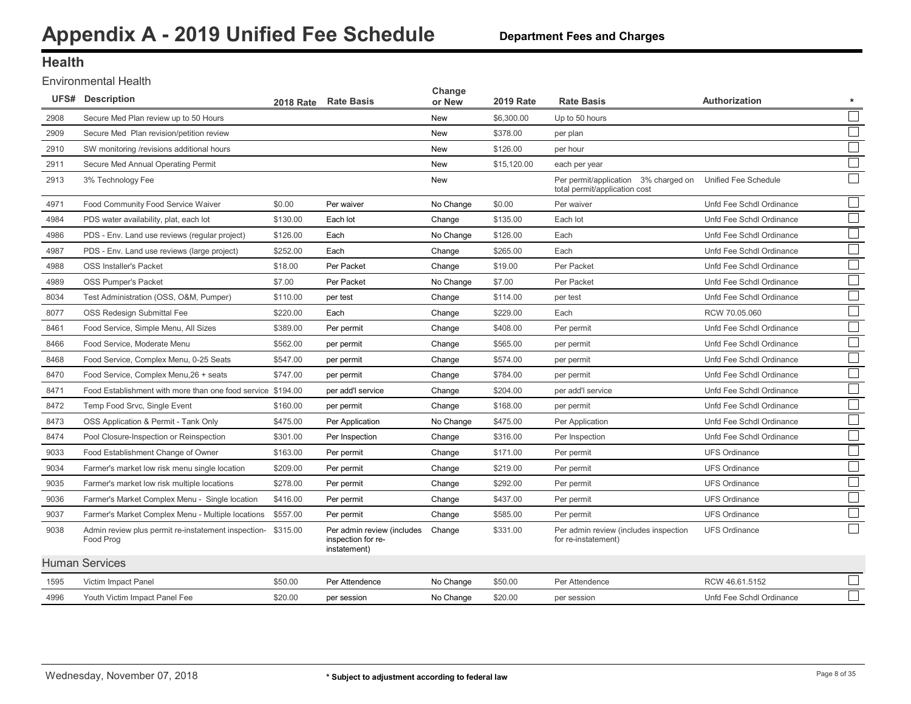# Appendix A - 2019 Unified Fee Schedule

**Department Fees and Charges**

## Health

### Environmental Health

| UFS# | Description | 2018 Rate | Rate Basis | Change or New | 2019 Rate | Rate Basis | Authorization | * |
|---|---|---|---|---|---|---|---|---|
| 2908 | Secure Med Plan review up to 50 Hours | | | New | $6,300.00 | Up to 50 hours | | ☐ |
| 2909 | Secure Med Plan revision/petition review | | | New | $378.00 | per plan | | ☐ |
| 2910 | SW monitoring /revisions additional hours | | | New | $126.00 | per hour | | ☐ |
| 2911 | Secure Med Annual Operating Permit | | | New | $15,120.00 | each per year | | ☐ |
| 2913 | 3% Technology Fee | | | New | | Per permit/application 3% charged on total permit/application cost | Unified Fee Schedule | ☐ |
| 4971 | Food Community Food Service Waiver | $0.00 | Per waiver | No Change | $0.00 | Per waiver | Unfd Fee Schdl Ordinance | ☐ |
| 4984 | PDS water availability, plat, each lot | $130.00 | Each lot | Change | $135.00 | Each lot | Unfd Fee Schdl Ordinance | ☐ |
| 4986 | PDS - Env. Land use reviews (regular project) | $126.00 | Each | No Change | $126.00 | Each | Unfd Fee Schdl Ordinance | ☐ |
| 4987 | PDS - Env. Land use reviews (large project) | $252.00 | Each | Change | $265.00 | Each | Unfd Fee Schdl Ordinance | ☐ |
| 4988 | OSS Installer's Packet | $18.00 | Per Packet | Change | $19.00 | Per Packet | Unfd Fee Schdl Ordinance | ☐ |
| 4989 | OSS Pumper's Packet | $7.00 | Per Packet | No Change | $7.00 | Per Packet | Unfd Fee Schdl Ordinance | ☐ |
| 8034 | Test Administration (OSS, O&M, Pumper) | $110.00 | per test | Change | $114.00 | per test | Unfd Fee Schdl Ordinance | ☐ |
| 8077 | OSS Redesign Submittal Fee | $220.00 | Each | Change | $229.00 | Each | RCW 70.05.060 | ☐ |
| 8461 | Food Service, Simple Menu, All Sizes | $389.00 | Per permit | Change | $408.00 | Per permit | Unfd Fee Schdl Ordinance | ☐ |
| 8466 | Food Service, Moderate Menu | $562.00 | per permit | Change | $565.00 | per permit | Unfd Fee Schdl Ordinance | ☐ |
| 8468 | Food Service, Complex Menu, 0-25 Seats | $547.00 | per permit | Change | $574.00 | per permit | Unfd Fee Schdl Ordinance | ☐ |
| 8470 | Food Service, Complex Menu,26 + seats | $747.00 | per permit | Change | $784.00 | per permit | Unfd Fee Schdl Ordinance | ☐ |
| 8471 | Food Establishment with more than one food service | $194.00 | per add'l service | Change | $204.00 | per add'l service | Unfd Fee Schdl Ordinance | ☐ |
| 8472 | Temp Food Srvc, Single Event | $160.00 | per permit | Change | $168.00 | per permit | Unfd Fee Schdl Ordinance | ☐ |
| 8473 | OSS Application & Permit - Tank Only | $475.00 | Per Application | No Change | $475.00 | Per Application | Unfd Fee Schdl Ordinance | ☐ |
| 8474 | Pool Closure-Inspection or Reinspection | $301.00 | Per Inspection | Change | $316.00 | Per Inspection | Unfd Fee Schdl Ordinance | ☐ |
| 9033 | Food Establishment Change of Owner | $163.00 | Per permit | Change | $171.00 | Per permit | UFS Ordinance | ☐ |
| 9034 | Farmer's market low risk menu single location | $209.00 | Per permit | Change | $219.00 | Per permit | UFS Ordinance | ☐ |
| 9035 | Farmer's market low risk multiple locations | $278.00 | Per permit | Change | $292.00 | Per permit | UFS Ordinance | ☐ |
| 9036 | Farmer's Market Complex Menu - Single location | $416.00 | Per permit | Change | $437.00 | Per permit | UFS Ordinance | ☐ |
| 9037 | Farmer's Market Complex Menu - Multiple locations | $557.00 | Per permit | Change | $585.00 | Per permit | UFS Ordinance | ☐ |
| 9038 | Admin review plus permit re-instatement inspection- Food Prog | $315.00 | Per admin review (includes inspection for re-instatement) | Change | $331.00 | Per admin review (includes inspection for re-instatement) | UFS Ordinance | ☐ |

### Human Services

| UFS# | Description | 2018 Rate | Rate Basis | Change or New | 2019 Rate | Rate Basis | Authorization | * |
|---|---|---|---|---|---|---|---|---|
| 1595 | Victim Impact Panel | $50.00 | Per Attendence | No Change | $50.00 | Per Attendence | RCW 46.61.5152 | ☐ |
| 4996 | Youth Victim Impact Panel Fee | $20.00 | per session | No Change | $20.00 | per session | Unfd Fee Schdl Ordinance | ☐ |

Wednesday, November 07, 2018

\* Subject to adjustment according to federal law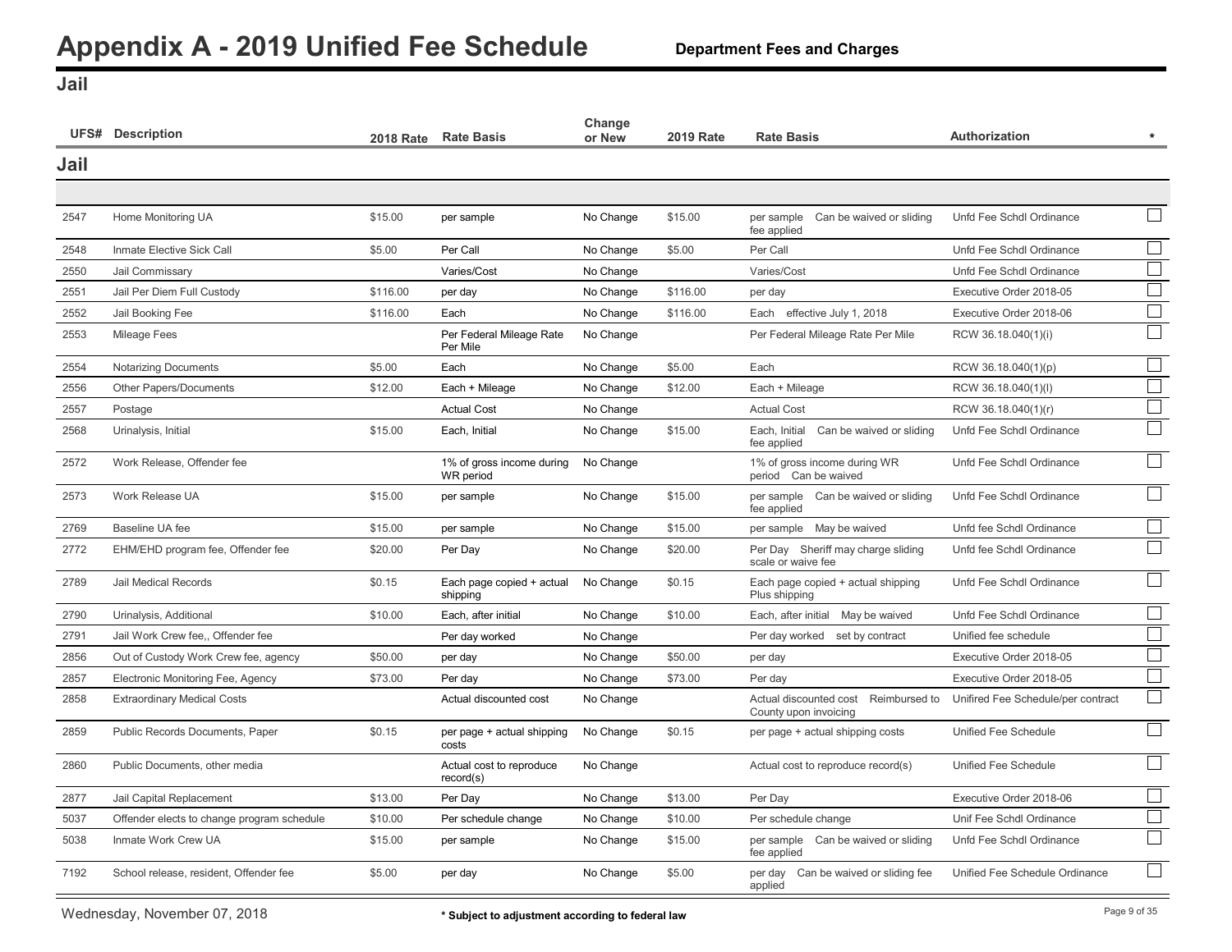# Appendix A - 2019 Unified Fee Schedule

**Department Fees and Charges**

## Jail

| UFS# | Description | 2018 Rate | Rate Basis | Change or New | 2019 Rate | Rate Basis | Authorization | * |
|---|---|---|---|---|---|---|---|---|
| **Jail** | | | | | | | | |
| 2547 | Home Monitoring UA | $15.00 | per sample | No Change | $15.00 | per sample Can be waived or sliding fee applied | Unfd Fee Schdl Ordinance | ☐ |
| 2548 | Inmate Elective Sick Call | $5.00 | Per Call | No Change | $5.00 | Per Call | Unfd Fee Schdl Ordinance | ☐ |
| 2550 | Jail Commissary | | Varies/Cost | No Change | | Varies/Cost | Unfd Fee Schdl Ordinance | ☐ |
| 2551 | Jail Per Diem Full Custody | $116.00 | per day | No Change | $116.00 | per day | Executive Order 2018-05 | ☐ |
| 2552 | Jail Booking Fee | $116.00 | Each | No Change | $116.00 | Each effective July 1, 2018 | Executive Order 2018-06 | ☐ |
| 2553 | Mileage Fees | | Per Federal Mileage Rate Per Mile | No Change | | Per Federal Mileage Rate Per Mile | RCW 36.18.040(1)(i) | ☐ |
| 2554 | Notarizing Documents | $5.00 | Each | No Change | $5.00 | Each | RCW 36.18.040(1)(p) | ☐ |
| 2556 | Other Papers/Documents | $12.00 | Each + Mileage | No Change | $12.00 | Each + Mileage | RCW 36.18.040(1)(l) | ☐ |
| 2557 | Postage | | Actual Cost | No Change | | Actual Cost | RCW 36.18.040(1)(r) | ☐ |
| 2568 | Urinalysis, Initial | $15.00 | Each, Initial | No Change | $15.00 | Each, Initial Can be waived or sliding fee applied | Unfd Fee Schdl Ordinance | ☐ |
| 2572 | Work Release, Offender fee | | 1% of gross income during WR period | No Change | | 1% of gross income during WR period Can be waived | Unfd Fee Schdl Ordinance | ☐ |
| 2573 | Work Release UA | $15.00 | per sample | No Change | $15.00 | per sample Can be waived or sliding fee applied | Unfd Fee Schdl Ordinance | ☐ |
| 2769 | Baseline UA fee | $15.00 | per sample | No Change | $15.00 | per sample May be waived | Unfd fee Schdl Ordinance | ☐ |
| 2772 | EHM/EHD program fee, Offender fee | $20.00 | Per Day | No Change | $20.00 | Per Day Sheriff may charge sliding scale or waive fee | Unfd fee Schdl Ordinance | ☐ |
| 2789 | Jail Medical Records | $0.15 | Each page copied + actual shipping | No Change | $0.15 | Each page copied + actual shipping Plus shipping | Unfd Fee Schdl Ordinance | ☐ |
| 2790 | Urinalysis, Additional | $10.00 | Each, after initial | No Change | $10.00 | Each, after initial May be waived | Unfd Fee Schdl Ordinance | ☐ |
| 2791 | Jail Work Crew fee,, Offender fee | | Per day worked | No Change | | Per day worked set by contract | Unified fee schedule | ☐ |
| 2856 | Out of Custody Work Crew fee, agency | $50.00 | per day | No Change | $50.00 | per day | Executive Order 2018-05 | ☐ |
| 2857 | Electronic Monitoring Fee, Agency | $73.00 | Per day | No Change | $73.00 | Per day | Executive Order 2018-05 | ☐ |
| 2858 | Extraordinary Medical Costs | | Actual discounted cost | No Change | | Actual discounted cost Reimbursed to County upon invoicing | Unifired Fee Schedule/per contract | ☐ |
| 2859 | Public Records Documents, Paper | $0.15 | per page + actual shipping costs | No Change | $0.15 | per page + actual shipping costs | Unified Fee Schedule | ☐ |
| 2860 | Public Documents, other media | | Actual cost to reproduce record(s) | No Change | | Actual cost to reproduce record(s) | Unified Fee Schedule | ☐ |
| 2877 | Jail Capital Replacement | $13.00 | Per Day | No Change | $13.00 | Per Day | Executive Order 2018-06 | ☐ |
| 5037 | Offender elects to change program schedule | $10.00 | Per schedule change | No Change | $10.00 | Per schedule change | Unif Fee Schdl Ordinance | ☐ |
| 5038 | Inmate Work Crew UA | $15.00 | per sample | No Change | $15.00 | per sample Can be waived or sliding fee applied | Unfd Fee Schdl Ordinance | ☐ |
| 7192 | School release, resident, Offender fee | $5.00 | per day | No Change | $5.00 | per day Can be waived or sliding fee applied | Unified Fee Schedule Ordinance | ☐ |

Wednesday, November 07, 2018

\* Subject to adjustment according to federal law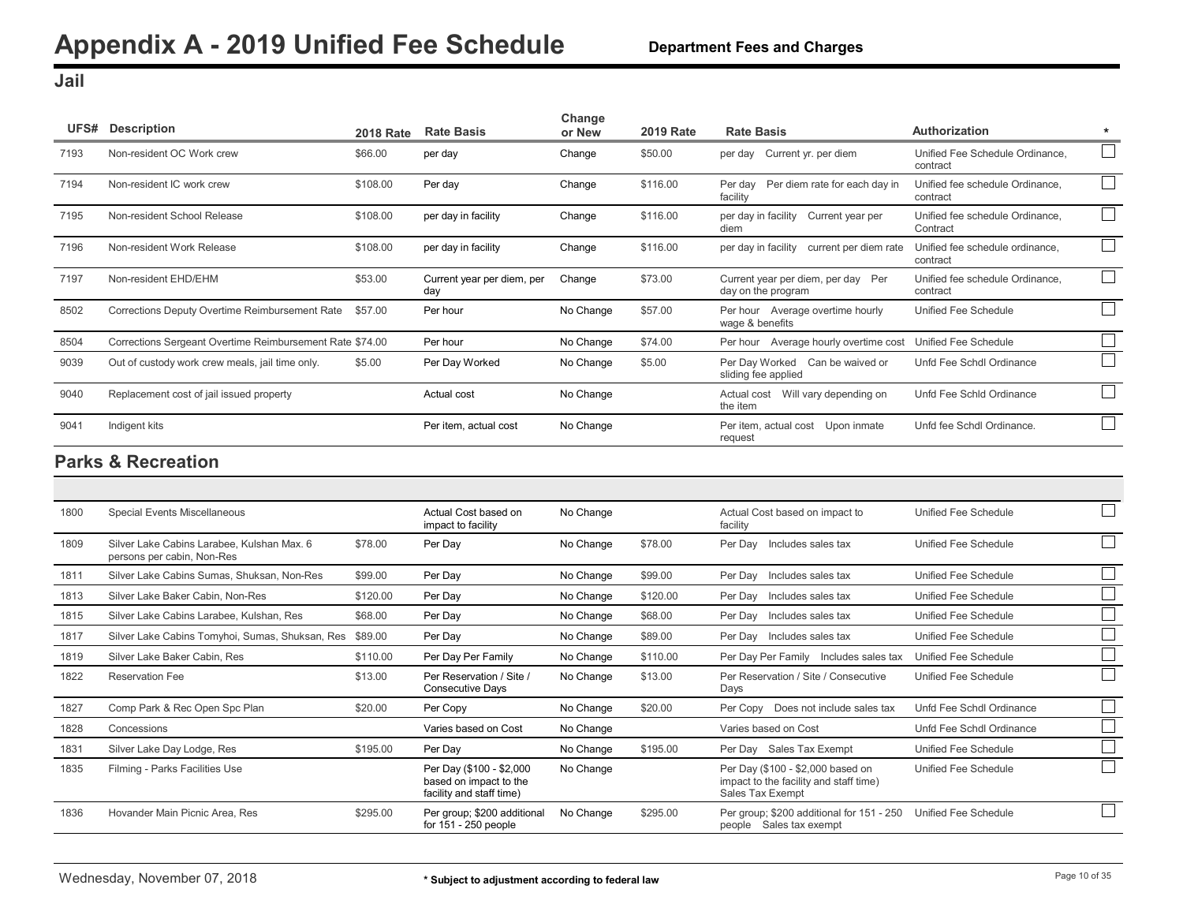# Appendix A - 2019 Unified Fee Schedule

**Department Fees and Charges**

## Jail

| UFS# | Description | 2018 Rate | Rate Basis | Change or New | 2019 Rate | Rate Basis | Authorization | * |
|---|---|---|---|---|---|---|---|---|
| 7193 | Non-resident OC Work crew | $66.00 | per day | Change | $50.00 | per day Current yr. per diem | Unified Fee Schedule Ordinance, contract | ☐ |
| 7194 | Non-resident IC work crew | $108.00 | Per day | Change | $116.00 | Per day Per diem rate for each day in facility | Unified fee schedule Ordinance, contract | ☐ |
| 7195 | Non-resident School Release | $108.00 | per day in facility | Change | $116.00 | per day in facility Current year per diem | Unified fee schedule Ordinance, Contract | ☐ |
| 7196 | Non-resident Work Release | $108.00 | per day in facility | Change | $116.00 | per day in facility current per diem rate | Unified fee schedule ordinance, contract | ☐ |
| 7197 | Non-resident EHD/EHM | $53.00 | Current year per diem, per day | Change | $73.00 | Current year per diem, per day Per day on the program | Unified fee schedule Ordinance, contract | ☐ |
| 8502 | Corrections Deputy Overtime Reimbursement Rate | $57.00 | Per hour | No Change | $57.00 | Per hour Average overtime hourly wage & benefits | Unified Fee Schedule | ☐ |
| 8504 | Corrections Sergeant Overtime Reimbursement Rate | $74.00 | Per hour | No Change | $74.00 | Per hour Average hourly overtime cost | Unified Fee Schedule | ☐ |
| 9039 | Out of custody work crew meals, jail time only. | $5.00 | Per Day Worked | No Change | $5.00 | Per Day Worked Can be waived or sliding fee applied | Unfd Fee Schdl Ordinance | ☐ |
| 9040 | Replacement cost of jail issued property | | Actual cost | No Change | | Actual cost Will vary depending on the item | Unfd Fee Schld Ordinance | ☐ |
| 9041 | Indigent kits | | Per item, actual cost | No Change | | Per item, actual cost Upon inmate request | Unfd fee Schdl Ordinance. | ☐ |

## Parks & Recreation

| UFS# | Description | 2018 Rate | Rate Basis | Change or New | 2019 Rate | Rate Basis | Authorization | * |
|---|---|---|---|---|---|---|---|---|
| 1800 | Special Events Miscellaneous | | Actual Cost based on impact to facility | No Change | | Actual Cost based on impact to facility | Unified Fee Schedule | ☐ |
| 1809 | Silver Lake Cabins Larabee, Kulshan Max. 6 persons per cabin, Non-Res | $78.00 | Per Day | No Change | $78.00 | Per Day Includes sales tax | Unified Fee Schedule | ☐ |
| 1811 | Silver Lake Cabins Sumas, Shuksan, Non-Res | $99.00 | Per Day | No Change | $99.00 | Per Day Includes sales tax | Unified Fee Schedule | ☐ |
| 1813 | Silver Lake Baker Cabin, Non-Res | $120.00 | Per Day | No Change | $120.00 | Per Day Includes sales tax | Unified Fee Schedule | ☐ |
| 1815 | Silver Lake Cabins Larabee, Kulshan, Res | $68.00 | Per Day | No Change | $68.00 | Per Day Includes sales tax | Unified Fee Schedule | ☐ |
| 1817 | Silver Lake Cabins Tomyhoi, Sumas, Shuksan, Res | $89.00 | Per Day | No Change | $89.00 | Per Day Includes sales tax | Unified Fee Schedule | ☐ |
| 1819 | Silver Lake Baker Cabin, Res | $110.00 | Per Day Per Family | No Change | $110.00 | Per Day Per Family Includes sales tax | Unified Fee Schedule | ☐ |
| 1822 | Reservation Fee | $13.00 | Per Reservation / Site / Consecutive Days | No Change | $13.00 | Per Reservation / Site / Consecutive Days | Unified Fee Schedule | ☐ |
| 1827 | Comp Park & Rec Open Spc Plan | $20.00 | Per Copy | No Change | $20.00 | Per Copy Does not include sales tax | Unfd Fee Schdl Ordinance | ☐ |
| 1828 | Concessions | | Varies based on Cost | No Change | | Varies based on Cost | Unfd Fee Schdl Ordinance | ☐ |
| 1831 | Silver Lake Day Lodge, Res | $195.00 | Per Day | No Change | $195.00 | Per Day Sales Tax Exempt | Unified Fee Schedule | ☐ |
| 1835 | Filming - Parks Facilities Use | | Per Day ($100 - $2,000 based on impact to the facility and staff time) | No Change | | Per Day ($100 - $2,000 based on impact to the facility and staff time) Sales Tax Exempt | Unified Fee Schedule | ☐ |
| 1836 | Hovander Main Picnic Area, Res | $295.00 | Per group; $200 additional for 151 - 250 people | No Change | $295.00 | Per group; $200 additional for 151 - 250 people Sales tax exempt | Unified Fee Schedule | ☐ |

\* Subject to adjustment according to federal law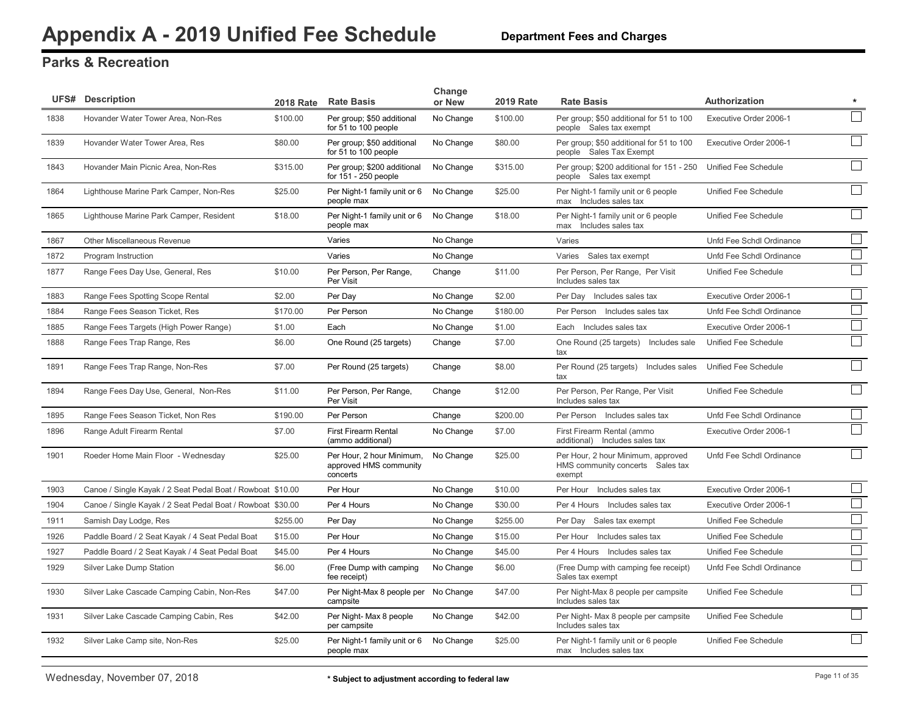# Appendix A - 2019 Unified Fee Schedule

**Department Fees and Charges**

## Parks & Recreation

| UFS# | Description | 2018 Rate | Rate Basis | Change or New | 2019 Rate | Rate Basis | Authorization | * |
|---|---|---|---|---|---|---|---|---|
| 1838 | Hovander Water Tower Area, Non-Res | $100.00 | Per group; $50 additional for 51 to 100 people | No Change | $100.00 | Per group; $50 additional for 51 to 100 people Sales tax exempt | Executive Order 2006-1 | ☐ |
| 1839 | Hovander Water Tower Area, Res | $80.00 | Per group; $50 additional for 51 to 100 people | No Change | $80.00 | Per group; $50 additional for 51 to 100 people Sales Tax Exempt | Executive Order 2006-1 | ☐ |
| 1843 | Hovander Main Picnic Area, Non-Res | $315.00 | Per group; $200 additional for 151 - 250 people | No Change | $315.00 | Per group; $200 additional for 151 - 250 people Sales tax exempt | Unified Fee Schedule | ☐ |
| 1864 | Lighthouse Marine Park Camper, Non-Res | $25.00 | Per Night-1 family unit or 6 people max | No Change | $25.00 | Per Night-1 family unit or 6 people max Includes sales tax | Unified Fee Schedule | ☐ |
| 1865 | Lighthouse Marine Park Camper, Resident | $18.00 | Per Night-1 family unit or 6 people max | No Change | $18.00 | Per Night-1 family unit or 6 people max Includes sales tax | Unified Fee Schedule | ☐ |
| 1867 | Other Miscellaneous Revenue | | Varies | No Change | | Varies | Unfd Fee Schdl Ordinance | ☐ |
| 1872 | Program Instruction | | Varies | No Change | | Varies Sales tax exempt | Unfd Fee Schdl Ordinance | ☐ |
| 1877 | Range Fees Day Use, General, Res | $10.00 | Per Person, Per Range, Per Visit | Change | $11.00 | Per Person, Per Range, Per Visit Includes sales tax | Unified Fee Schedule | ☐ |
| 1883 | Range Fees Spotting Scope Rental | $2.00 | Per Day | No Change | $2.00 | Per Day Includes sales tax | Executive Order 2006-1 | ☐ |
| 1884 | Range Fees Season Ticket, Res | $170.00 | Per Person | No Change | $180.00 | Per Person Includes sales tax | Unfd Fee Schdl Ordinance | ☐ |
| 1885 | Range Fees Targets (High Power Range) | $1.00 | Each | No Change | $1.00 | Each Includes sales tax | Executive Order 2006-1 | ☐ |
| 1888 | Range Fees Trap Range, Res | $6.00 | One Round (25 targets) | Change | $7.00 | One Round (25 targets) Includes sale tax | Unified Fee Schedule | ☐ |
| 1891 | Range Fees Trap Range, Non-Res | $7.00 | Per Round (25 targets) | Change | $8.00 | Per Round (25 targets) Includes sales tax | Unified Fee Schedule | ☐ |
| 1894 | Range Fees Day Use, General, Non-Res | $11.00 | Per Person, Per Range, Per Visit | Change | $12.00 | Per Person, Per Range, Per Visit Includes sales tax | Unified Fee Schedule | ☐ |
| 1895 | Range Fees Season Ticket, Non Res | $190.00 | Per Person | Change | $200.00 | Per Person Includes sales tax | Unfd Fee Schdl Ordinance | ☐ |
| 1896 | Range Adult Firearm Rental | $7.00 | First Firearm Rental (ammo additional) | No Change | $7.00 | First Firearm Rental (ammo additional) Includes sales tax | Executive Order 2006-1 | ☐ |
| 1901 | Roeder Home Main Floor - Wednesday | $25.00 | Per Hour, 2 hour Minimum, approved HMS community concerts | No Change | $25.00 | Per Hour, 2 hour Minimum, approved HMS community concerts Sales tax exempt | Unfd Fee Schdl Ordinance | ☐ |
| 1903 | Canoe / Single Kayak / 2 Seat Pedal Boat / Rowboat | $10.00 | Per Hour | No Change | $10.00 | Per Hour Includes sales tax | Executive Order 2006-1 | ☐ |
| 1904 | Canoe / Single Kayak / 2 Seat Pedal Boat / Rowboat | $30.00 | Per 4 Hours | No Change | $30.00 | Per 4 Hours Includes sales tax | Executive Order 2006-1 | ☐ |
| 1911 | Samish Day Lodge, Res | $255.00 | Per Day | No Change | $255.00 | Per Day Sales tax exempt | Unified Fee Schedule | ☐ |
| 1926 | Paddle Board / 2 Seat Kayak / 4 Seat Pedal Boat | $15.00 | Per Hour | No Change | $15.00 | Per Hour Includes sales tax | Unified Fee Schedule | ☐ |
| 1927 | Paddle Board / 2 Seat Kayak / 4 Seat Pedal Boat | $45.00 | Per 4 Hours | No Change | $45.00 | Per 4 Hours Includes sales tax | Unified Fee Schedule | ☐ |
| 1929 | Silver Lake Dump Station | $6.00 | (Free Dump with camping fee receipt) | No Change | $6.00 | (Free Dump with camping fee receipt) Sales tax exempt | Unfd Fee Schdl Ordinance | ☐ |
| 1930 | Silver Lake Cascade Camping Cabin, Non-Res | $47.00 | Per Night-Max 8 people per campsite | No Change | $47.00 | Per Night-Max 8 people per campsite Includes sales tax | Unified Fee Schedule | ☐ |
| 1931 | Silver Lake Cascade Camping Cabin, Res | $42.00 | Per Night- Max 8 people per campsite | No Change | $42.00 | Per Night- Max 8 people per campsite Includes sales tax | Unified Fee Schedule | ☐ |
| 1932 | Silver Lake Camp site, Non-Res | $25.00 | Per Night-1 family unit or 6 people max | No Change | $25.00 | Per Night-1 family unit or 6 people max Includes sales tax | Unified Fee Schedule | ☐ |

Wednesday, November 07, 2018

* Subject to adjustment according to federal law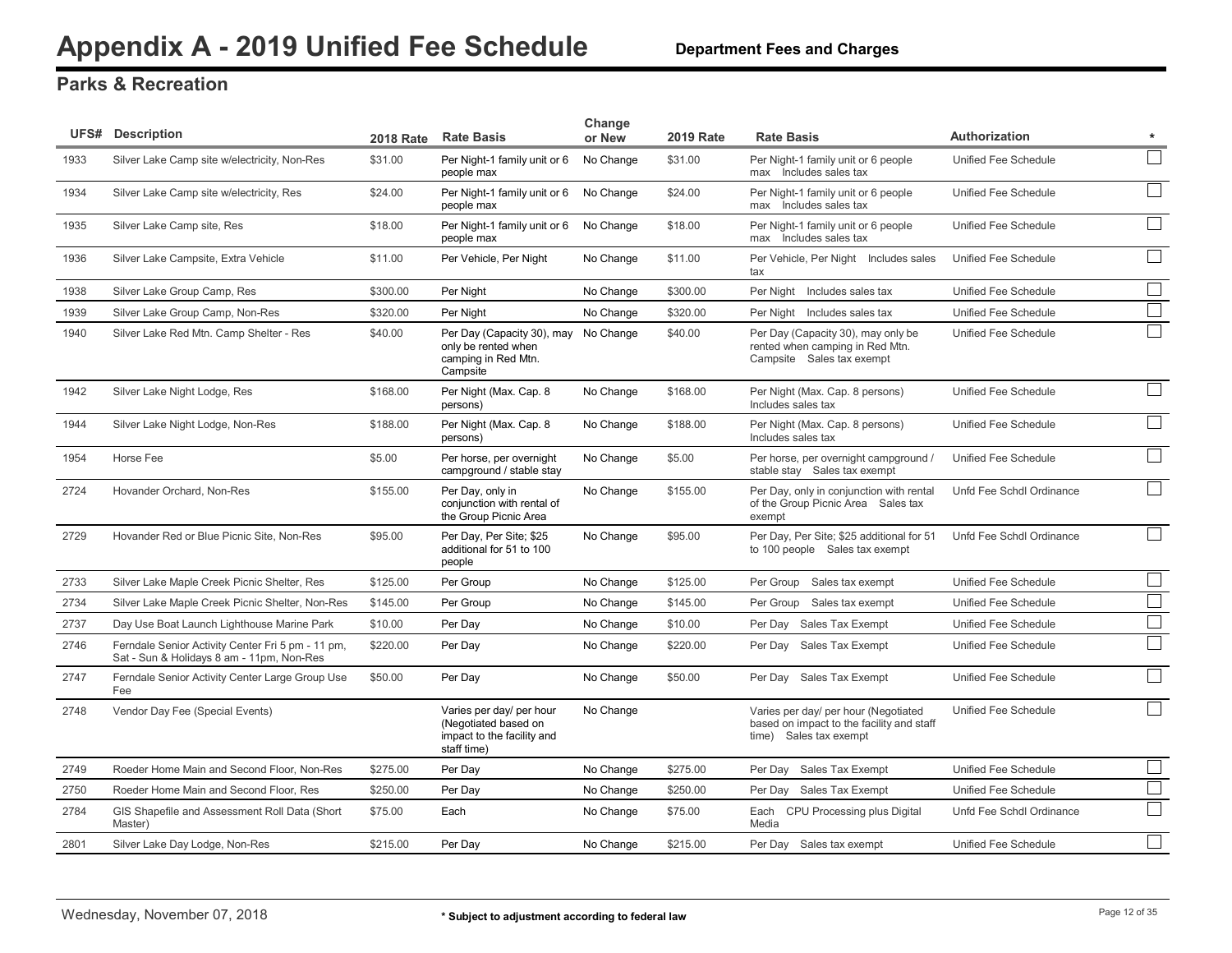# Appendix A - 2019 Unified Fee Schedule

**Department Fees and Charges**

## Parks & Recreation

| UFS# | Description | 2018 Rate | Rate Basis | Change or New | 2019 Rate | Rate Basis | Authorization | * |
|---|---|---|---|---|---|---|---|---|
| 1933 | Silver Lake Camp site w/electricity, Non-Res | $31.00 | Per Night-1 family unit or 6 people max | No Change | $31.00 | Per Night-1 family unit or 6 people max Includes sales tax | Unified Fee Schedule | ☐ |
| 1934 | Silver Lake Camp site w/electricity, Res | $24.00 | Per Night-1 family unit or 6 people max | No Change | $24.00 | Per Night-1 family unit or 6 people max Includes sales tax | Unified Fee Schedule | ☐ |
| 1935 | Silver Lake Camp site, Res | $18.00 | Per Night-1 family unit or 6 people max | No Change | $18.00 | Per Night-1 family unit or 6 people max Includes sales tax | Unified Fee Schedule | ☐ |
| 1936 | Silver Lake Campsite, Extra Vehicle | $11.00 | Per Vehicle, Per Night | No Change | $11.00 | Per Vehicle, Per Night Includes sales tax | Unified Fee Schedule | ☐ |
| 1938 | Silver Lake Group Camp, Res | $300.00 | Per Night | No Change | $300.00 | Per Night Includes sales tax | Unified Fee Schedule | ☐ |
| 1939 | Silver Lake Group Camp, Non-Res | $320.00 | Per Night | No Change | $320.00 | Per Night Includes sales tax | Unified Fee Schedule | ☐ |
| 1940 | Silver Lake Red Mtn. Camp Shelter - Res | $40.00 | Per Day (Capacity 30), may only be rented when camping in Red Mtn. Campsite | No Change | $40.00 | Per Day (Capacity 30), may only be rented when camping in Red Mtn. Campsite Sales tax exempt | Unified Fee Schedule | ☐ |
| 1942 | Silver Lake Night Lodge, Res | $168.00 | Per Night (Max. Cap. 8 persons) | No Change | $168.00 | Per Night (Max. Cap. 8 persons) Includes sales tax | Unified Fee Schedule | ☐ |
| 1944 | Silver Lake Night Lodge, Non-Res | $188.00 | Per Night (Max. Cap. 8 persons) | No Change | $188.00 | Per Night (Max. Cap. 8 persons) Includes sales tax | Unified Fee Schedule | ☐ |
| 1954 | Horse Fee | $5.00 | Per horse, per overnight campground / stable stay | No Change | $5.00 | Per horse, per overnight campground / stable stay Sales tax exempt | Unified Fee Schedule | ☐ |
| 2724 | Hovander Orchard, Non-Res | $155.00 | Per Day, only in conjunction with rental of the Group Picnic Area | No Change | $155.00 | Per Day, only in conjunction with rental of the Group Picnic Area Sales tax exempt | Unfd Fee Schdl Ordinance | ☐ |
| 2729 | Hovander Red or Blue Picnic Site, Non-Res | $95.00 | Per Day, Per Site; $25 additional for 51 to 100 people | No Change | $95.00 | Per Day, Per Site; $25 additional for 51 to 100 people Sales tax exempt | Unfd Fee Schdl Ordinance | ☐ |
| 2733 | Silver Lake Maple Creek Picnic Shelter, Res | $125.00 | Per Group | No Change | $125.00 | Per Group Sales tax exempt | Unified Fee Schedule | ☐ |
| 2734 | Silver Lake Maple Creek Picnic Shelter, Non-Res | $145.00 | Per Group | No Change | $145.00 | Per Group Sales tax exempt | Unified Fee Schedule | ☐ |
| 2737 | Day Use Boat Launch Lighthouse Marine Park | $10.00 | Per Day | No Change | $10.00 | Per Day Sales Tax Exempt | Unified Fee Schedule | ☐ |
| 2746 | Ferndale Senior Activity Center Fri 5 pm - 11 pm, Sat - Sun & Holidays 8 am - 11pm, Non-Res | $220.00 | Per Day | No Change | $220.00 | Per Day Sales Tax Exempt | Unified Fee Schedule | ☐ |
| 2747 | Ferndale Senior Activity Center Large Group Use Fee | $50.00 | Per Day | No Change | $50.00 | Per Day Sales Tax Exempt | Unified Fee Schedule | ☐ |
| 2748 | Vendor Day Fee (Special Events) | | Varies per day/ per hour (Negotiated based on impact to the facility and staff time) | No Change | | Varies per day/ per hour (Negotiated based on impact to the facility and staff time) Sales tax exempt | Unified Fee Schedule | ☐ |
| 2749 | Roeder Home Main and Second Floor, Non-Res | $275.00 | Per Day | No Change | $275.00 | Per Day Sales Tax Exempt | Unified Fee Schedule | ☐ |
| 2750 | Roeder Home Main and Second Floor, Res | $250.00 | Per Day | No Change | $250.00 | Per Day Sales Tax Exempt | Unified Fee Schedule | ☐ |
| 2784 | GIS Shapefile and Assessment Roll Data (Short Master) | $75.00 | Each | No Change | $75.00 | Each CPU Processing plus Digital Media | Unfd Fee Schdl Ordinance | ☐ |
| 2801 | Silver Lake Day Lodge, Non-Res | $215.00 | Per Day | No Change | $215.00 | Per Day Sales tax exempt | Unified Fee Schedule | ☐ |

\* Subject to adjustment according to federal law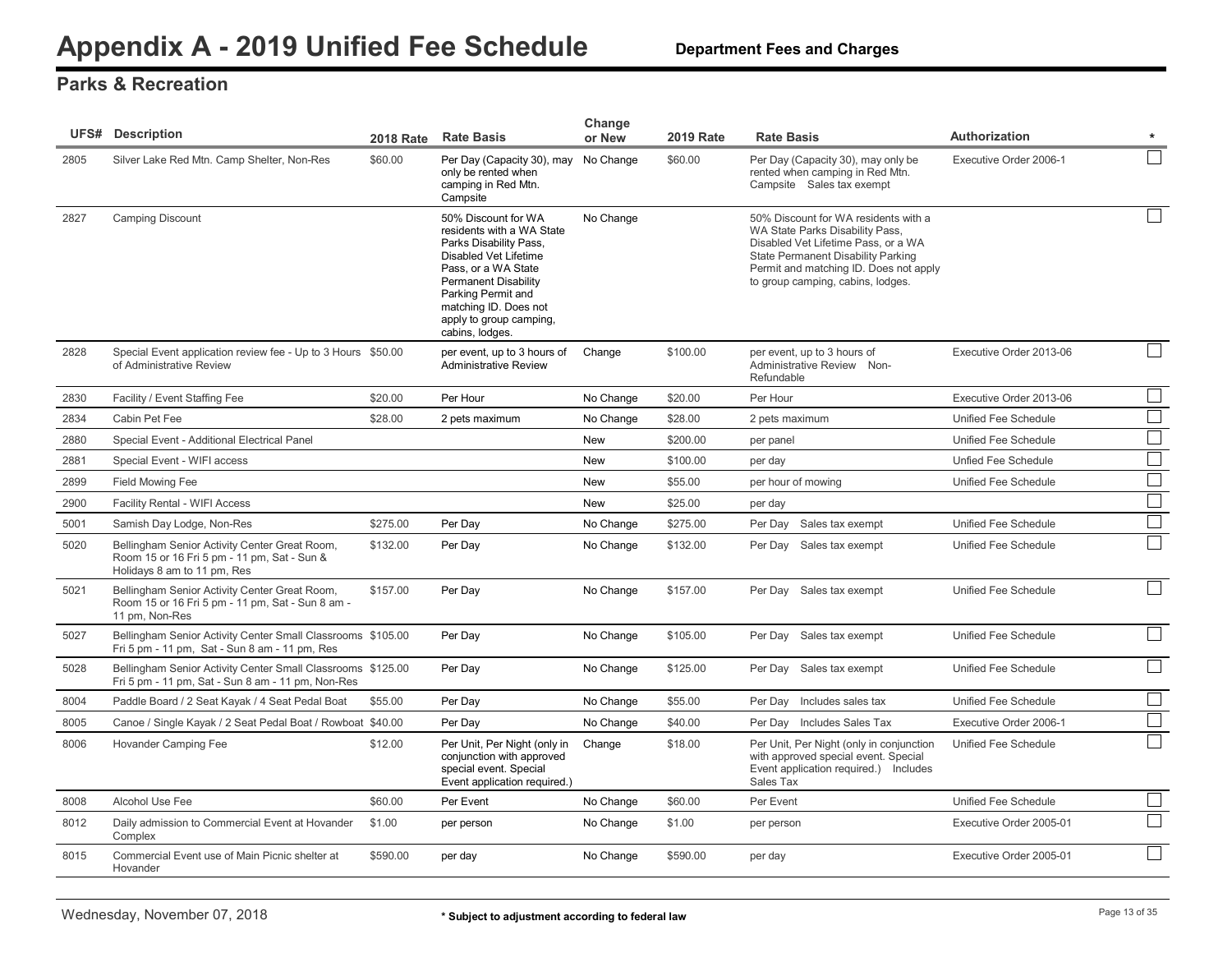# Appendix A - 2019 Unified Fee Schedule

**Department Fees and Charges**

## Parks & Recreation

| UFS# | Description | 2018 Rate | Rate Basis | Change or New | 2019 Rate | Rate Basis | Authorization | * |
|---|---|---|---|---|---|---|---|---|
| 2805 | Silver Lake Red Mtn. Camp Shelter, Non-Res | $60.00 | Per Day (Capacity 30), may only be rented when camping in Red Mtn. Campsite | No Change | $60.00 | Per Day (Capacity 30), may only be rented when camping in Red Mtn. Campsite Sales tax exempt | Executive Order 2006-1 | ☐ |
| 2827 | Camping Discount | | 50% Discount for WA residents with a WA State Parks Disability Pass, Disabled Vet Lifetime Pass, or a WA State Permanent Disability Parking Permit and matching ID. Does not apply to group camping, cabins, lodges. | No Change | | 50% Discount for WA residents with a WA State Parks Disability Pass, Disabled Vet Lifetime Pass, or a WA State Permanent Disability Parking Permit and matching ID. Does not apply to group camping, cabins, lodges. | | ☐ |
| 2828 | Special Event application review fee - Up to 3 Hours of Administrative Review | $50.00 | per event, up to 3 hours of Administrative Review | Change | $100.00 | per event, up to 3 hours of Administrative Review Non-Refundable | Executive Order 2013-06 | ☐ |
| 2830 | Facility / Event Staffing Fee | $20.00 | Per Hour | No Change | $20.00 | Per Hour | Executive Order 2013-06 | ☐ |
| 2834 | Cabin Pet Fee | $28.00 | 2 pets maximum | No Change | $28.00 | 2 pets maximum | Unified Fee Schedule | ☐ |
| 2880 | Special Event - Additional Electrical Panel | | | New | $200.00 | per panel | Unified Fee Schedule | ☐ |
| 2881 | Special Event - WIFI access | | | New | $100.00 | per day | Unfied Fee Schedule | ☐ |
| 2899 | Field Mowing Fee | | | New | $55.00 | per hour of mowing | Unified Fee Schedule | ☐ |
| 2900 | Facility Rental - WIFI Access | | | New | $25.00 | per day | | ☐ |
| 5001 | Samish Day Lodge, Non-Res | $275.00 | Per Day | No Change | $275.00 | Per Day Sales tax exempt | Unified Fee Schedule | ☐ |
| 5020 | Bellingham Senior Activity Center Great Room, Room 15 or 16 Fri 5 pm - 11 pm, Sat - Sun & Holidays 8 am to 11 pm, Res | $132.00 | Per Day | No Change | $132.00 | Per Day Sales tax exempt | Unified Fee Schedule | ☐ |
| 5021 | Bellingham Senior Activity Center Great Room, Room 15 or 16 Fri 5 pm - 11 pm, Sat - Sun 8 am - 11 pm, Non-Res | $157.00 | Per Day | No Change | $157.00 | Per Day Sales tax exempt | Unified Fee Schedule | ☐ |
| 5027 | Bellingham Senior Activity Center Small Classrooms Fri 5 pm - 11 pm, Sat - Sun 8 am - 11 pm, Res | $105.00 | Per Day | No Change | $105.00 | Per Day Sales tax exempt | Unified Fee Schedule | ☐ |
| 5028 | Bellingham Senior Activity Center Small Classrooms Fri 5 pm - 11 pm, Sat - Sun 8 am - 11 pm, Non-Res | $125.00 | Per Day | No Change | $125.00 | Per Day Sales tax exempt | Unified Fee Schedule | ☐ |
| 8004 | Paddle Board / 2 Seat Kayak / 4 Seat Pedal Boat | $55.00 | Per Day | No Change | $55.00 | Per Day Includes sales tax | Unified Fee Schedule | ☐ |
| 8005 | Canoe / Single Kayak / 2 Seat Pedal Boat / Rowboat | $40.00 | Per Day | No Change | $40.00 | Per Day Includes Sales Tax | Executive Order 2006-1 | ☐ |
| 8006 | Hovander Camping Fee | $12.00 | Per Unit, Per Night (only in conjunction with approved special event. Special Event application required.) | Change | $18.00 | Per Unit, Per Night (only in conjunction with approved special event. Special Event application required.) Includes Sales Tax | Unified Fee Schedule | ☐ |
| 8008 | Alcohol Use Fee | $60.00 | Per Event | No Change | $60.00 | Per Event | Unified Fee Schedule | ☐ |
| 8012 | Daily admission to Commercial Event at Hovander Complex | $1.00 | per person | No Change | $1.00 | per person | Executive Order 2005-01 | ☐ |
| 8015 | Commercial Event use of Main Picnic shelter at Hovander | $590.00 | per day | No Change | $590.00 | per day | Executive Order 2005-01 | ☐ |

Wednesday, November 07, 2018

\* Subject to adjustment according to federal law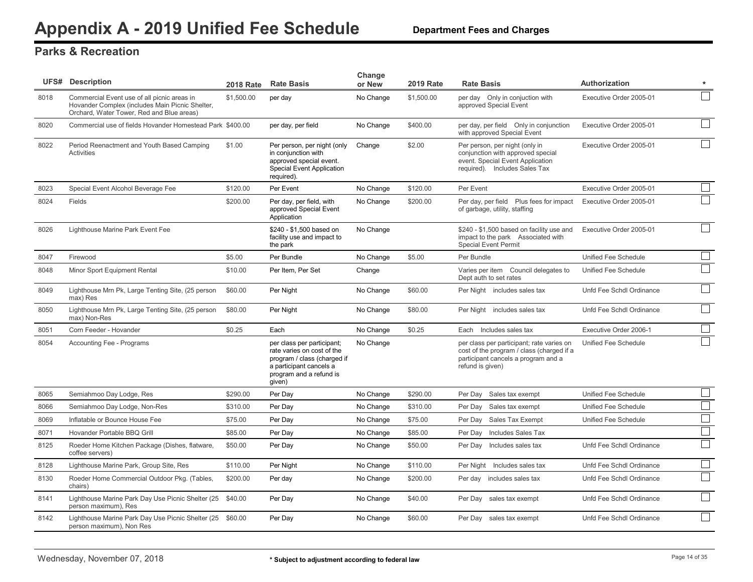# Appendix A - 2019 Unified Fee Schedule

**Department Fees and Charges**

## Parks & Recreation

| UFS# | Description | 2018 Rate | Rate Basis | Change or New | 2019 Rate | Rate Basis | Authorization | * |
|---|---|---|---|---|---|---|---|---|
| 8018 | Commercial Event use of all picnic areas in Hovander Complex (includes Main Picnic Shelter, Orchard, Water Tower, Red and Blue areas) | $1,500.00 | per day | No Change | $1,500.00 | per day Only in conjuction with approved Special Event | Executive Order 2005-01 | ☐ |
| 8020 | Commercial use of fields Hovander Homestead Park | $400.00 | per day, per field | No Change | $400.00 | per day, per field Only in conjunction with approved Special Event | Executive Order 2005-01 | ☐ |
| 8022 | Period Reenactment and Youth Based Camping Activities | $1.00 | Per person, per night (only in conjunction with approved special event. Special Event Application required). | Change | $2.00 | Per person, per night (only in conjunction with approved special event. Special Event Application required). Includes Sales Tax | Executive Order 2005-01 | ☐ |
| 8023 | Special Event Alcohol Beverage Fee | $120.00 | Per Event | No Change | $120.00 | Per Event | Executive Order 2005-01 | ☐ |
| 8024 | Fields | $200.00 | Per day, per field, with approved Special Event Application | No Change | $200.00 | Per day, per field Plus fees for impact of garbage, utility, staffing | Executive Order 2005-01 | ☐ |
| 8026 | Lighthouse Marine Park Event Fee | | $240 - $1,500 based on facility use and impact to the park | No Change | | $240 - $1,500 based on facility use and impact to the park Associated with Special Event Permit | Executive Order 2005-01 | ☐ |
| 8047 | Firewood | $5.00 | Per Bundle | No Change | $5.00 | Per Bundle | Unified Fee Schedule | ☐ |
| 8048 | Minor Sport Equipment Rental | $10.00 | Per Item, Per Set | Change | | Varies per item Council delegates to Dept auth to set rates | Unified Fee Schedule | ☐ |
| 8049 | Lighthouse Mrn Pk, Large Tenting Site, (25 person max) Res | $60.00 | Per Night | No Change | $60.00 | Per Night includes sales tax | Unfd Fee Schdl Ordinance | ☐ |
| 8050 | Lighthouse Mrn Pk, Large Tenting Site, (25 person max) Non-Res | $80.00 | Per Night | No Change | $80.00 | Per Night includes sales tax | Unfd Fee Schdl Ordinance | ☐ |
| 8051 | Corn Feeder - Hovander | $0.25 | Each | No Change | $0.25 | Each Includes sales tax | Executive Order 2006-1 | ☐ |
| 8054 | Accounting Fee - Programs | | per class per participant; rate varies on cost of the program / class (charged if a participant cancels a program and a refund is given) | No Change | | per class per participant; rate varies on cost of the program / class (charged if a participant cancels a program and a refund is given) | Unified Fee Schedule | ☐ |
| 8065 | Semiahmoo Day Lodge, Res | $290.00 | Per Day | No Change | $290.00 | Per Day Sales tax exempt | Unified Fee Schedule | ☐ |
| 8066 | Semiahmoo Day Lodge, Non-Res | $310.00 | Per Day | No Change | $310.00 | Per Day Sales tax exempt | Unified Fee Schedule | ☐ |
| 8069 | Inflatable or Bounce House Fee | $75.00 | Per Day | No Change | $75.00 | Per Day Sales Tax Exempt | Unified Fee Schedule | ☐ |
| 8071 | Hovander Portable BBQ Grill | $85.00 | Per Day | No Change | $85.00 | Per Day Includes Sales Tax | | ☐ |
| 8125 | Roeder Home Kitchen Package (Dishes, flatware, coffee servers) | $50.00 | Per Day | No Change | $50.00 | Per Day Includes sales tax | Unfd Fee Schdl Ordinance | ☐ |
| 8128 | Lighthouse Marine Park, Group Site, Res | $110.00 | Per Night | No Change | $110.00 | Per Night Includes sales tax | Unfd Fee Schdl Ordinance | ☐ |
| 8130 | Roeder Home Commercial Outdoor Pkg. (Tables, chairs) | $200.00 | Per day | No Change | $200.00 | Per day includes sales tax | Unfd Fee Schdl Ordinance | ☐ |
| 8141 | Lighthouse Marine Park Day Use Picnic Shelter (25 person maximum), Res | $40.00 | Per Day | No Change | $40.00 | Per Day sales tax exempt | Unfd Fee Schdl Ordinance | ☐ |
| 8142 | Lighthouse Marine Park Day Use Picnic Shelter (25 person maximum), Non Res | $60.00 | Per Day | No Change | $60.00 | Per Day sales tax exempt | Unfd Fee Schdl Ordinance | ☐ |

Wednesday, November 07, 2018

* Subject to adjustment according to federal law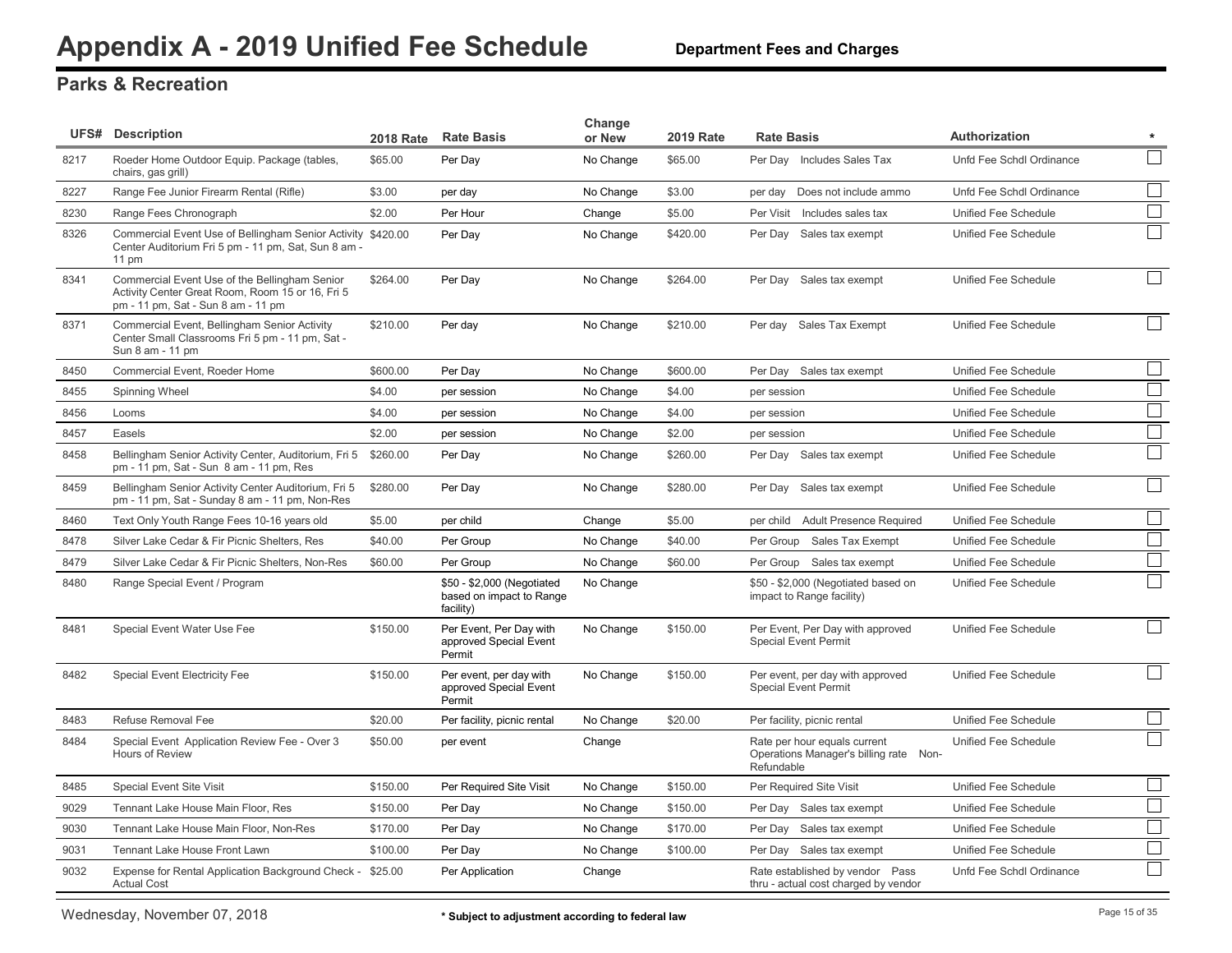# Appendix A - 2019 Unified Fee Schedule

**Department Fees and Charges**

## Parks & Recreation

| UFS# | Description | 2018 Rate | Rate Basis | Change or New | 2019 Rate | Rate Basis | Authorization | * |
|---|---|---|---|---|---|---|---|---|
| 8217 | Roeder Home Outdoor Equip. Package (tables, chairs, gas grill) | $65.00 | Per Day | No Change | $65.00 | Per Day Includes Sales Tax | Unfd Fee Schdl Ordinance | ☐ |
| 8227 | Range Fee Junior Firearm Rental (Rifle) | $3.00 | per day | No Change | $3.00 | per day Does not include ammo | Unfd Fee Schdl Ordinance | ☐ |
| 8230 | Range Fees Chronograph | $2.00 | Per Hour | Change | $5.00 | Per Visit Includes sales tax | Unified Fee Schedule | ☐ |
| 8326 | Commercial Event Use of Bellingham Senior Activity Center Auditorium Fri 5 pm - 11 pm, Sat, Sun 8 am - 11 pm | $420.00 | Per Day | No Change | $420.00 | Per Day Sales tax exempt | Unified Fee Schedule | ☐ |
| 8341 | Commercial Event Use of the Bellingham Senior Activity Center Great Room, Room 15 or 16, Fri 5 pm - 11 pm, Sat - Sun 8 am - 11 pm | $264.00 | Per Day | No Change | $264.00 | Per Day Sales tax exempt | Unified Fee Schedule | ☐ |
| 8371 | Commercial Event, Bellingham Senior Activity Center Small Classrooms Fri 5 pm - 11 pm, Sat - Sun 8 am - 11 pm | $210.00 | Per day | No Change | $210.00 | Per day Sales Tax Exempt | Unified Fee Schedule | ☐ |
| 8450 | Commercial Event, Roeder Home | $600.00 | Per Day | No Change | $600.00 | Per Day Sales tax exempt | Unified Fee Schedule | ☐ |
| 8455 | Spinning Wheel | $4.00 | per session | No Change | $4.00 | per session | Unified Fee Schedule | ☐ |
| 8456 | Looms | $4.00 | per session | No Change | $4.00 | per session | Unified Fee Schedule | ☐ |
| 8457 | Easels | $2.00 | per session | No Change | $2.00 | per session | Unified Fee Schedule | ☐ |
| 8458 | Bellingham Senior Activity Center, Auditorium, Fri 5 pm - 11 pm, Sat - Sun 8 am - 11 pm, Res | $260.00 | Per Day | No Change | $260.00 | Per Day Sales tax exempt | Unified Fee Schedule | ☐ |
| 8459 | Bellingham Senior Activity Center Auditorium, Fri 5 pm - 11 pm, Sat - Sunday 8 am - 11 pm, Non-Res | $280.00 | Per Day | No Change | $280.00 | Per Day Sales tax exempt | Unified Fee Schedule | ☐ |
| 8460 | Text Only Youth Range Fees 10-16 years old | $5.00 | per child | Change | $5.00 | per child Adult Presence Required | Unified Fee Schedule | ☐ |
| 8478 | Silver Lake Cedar & Fir Picnic Shelters, Res | $40.00 | Per Group | No Change | $40.00 | Per Group Sales Tax Exempt | Unified Fee Schedule | ☐ |
| 8479 | Silver Lake Cedar & Fir Picnic Shelters, Non-Res | $60.00 | Per Group | No Change | $60.00 | Per Group Sales tax exempt | Unified Fee Schedule | ☐ |
| 8480 | Range Special Event / Program | | $50 - $2,000 (Negotiated based on impact to Range facility) | No Change | | $50 - $2,000 (Negotiated based on impact to Range facility) | Unified Fee Schedule | ☐ |
| 8481 | Special Event Water Use Fee | $150.00 | Per Event, Per Day with approved Special Event Permit | No Change | $150.00 | Per Event, Per Day with approved Special Event Permit | Unified Fee Schedule | ☐ |
| 8482 | Special Event Electricity Fee | $150.00 | Per event, per day with approved Special Event Permit | No Change | $150.00 | Per event, per day with approved Special Event Permit | Unified Fee Schedule | ☐ |
| 8483 | Refuse Removal Fee | $20.00 | Per facility, picnic rental | No Change | $20.00 | Per facility, picnic rental | Unified Fee Schedule | ☐ |
| 8484 | Special Event Application Review Fee - Over 3 Hours of Review | $50.00 | per event | Change | | Rate per hour equals current Operations Manager's billing rate Non-Refundable | Unified Fee Schedule | ☐ |
| 8485 | Special Event Site Visit | $150.00 | Per Required Site Visit | No Change | $150.00 | Per Required Site Visit | Unified Fee Schedule | ☐ |
| 9029 | Tennant Lake House Main Floor, Res | $150.00 | Per Day | No Change | $150.00 | Per Day Sales tax exempt | Unified Fee Schedule | ☐ |
| 9030 | Tennant Lake House Main Floor, Non-Res | $170.00 | Per Day | No Change | $170.00 | Per Day Sales tax exempt | Unified Fee Schedule | ☐ |
| 9031 | Tennant Lake House Front Lawn | $100.00 | Per Day | No Change | $100.00 | Per Day Sales tax exempt | Unified Fee Schedule | ☐ |
| 9032 | Expense for Rental Application Background Check - Actual Cost | $25.00 | Per Application | Change | | Rate established by vendor Pass thru - actual cost charged by vendor | Unfd Fee Schdl Ordinance | ☐ |

Wednesday, November 07, 2018

\* Subject to adjustment according to federal law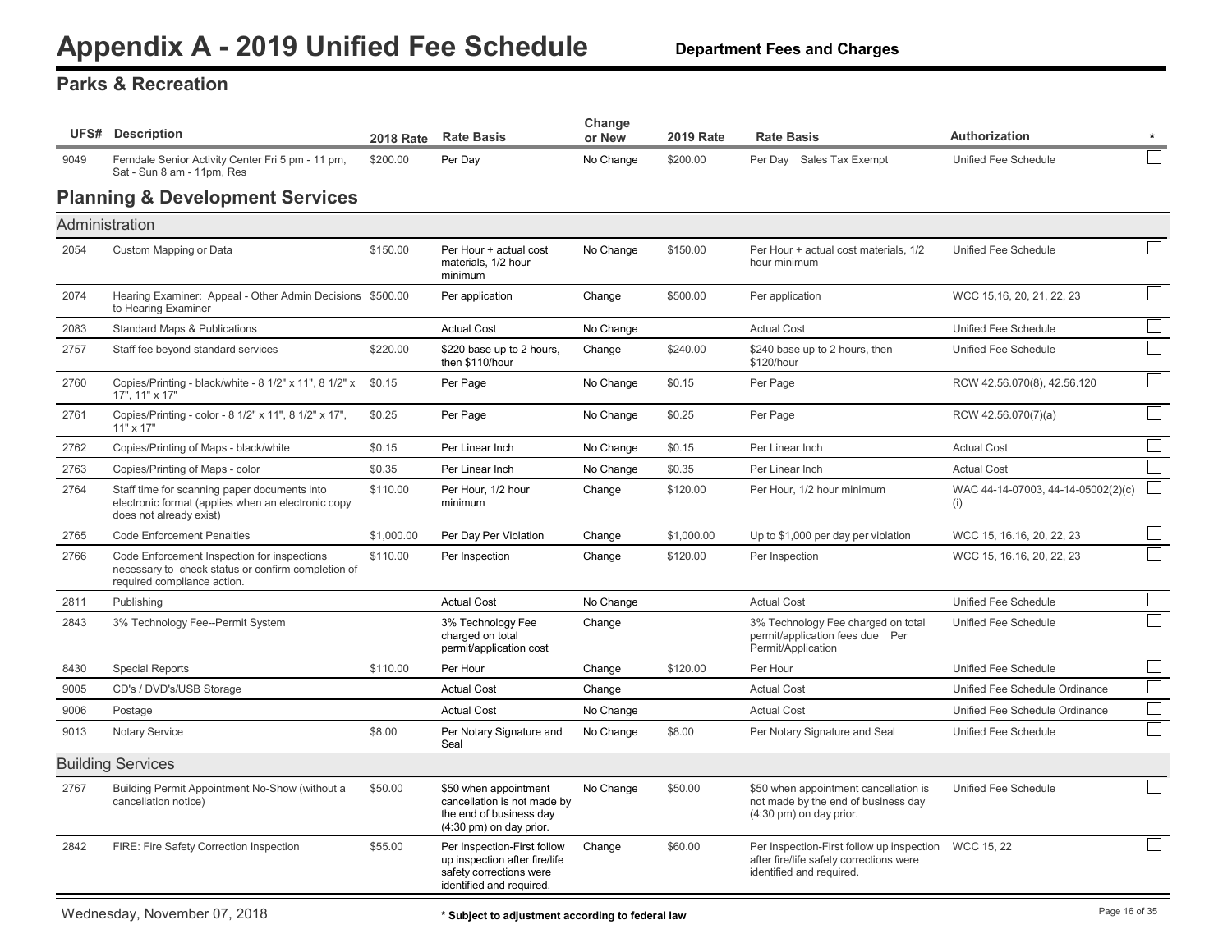# Appendix A - 2019 Unified Fee Schedule

**Department Fees and Charges**

## Parks & Recreation

| UFS# | Description | 2018 Rate | Rate Basis | Change or New | 2019 Rate | Rate Basis | Authorization | * |
|---|---|---|---|---|---|---|---|---|
| 9049 | Ferndale Senior Activity Center Fri 5 pm - 11 pm, Sat - Sun 8 am - 11pm, Res | $200.00 | Per Day | No Change | $200.00 | Per Day Sales Tax Exempt | Unified Fee Schedule | ☐ |

## Planning & Development Services

### Administration

| UFS# | Description | 2018 Rate | Rate Basis | Change or New | 2019 Rate | Rate Basis | Authorization | * |
|---|---|---|---|---|---|---|---|---|
| 2054 | Custom Mapping or Data | $150.00 | Per Hour + actual cost materials, 1/2 hour minimum | No Change | $150.00 | Per Hour + actual cost materials, 1/2 hour minimum | Unified Fee Schedule | ☐ |
| 2074 | Hearing Examiner: Appeal - Other Admin Decisions to Hearing Examiner | $500.00 | Per application | Change | $500.00 | Per application | WCC 15,16, 20, 21, 22, 23 | ☐ |
| 2083 | Standard Maps & Publications | | Actual Cost | No Change | | Actual Cost | Unified Fee Schedule | ☐ |
| 2757 | Staff fee beyond standard services | $220.00 | $220 base up to 2 hours, then $110/hour | Change | $240.00 | $240 base up to 2 hours, then $120/hour | Unified Fee Schedule | ☐ |
| 2760 | Copies/Printing - black/white - 8 1/2" x 11", 8 1/2" x 17", 11" x 17" | $0.15 | Per Page | No Change | $0.15 | Per Page | RCW 42.56.070(8), 42.56.120 | ☐ |
| 2761 | Copies/Printing - color - 8 1/2" x 11", 8 1/2" x 17", 11" x 17" | $0.25 | Per Page | No Change | $0.25 | Per Page | RCW 42.56.070(7)(a) | ☐ |
| 2762 | Copies/Printing of Maps - black/white | $0.15 | Per Linear Inch | No Change | $0.15 | Per Linear Inch | Actual Cost | ☐ |
| 2763 | Copies/Printing of Maps - color | $0.35 | Per Linear Inch | No Change | $0.35 | Per Linear Inch | Actual Cost | ☐ |
| 2764 | Staff time for scanning paper documents into electronic format (applies when an electronic copy does not already exist) | $110.00 | Per Hour, 1/2 hour minimum | Change | $120.00 | Per Hour, 1/2 hour minimum | WAC 44-14-07003, 44-14-05002(2)(c)(i) | ☐ |
| 2765 | Code Enforcement Penalties | $1,000.00 | Per Day Per Violation | Change | $1,000.00 | Up to $1,000 per day per violation | WCC 15, 16.16, 20, 22, 23 | ☐ |
| 2766 | Code Enforcement Inspection for inspections necessary to check status or confirm completion of required compliance action. | $110.00 | Per Inspection | Change | $120.00 | Per Inspection | WCC 15, 16.16, 20, 22, 23 | ☐ |
| 2811 | Publishing | | Actual Cost | No Change | | Actual Cost | Unified Fee Schedule | ☐ |
| 2843 | 3% Technology Fee--Permit System | | 3% Technology Fee charged on total permit/application cost | Change | | 3% Technology Fee charged on total permit/application fees due Per Permit/Application | Unified Fee Schedule | ☐ |
| 8430 | Special Reports | $110.00 | Per Hour | Change | $120.00 | Per Hour | Unified Fee Schedule | ☐ |
| 9005 | CD's / DVD's/USB Storage | | Actual Cost | Change | | Actual Cost | Unified Fee Schedule Ordinance | ☐ |
| 9006 | Postage | | Actual Cost | No Change | | Actual Cost | Unified Fee Schedule Ordinance | ☐ |
| 9013 | Notary Service | $8.00 | Per Notary Signature and Seal | No Change | $8.00 | Per Notary Signature and Seal | Unified Fee Schedule | ☐ |

### Building Services

| UFS# | Description | 2018 Rate | Rate Basis | Change or New | 2019 Rate | Rate Basis | Authorization | * |
|---|---|---|---|---|---|---|---|---|
| 2767 | Building Permit Appointment No-Show (without a cancellation notice) | $50.00 | $50 when appointment cancellation is not made by the end of business day (4:30 pm) on day prior. | No Change | $50.00 | $50 when appointment cancellation is not made by the end of business day (4:30 pm) on day prior. | Unified Fee Schedule | ☐ |
| 2842 | FIRE: Fire Safety Correction Inspection | $55.00 | Per Inspection-First follow up inspection after fire/life safety corrections were identified and required. | Change | $60.00 | Per Inspection-First follow up inspection after fire/life safety corrections were identified and required. | WCC 15, 22 | ☐ |

Wednesday, November 07, 2018

\* Subject to adjustment according to federal law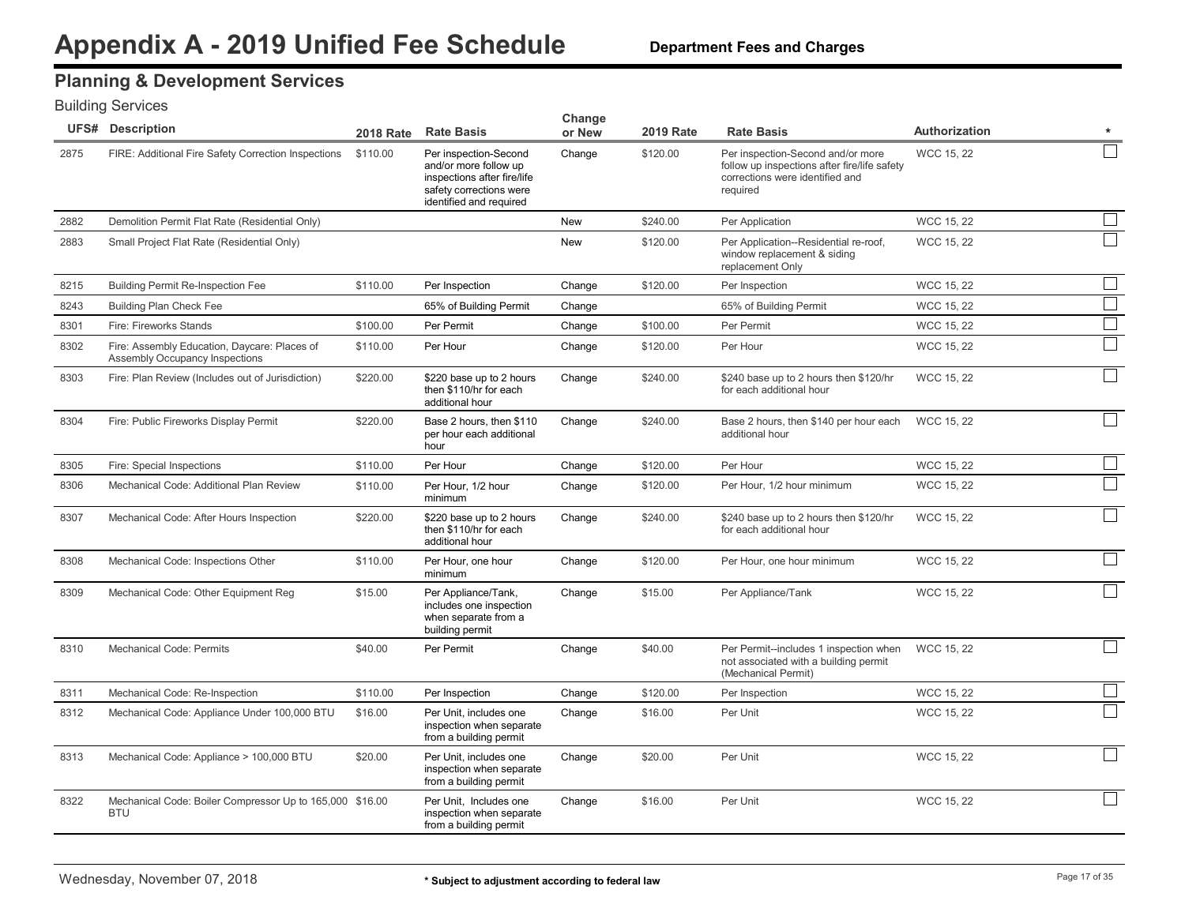# Appendix A - 2019 Unified Fee Schedule

**Department Fees and Charges**

## Planning & Development Services

### Building Services

| UFS# | Description | 2018 Rate | Rate Basis | Change or New | 2019 Rate | Rate Basis | Authorization | * |
|---|---|---|---|---|---|---|---|---|
| 2875 | FIRE: Additional Fire Safety Correction Inspections | $110.00 | Per inspection-Second and/or more follow up inspections after fire/life safety corrections were identified and required | Change | $120.00 | Per inspection-Second and/or more follow up inspections after fire/life safety corrections were identified and required | WCC 15, 22 | ☐ |
| 2882 | Demolition Permit Flat Rate (Residential Only) | | | New | $240.00 | Per Application | WCC 15, 22 | ☐ |
| 2883 | Small Project Flat Rate (Residential Only) | | | New | $120.00 | Per Application--Residential re-roof, window replacement & siding replacement Only | WCC 15, 22 | ☐ |
| 8215 | Building Permit Re-Inspection Fee | $110.00 | Per Inspection | Change | $120.00 | Per Inspection | WCC 15, 22 | ☐ |
| 8243 | Building Plan Check Fee | | 65% of Building Permit | Change | | 65% of Building Permit | WCC 15, 22 | ☐ |
| 8301 | Fire: Fireworks Stands | $100.00 | Per Permit | Change | $100.00 | Per Permit | WCC 15, 22 | ☐ |
| 8302 | Fire: Assembly Education, Daycare: Places of Assembly Occupancy Inspections | $110.00 | Per Hour | Change | $120.00 | Per Hour | WCC 15, 22 | ☐ |
| 8303 | Fire: Plan Review (Includes out of Jurisdiction) | $220.00 | $220 base up to 2 hours then $110/hr for each additional hour | Change | $240.00 | $240 base up to 2 hours then $120/hr for each additional hour | WCC 15, 22 | ☐ |
| 8304 | Fire: Public Fireworks Display Permit | $220.00 | Base 2 hours, then $110 per hour each additional hour | Change | $240.00 | Base 2 hours, then $140 per hour each additional hour | WCC 15, 22 | ☐ |
| 8305 | Fire: Special Inspections | $110.00 | Per Hour | Change | $120.00 | Per Hour | WCC 15, 22 | ☐ |
| 8306 | Mechanical Code: Additional Plan Review | $110.00 | Per Hour, 1/2 hour minimum | Change | $120.00 | Per Hour, 1/2 hour minimum | WCC 15, 22 | ☐ |
| 8307 | Mechanical Code: After Hours Inspection | $220.00 | $220 base up to 2 hours then $110/hr for each additional hour | Change | $240.00 | $240 base up to 2 hours then $120/hr for each additional hour | WCC 15, 22 | ☐ |
| 8308 | Mechanical Code: Inspections Other | $110.00 | Per Hour, one hour minimum | Change | $120.00 | Per Hour, one hour minimum | WCC 15, 22 | ☐ |
| 8309 | Mechanical Code: Other Equipment Reg | $15.00 | Per Appliance/Tank, includes one inspection when separate from a building permit | Change | $15.00 | Per Appliance/Tank | WCC 15, 22 | ☐ |
| 8310 | Mechanical Code: Permits | $40.00 | Per Permit | Change | $40.00 | Per Permit--includes 1 inspection when not associated with a building permit (Mechanical Permit) | WCC 15, 22 | ☐ |
| 8311 | Mechanical Code: Re-Inspection | $110.00 | Per Inspection | Change | $120.00 | Per Inspection | WCC 15, 22 | ☐ |
| 8312 | Mechanical Code: Appliance Under 100,000 BTU | $16.00 | Per Unit, includes one inspection when separate from a building permit | Change | $16.00 | Per Unit | WCC 15, 22 | ☐ |
| 8313 | Mechanical Code: Appliance > 100,000 BTU | $20.00 | Per Unit, includes one inspection when separate from a building permit | Change | $20.00 | Per Unit | WCC 15, 22 | ☐ |
| 8322 | Mechanical Code: Boiler Compressor Up to 165,000 BTU | $16.00 | Per Unit, Includes one inspection when separate from a building permit | Change | $16.00 | Per Unit | WCC 15, 22 | ☐ |

Wednesday, November 07, 2018

**\* Subject to adjustment according to federal law**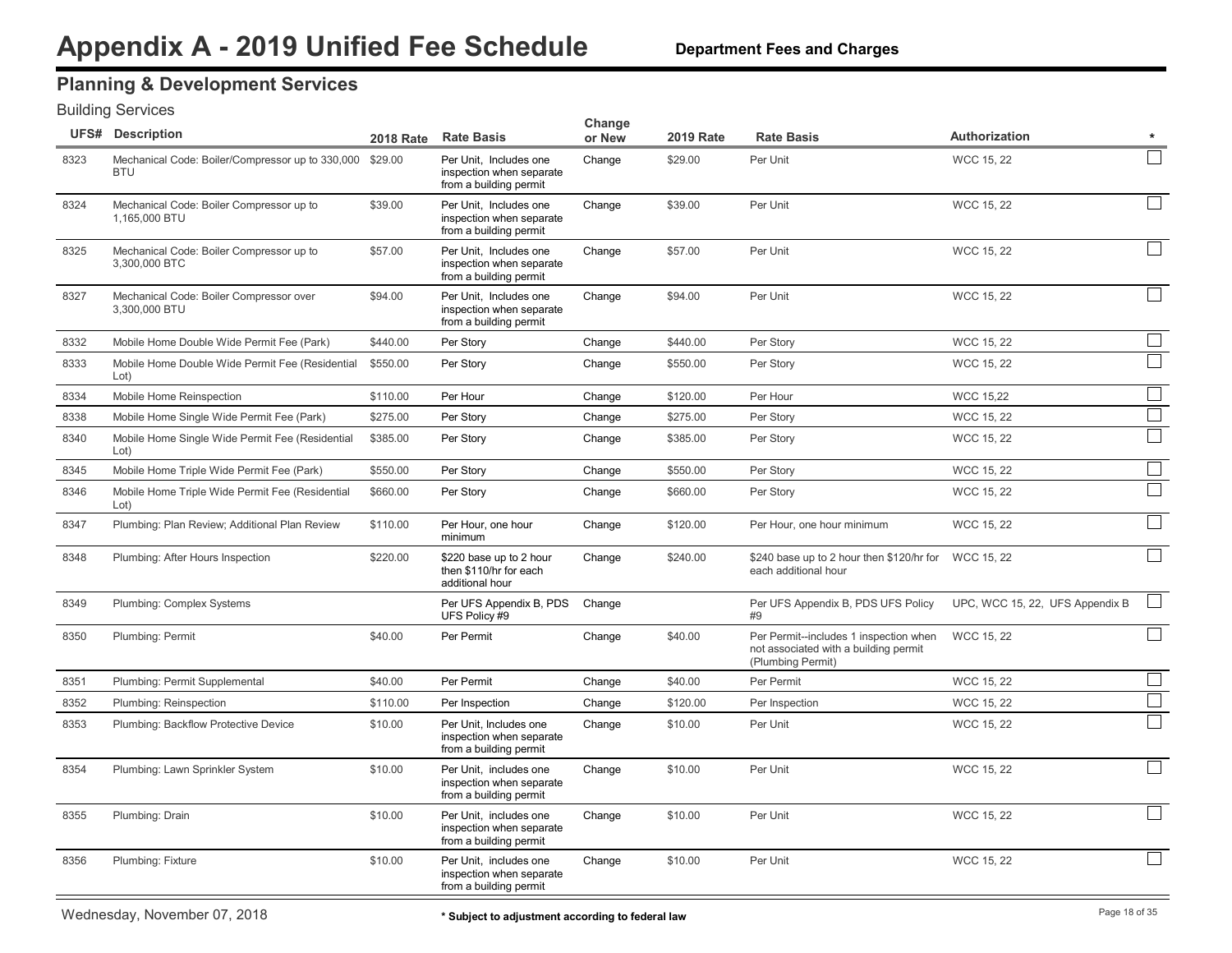# Appendix A - 2019 Unified Fee Schedule

**Department Fees and Charges**

## Planning & Development Services

### Building Services

| UFS# | Description | 2018 Rate | Rate Basis | Change or New | 2019 Rate | Rate Basis | Authorization | * |
|---|---|---|---|---|---|---|---|---|
| 8323 | Mechanical Code: Boiler/Compressor up to 330,000 BTU | $29.00 | Per Unit, Includes one inspection when separate from a building permit | Change | $29.00 | Per Unit | WCC 15, 22 | ☐ |
| 8324 | Mechanical Code: Boiler Compressor up to 1,165,000 BTU | $39.00 | Per Unit, Includes one inspection when separate from a building permit | Change | $39.00 | Per Unit | WCC 15, 22 | ☐ |
| 8325 | Mechanical Code: Boiler Compressor up to 3,300,000 BTC | $57.00 | Per Unit, Includes one inspection when separate from a building permit | Change | $57.00 | Per Unit | WCC 15, 22 | ☐ |
| 8327 | Mechanical Code: Boiler Compressor over 3,300,000 BTU | $94.00 | Per Unit, Includes one inspection when separate from a building permit | Change | $94.00 | Per Unit | WCC 15, 22 | ☐ |
| 8332 | Mobile Home Double Wide Permit Fee (Park) | $440.00 | Per Story | Change | $440.00 | Per Story | WCC 15, 22 | ☐ |
| 8333 | Mobile Home Double Wide Permit Fee (Residential Lot) | $550.00 | Per Story | Change | $550.00 | Per Story | WCC 15, 22 | ☐ |
| 8334 | Mobile Home Reinspection | $110.00 | Per Hour | Change | $120.00 | Per Hour | WCC 15,22 | ☐ |
| 8338 | Mobile Home Single Wide Permit Fee (Park) | $275.00 | Per Story | Change | $275.00 | Per Story | WCC 15, 22 | ☐ |
| 8340 | Mobile Home Single Wide Permit Fee (Residential Lot) | $385.00 | Per Story | Change | $385.00 | Per Story | WCC 15, 22 | ☐ |
| 8345 | Mobile Home Triple Wide Permit Fee (Park) | $550.00 | Per Story | Change | $550.00 | Per Story | WCC 15, 22 | ☐ |
| 8346 | Mobile Home Triple Wide Permit Fee (Residential Lot) | $660.00 | Per Story | Change | $660.00 | Per Story | WCC 15, 22 | ☐ |
| 8347 | Plumbing: Plan Review; Additional Plan Review | $110.00 | Per Hour, one hour minimum | Change | $120.00 | Per Hour, one hour minimum | WCC 15, 22 | ☐ |
| 8348 | Plumbing: After Hours Inspection | $220.00 | $220 base up to 2 hour then $110/hr for each additional hour | Change | $240.00 | $240 base up to 2 hour then $120/hr for each additional hour | WCC 15, 22 | ☐ |
| 8349 | Plumbing: Complex Systems | | Per UFS Appendix B, PDS UFS Policy #9 | Change | | Per UFS Appendix B, PDS UFS Policy #9 | UPC, WCC 15, 22, UFS Appendix B | ☐ |
| 8350 | Plumbing: Permit | $40.00 | Per Permit | Change | $40.00 | Per Permit--includes 1 inspection when not associated with a building permit (Plumbing Permit) | WCC 15, 22 | ☐ |
| 8351 | Plumbing: Permit Supplemental | $40.00 | Per Permit | Change | $40.00 | Per Permit | WCC 15, 22 | ☐ |
| 8352 | Plumbing: Reinspection | $110.00 | Per Inspection | Change | $120.00 | Per Inspection | WCC 15, 22 | ☐ |
| 8353 | Plumbing: Backflow Protective Device | $10.00 | Per Unit, Includes one inspection when separate from a building permit | Change | $10.00 | Per Unit | WCC 15, 22 | ☐ |
| 8354 | Plumbing: Lawn Sprinkler System | $10.00 | Per Unit, includes one inspection when separate from a building permit | Change | $10.00 | Per Unit | WCC 15, 22 | ☐ |
| 8355 | Plumbing: Drain | $10.00 | Per Unit, includes one inspection when separate from a building permit | Change | $10.00 | Per Unit | WCC 15, 22 | ☐ |
| 8356 | Plumbing: Fixture | $10.00 | Per Unit, includes one inspection when separate from a building permit | Change | $10.00 | Per Unit | WCC 15, 22 | ☐ |

Wednesday, November 07, 2018

**\* Subject to adjustment according to federal law**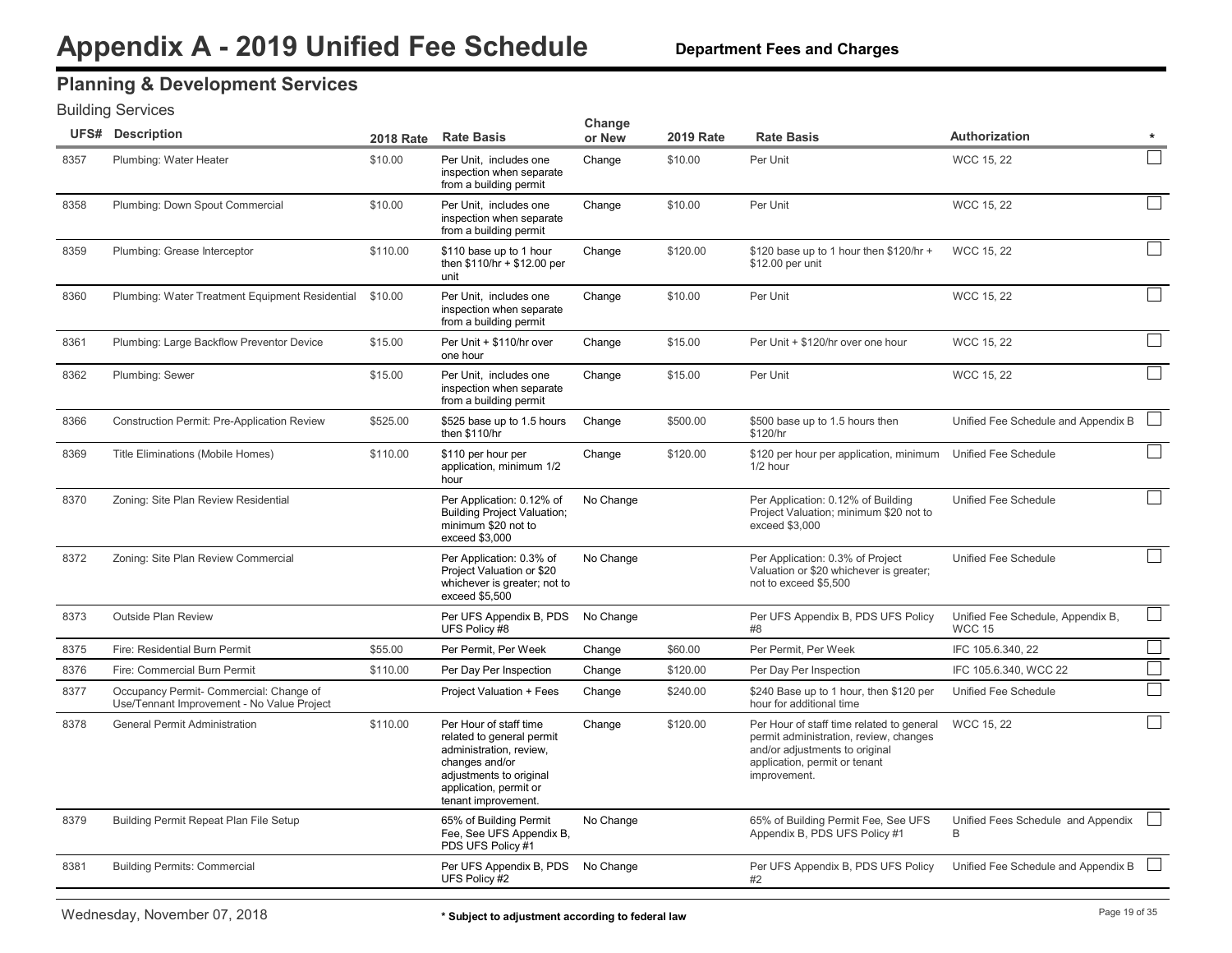# Appendix A - 2019 Unified Fee Schedule

**Department Fees and Charges**

## Planning & Development Services

### Building Services

| UFS# | Description | 2018 Rate | Rate Basis | Change or New | 2019 Rate | Rate Basis | Authorization | * |
|---|---|---|---|---|---|---|---|---|
| 8357 | Plumbing: Water Heater | $10.00 | Per Unit, includes one inspection when separate from a building permit | Change | $10.00 | Per Unit | WCC 15, 22 | ☐ |
| 8358 | Plumbing: Down Spout Commercial | $10.00 | Per Unit, includes one inspection when separate from a building permit | Change | $10.00 | Per Unit | WCC 15, 22 | ☐ |
| 8359 | Plumbing: Grease Interceptor | $110.00 | $110 base up to 1 hour then $110/hr + $12.00 per unit | Change | $120.00 | $120 base up to 1 hour then $120/hr + $12.00 per unit | WCC 15, 22 | ☐ |
| 8360 | Plumbing: Water Treatment Equipment Residential | $10.00 | Per Unit, includes one inspection when separate from a building permit | Change | $10.00 | Per Unit | WCC 15, 22 | ☐ |
| 8361 | Plumbing: Large Backflow Preventor Device | $15.00 | Per Unit + $110/hr over one hour | Change | $15.00 | Per Unit + $120/hr over one hour | WCC 15, 22 | ☐ |
| 8362 | Plumbing: Sewer | $15.00 | Per Unit, includes one inspection when separate from a building permit | Change | $15.00 | Per Unit | WCC 15, 22 | ☐ |
| 8366 | Construction Permit: Pre-Application Review | $525.00 | $525 base up to 1.5 hours then $110/hr | Change | $500.00 | $500 base up to 1.5 hours then $120/hr | Unified Fee Schedule and Appendix B | ☐ |
| 8369 | Title Eliminations (Mobile Homes) | $110.00 | $110 per hour per application, minimum 1/2 hour | Change | $120.00 | $120 per hour per application, minimum 1/2 hour | Unified Fee Schedule | ☐ |
| 8370 | Zoning: Site Plan Review Residential | | Per Application: 0.12% of Building Project Valuation; minimum $20 not to exceed $3,000 | No Change | | Per Application: 0.12% of Building Project Valuation; minimum $20 not to exceed $3,000 | Unified Fee Schedule | ☐ |
| 8372 | Zoning: Site Plan Review Commercial | | Per Application: 0.3% of Project Valuation or $20 whichever is greater; not to exceed $5,500 | No Change | | Per Application: 0.3% of Project Valuation or $20 whichever is greater; not to exceed $5,500 | Unified Fee Schedule | ☐ |
| 8373 | Outside Plan Review | | Per UFS Appendix B, PDS UFS Policy #8 | No Change | | Per UFS Appendix B, PDS UFS Policy #8 | Unified Fee Schedule, Appendix B, WCC 15 | ☐ |
| 8375 | Fire: Residential Burn Permit | $55.00 | Per Permit, Per Week | Change | $60.00 | Per Permit, Per Week | IFC 105.6.340, 22 | ☐ |
| 8376 | Fire: Commercial Burn Permit | $110.00 | Per Day Per Inspection | Change | $120.00 | Per Day Per Inspection | IFC 105.6.340, WCC 22 | ☐ |
| 8377 | Occupancy Permit- Commercial: Change of Use/Tennant Improvement - No Value Project | | Project Valuation + Fees | Change | $240.00 | $240 Base up to 1 hour, then $120 per hour for additional time | Unified Fee Schedule | ☐ |
| 8378 | General Permit Administration | $110.00 | Per Hour of staff time related to general permit administration, review, changes and/or adjustments to original application, permit or tenant improvement. | Change | $120.00 | Per Hour of staff time related to general permit administration, review, changes and/or adjustments to original application, permit or tenant improvement. | WCC 15, 22 | ☐ |
| 8379 | Building Permit Repeat Plan File Setup | | 65% of Building Permit Fee, See UFS Appendix B, PDS UFS Policy #1 | No Change | | 65% of Building Permit Fee, See UFS Appendix B, PDS UFS Policy #1 | Unified Fees Schedule and Appendix B | ☐ |
| 8381 | Building Permits: Commercial | | Per UFS Appendix B, PDS UFS Policy #2 | No Change | | Per UFS Appendix B, PDS UFS Policy #2 | Unified Fee Schedule and Appendix B | ☐ |

Wednesday, November 07, 2018

\* Subject to adjustment according to federal law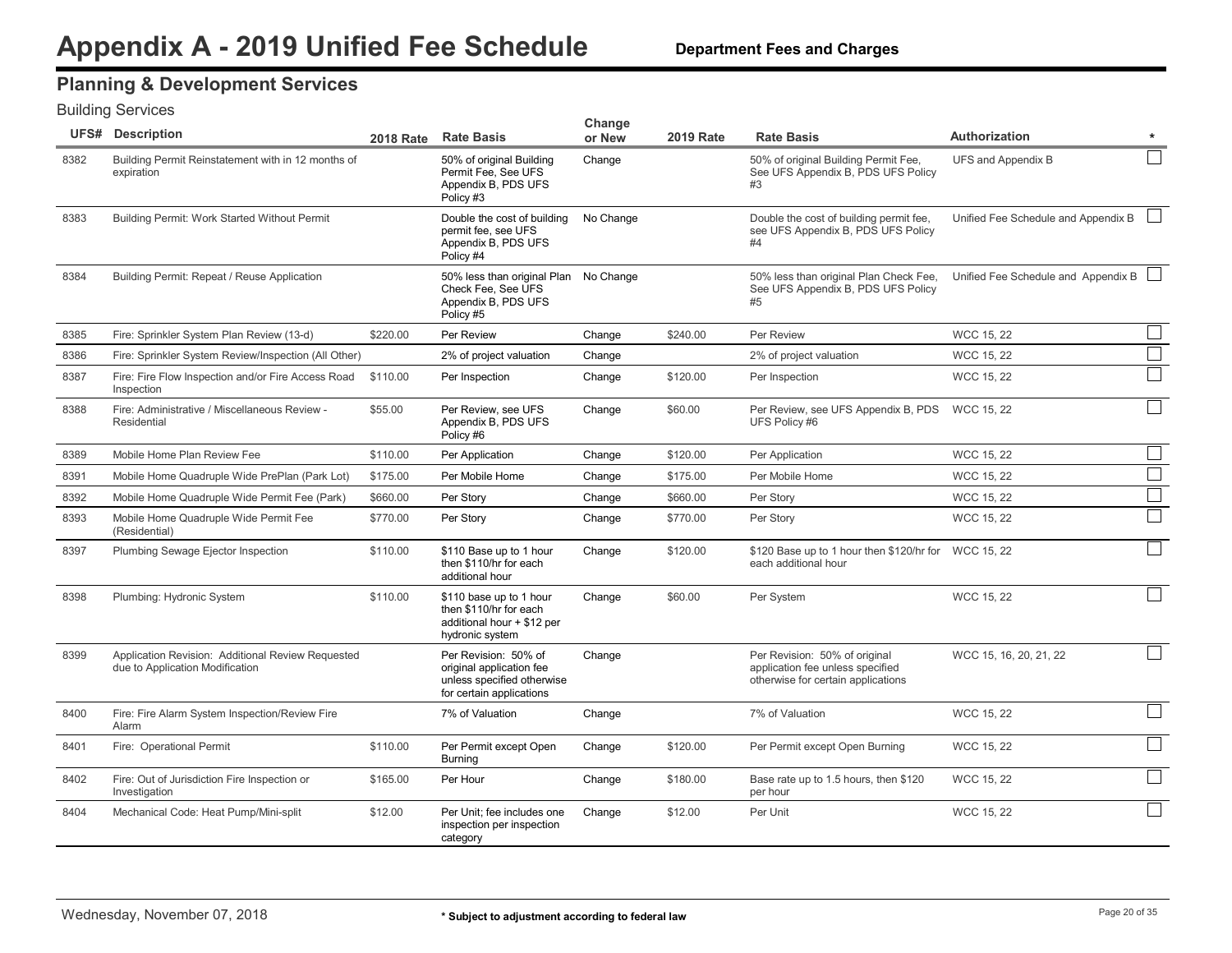# Appendix A - 2019 Unified Fee Schedule

**Department Fees and Charges**

## Planning & Development Services

### Building Services

| UFS# | Description | 2018 Rate | Rate Basis | Change or New | 2019 Rate | Rate Basis | Authorization | * |
|---|---|---|---|---|---|---|---|---|
| 8382 | Building Permit Reinstatement with in 12 months of expiration | | 50% of original Building Permit Fee, See UFS Appendix B, PDS UFS Policy #3 | Change | | 50% of original Building Permit Fee, See UFS Appendix B, PDS UFS Policy #3 | UFS and Appendix B | ☐ |
| 8383 | Building Permit: Work Started Without Permit | | Double the cost of building permit fee, see UFS Appendix B, PDS UFS Policy #4 | No Change | | Double the cost of building permit fee, see UFS Appendix B, PDS UFS Policy #4 | Unified Fee Schedule and Appendix B | ☐ |
| 8384 | Building Permit: Repeat / Reuse Application | | 50% less than original Plan Check Fee, See UFS Appendix B, PDS UFS Policy #5 | No Change | | 50% less than original Plan Check Fee, See UFS Appendix B, PDS UFS Policy #5 | Unified Fee Schedule and Appendix B | ☐ |
| 8385 | Fire: Sprinkler System Plan Review (13-d) | $220.00 | Per Review | Change | $240.00 | Per Review | WCC 15, 22 | ☐ |
| 8386 | Fire: Sprinkler System Review/Inspection (All Other) | | 2% of project valuation | Change | | 2% of project valuation | WCC 15, 22 | ☐ |
| 8387 | Fire: Fire Flow Inspection and/or Fire Access Road Inspection | $110.00 | Per Inspection | Change | $120.00 | Per Inspection | WCC 15, 22 | ☐ |
| 8388 | Fire: Administrative / Miscellaneous Review - Residential | $55.00 | Per Review, see UFS Appendix B, PDS UFS Policy #6 | Change | $60.00 | Per Review, see UFS Appendix B, PDS UFS Policy #6 | WCC 15, 22 | ☐ |
| 8389 | Mobile Home Plan Review Fee | $110.00 | Per Application | Change | $120.00 | Per Application | WCC 15, 22 | ☐ |
| 8391 | Mobile Home Quadruple Wide PrePlan (Park Lot) | $175.00 | Per Mobile Home | Change | $175.00 | Per Mobile Home | WCC 15, 22 | ☐ |
| 8392 | Mobile Home Quadruple Wide Permit Fee (Park) | $660.00 | Per Story | Change | $660.00 | Per Story | WCC 15, 22 | ☐ |
| 8393 | Mobile Home Quadruple Wide Permit Fee (Residential) | $770.00 | Per Story | Change | $770.00 | Per Story | WCC 15, 22 | ☐ |
| 8397 | Plumbing Sewage Ejector Inspection | $110.00 | $110 Base up to 1 hour then $110/hr for each additional hour | Change | $120.00 | $120 Base up to 1 hour then $120/hr for each additional hour | WCC 15, 22 | ☐ |
| 8398 | Plumbing: Hydronic System | $110.00 | $110 base up to 1 hour then $110/hr for each additional hour + $12 per hydronic system | Change | $60.00 | Per System | WCC 15, 22 | ☐ |
| 8399 | Application Revision: Additional Review Requested due to Application Modification | | Per Revision: 50% of original application fee unless specified otherwise for certain applications | Change | | Per Revision: 50% of original application fee unless specified otherwise for certain applications | WCC 15, 16, 20, 21, 22 | ☐ |
| 8400 | Fire: Fire Alarm System Inspection/Review Fire Alarm | | 7% of Valuation | Change | | 7% of Valuation | WCC 15, 22 | ☐ |
| 8401 | Fire: Operational Permit | $110.00 | Per Permit except Open Burning | Change | $120.00 | Per Permit except Open Burning | WCC 15, 22 | ☐ |
| 8402 | Fire: Out of Jurisdiction Fire Inspection or Investigation | $165.00 | Per Hour | Change | $180.00 | Base rate up to 1.5 hours, then $120 per hour | WCC 15, 22 | ☐ |
| 8404 | Mechanical Code: Heat Pump/Mini-split | $12.00 | Per Unit; fee includes one inspection per inspection category | Change | $12.00 | Per Unit | WCC 15, 22 | ☐ |

Wednesday, November 07, 2018

* Subject to adjustment according to federal law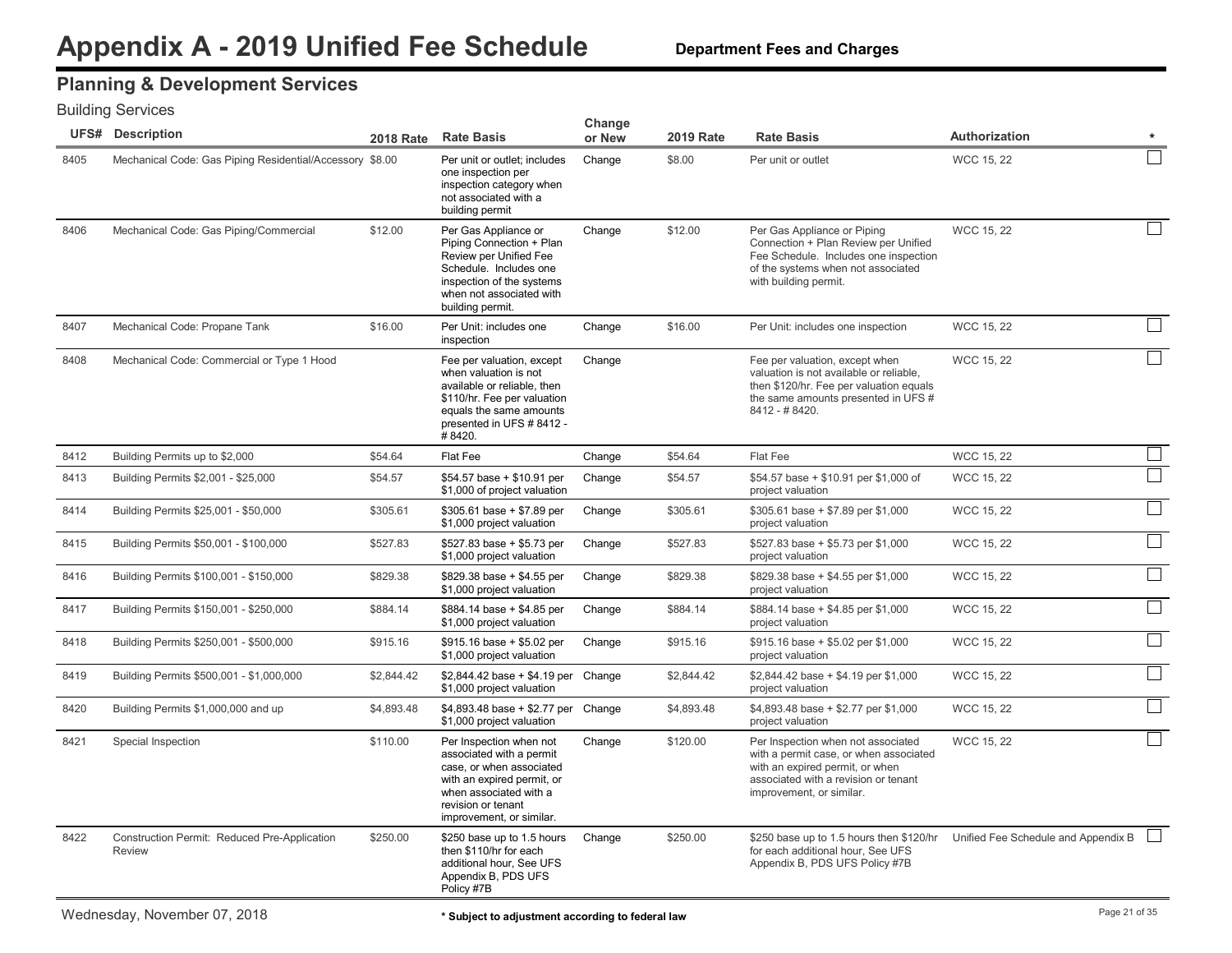# Appendix A - 2019 Unified Fee Schedule

**Department Fees and Charges**

## Planning & Development Services

### Building Services

| UFS# | Description | 2018 Rate | Rate Basis | Change or New | 2019 Rate | Rate Basis | Authorization | * |
|---|---|---|---|---|---|---|---|---|
| 8405 | Mechanical Code: Gas Piping Residential/Accessory | $8.00 | Per unit or outlet; includes one inspection per inspection category when not associated with a building permit | Change | $8.00 | Per unit or outlet | WCC 15, 22 | ☐ |
| 8406 | Mechanical Code: Gas Piping/Commercial | $12.00 | Per Gas Appliance or Piping Connection + Plan Review per Unified Fee Schedule. Includes one inspection of the systems when not associated with building permit. | Change | $12.00 | Per Gas Appliance or Piping Connection + Plan Review per Unified Fee Schedule. Includes one inspection of the systems when not associated with building permit. | WCC 15, 22 | ☐ |
| 8407 | Mechanical Code: Propane Tank | $16.00 | Per Unit: includes one inspection | Change | $16.00 | Per Unit: includes one inspection | WCC 15, 22 | ☐ |
| 8408 | Mechanical Code: Commercial or Type 1 Hood | | Fee per valuation, except when valuation is not available or reliable, then $110/hr. Fee per valuation equals the same amounts presented in UFS # 8412 - # 8420. | Change | | Fee per valuation, except when valuation is not available or reliable, then $120/hr. Fee per valuation equals the same amounts presented in UFS # 8412 - # 8420. | WCC 15, 22 | ☐ |
| 8412 | Building Permits up to $2,000 | $54.64 | Flat Fee | Change | $54.64 | Flat Fee | WCC 15, 22 | ☐ |
| 8413 | Building Permits $2,001 - $25,000 | $54.57 | $54.57 base + $10.91 per $1,000 of project valuation | Change | $54.57 | $54.57 base + $10.91 per $1,000 of project valuation | WCC 15, 22 | ☐ |
| 8414 | Building Permits $25,001 - $50,000 | $305.61 | $305.61 base + $7.89 per $1,000 project valuation | Change | $305.61 | $305.61 base + $7.89 per $1,000 project valuation | WCC 15, 22 | ☐ |
| 8415 | Building Permits $50,001 - $100,000 | $527.83 | $527.83 base + $5.73 per $1,000 project valuation | Change | $527.83 | $527.83 base + $5.73 per $1,000 project valuation | WCC 15, 22 | ☐ |
| 8416 | Building Permits $100,001 - $150,000 | $829.38 | $829.38 base + $4.55 per $1,000 project valuation | Change | $829.38 | $829.38 base + $4.55 per $1,000 project valuation | WCC 15, 22 | ☐ |
| 8417 | Building Permits $150,001 - $250,000 | $884.14 | $884.14 base + $4.85 per $1,000 project valuation | Change | $884.14 | $884.14 base + $4.85 per $1,000 project valuation | WCC 15, 22 | ☐ |
| 8418 | Building Permits $250,001 - $500,000 | $915.16 | $915.16 base + $5.02 per $1,000 project valuation | Change | $915.16 | $915.16 base + $5.02 per $1,000 project valuation | WCC 15, 22 | ☐ |
| 8419 | Building Permits $500,001 - $1,000,000 | $2,844.42 | $2,844.42 base + $4.19 per $1,000 project valuation | Change | $2,844.42 | $2,844.42 base + $4.19 per $1,000 project valuation | WCC 15, 22 | ☐ |
| 8420 | Building Permits $1,000,000 and up | $4,893.48 | $4,893.48 base + $2.77 per $1,000 project valuation | Change | $4,893.48 | $4,893.48 base + $2.77 per $1,000 project valuation | WCC 15, 22 | ☐ |
| 8421 | Special Inspection | $110.00 | Per Inspection when not associated with a permit case, or when associated with an expired permit, or when associated with a revision or tenant improvement, or similar. | Change | $120.00 | Per Inspection when not associated with a permit case, or when associated with an expired permit, or when associated with a revision or tenant improvement, or similar. | WCC 15, 22 | ☐ |
| 8422 | Construction Permit: Reduced Pre-Application Review | $250.00 | $250 base up to 1.5 hours then $110/hr for each additional hour, See UFS Appendix B, PDS UFS Policy #7B | Change | $250.00 | $250 base up to 1.5 hours then $120/hr for each additional hour, See UFS Appendix B, PDS UFS Policy #7B | Unified Fee Schedule and Appendix B | ☐ |

Wednesday, November 07, 2018

* Subject to adjustment according to federal law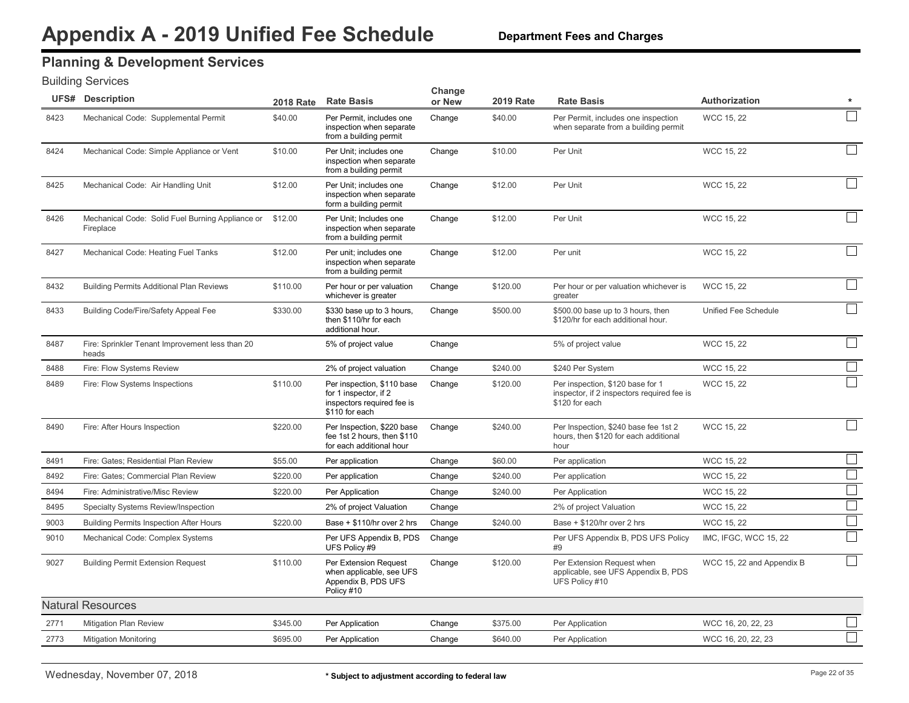# Appendix A - 2019 Unified Fee Schedule

**Department Fees and Charges**

## Planning & Development Services

### Building Services

| UFS# | Description | 2018 Rate | Rate Basis | Change or New | 2019 Rate | Rate Basis | Authorization | * |
|---|---|---|---|---|---|---|---|---|
| 8423 | Mechanical Code: Supplemental Permit | $40.00 | Per Permit, includes one inspection when separate from a building permit | Change | $40.00 | Per Permit, includes one inspection when separate from a building permit | WCC 15, 22 | ☐ |
| 8424 | Mechanical Code: Simple Appliance or Vent | $10.00 | Per Unit; includes one inspection when separate from a building permit | Change | $10.00 | Per Unit | WCC 15, 22 | ☐ |
| 8425 | Mechanical Code: Air Handling Unit | $12.00 | Per Unit; includes one inspection when separate form a building permit | Change | $12.00 | Per Unit | WCC 15, 22 | ☐ |
| 8426 | Mechanical Code: Solid Fuel Burning Appliance or Fireplace | $12.00 | Per Unit; Includes one inspection when separate from a building permit | Change | $12.00 | Per Unit | WCC 15, 22 | ☐ |
| 8427 | Mechanical Code: Heating Fuel Tanks | $12.00 | Per unit; includes one inspection when separate from a building permit | Change | $12.00 | Per unit | WCC 15, 22 | ☐ |
| 8432 | Building Permits Additional Plan Reviews | $110.00 | Per hour or per valuation whichever is greater | Change | $120.00 | Per hour or per valuation whichever is greater | WCC 15, 22 | ☐ |
| 8433 | Building Code/Fire/Safety Appeal Fee | $330.00 | $330 base up to 3 hours, then $110/hr for each additional hour. | Change | $500.00 | $500.00 base up to 3 hours, then $120/hr for each additional hour. | Unified Fee Schedule | ☐ |
| 8487 | Fire: Sprinkler Tenant Improvement less than 20 heads | | 5% of project value | Change | | 5% of project value | WCC 15, 22 | ☐ |
| 8488 | Fire: Flow Systems Review | | 2% of project valuation | Change | $240.00 | $240 Per System | WCC 15, 22 | ☐ |
| 8489 | Fire: Flow Systems Inspections | $110.00 | Per inspection, $110 base for 1 inspector, if 2 inspectors required fee is $110 for each | Change | $120.00 | Per inspection, $120 base for 1 inspector, if 2 inspectors required fee is $120 for each | WCC 15, 22 | ☐ |
| 8490 | Fire: After Hours Inspection | $220.00 | Per Inspection, $220 base fee 1st 2 hours, then $110 for each additional hour | Change | $240.00 | Per Inspection, $240 base fee 1st 2 hours, then $120 for each additional hour | WCC 15, 22 | ☐ |
| 8491 | Fire: Gates; Residential Plan Review | $55.00 | Per application | Change | $60.00 | Per application | WCC 15, 22 | ☐ |
| 8492 | Fire: Gates; Commercial Plan Review | $220.00 | Per application | Change | $240.00 | Per application | WCC 15, 22 | ☐ |
| 8494 | Fire: Administrative/Misc Review | $220.00 | Per Application | Change | $240.00 | Per Application | WCC 15, 22 | ☐ |
| 8495 | Specialty Systems Review/Inspection | | 2% of project Valuation | Change | | 2% of project Valuation | WCC 15, 22 | ☐ |
| 9003 | Building Permits Inspection After Hours | $220.00 | Base + $110/hr over 2 hrs | Change | $240.00 | Base + $120/hr over 2 hrs | WCC 15, 22 | ☐ |
| 9010 | Mechanical Code: Complex Systems | | Per UFS Appendix B, PDS UFS Policy #9 | Change | | Per UFS Appendix B, PDS UFS Policy #9 | IMC, IFGC, WCC 15, 22 | ☐ |
| 9027 | Building Permit Extension Request | $110.00 | Per Extension Request when applicable, see UFS Appendix B, PDS UFS Policy #10 | Change | $120.00 | Per Extension Request when applicable, see UFS Appendix B, PDS UFS Policy #10 | WCC 15, 22 and Appendix B | ☐ |

### Natural Resources

| UFS# | Description | 2018 Rate | Rate Basis | Change or New | 2019 Rate | Rate Basis | Authorization | * |
|---|---|---|---|---|---|---|---|---|
| 2771 | Mitigation Plan Review | $345.00 | Per Application | Change | $375.00 | Per Application | WCC 16, 20, 22, 23 | ☐ |
| 2773 | Mitigation Monitoring | $695.00 | Per Application | Change | $640.00 | Per Application | WCC 16, 20, 22, 23 | ☐ |

Wednesday, November 07, 2018

\* Subject to adjustment according to federal law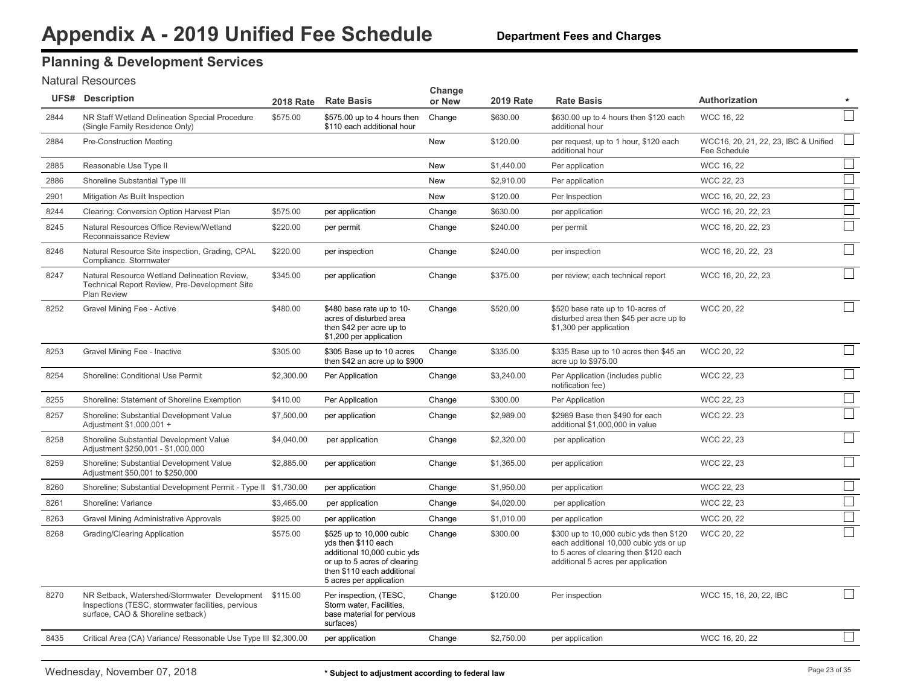# Appendix A - 2019 Unified Fee Schedule

**Department Fees and Charges**

## Planning & Development Services

### Natural Resources

| UFS# | Description | 2018 Rate | Rate Basis | Change or New | 2019 Rate | Rate Basis | Authorization | * |
|---|---|---|---|---|---|---|---|---|
| 2844 | NR Staff Wetland Delineation Special Procedure (Single Family Residence Only) | $575.00 | $575.00 up to 4 hours then $110 each additional hour | Change | $630.00 | $630.00 up to 4 hours then $120 each additional hour | WCC 16, 22 | ☐ |
| 2884 | Pre-Construction Meeting | | | New | $120.00 | per request, up to 1 hour, $120 each additional hour | WCC16, 20, 21, 22, 23, IBC & Unified Fee Schedule | ☐ |
| 2885 | Reasonable Use Type II | | | New | $1,440.00 | Per application | WCC 16, 22 | ☐ |
| 2886 | Shoreline Substantial Type III | | | New | $2,910.00 | Per application | WCC 22, 23 | ☐ |
| 2901 | Mitigation As Built Inspection | | | New | $120.00 | Per Inspection | WCC 16, 20, 22, 23 | ☐ |
| 8244 | Clearing: Conversion Option Harvest Plan | $575.00 | per application | Change | $630.00 | per application | WCC 16, 20, 22, 23 | ☐ |
| 8245 | Natural Resources Office Review/Wetland Reconnaissance Review | $220.00 | per permit | Change | $240.00 | per permit | WCC 16, 20, 22, 23 | ☐ |
| 8246 | Natural Resource Site inspection, Grading, CPAL Compliance. Stormwater | $220.00 | per inspection | Change | $240.00 | per inspection | WCC 16, 20, 22, 23 | ☐ |
| 8247 | Natural Resource Wetland Delineation Review, Technical Report Review, Pre-Development Site Plan Review | $345.00 | per application | Change | $375.00 | per review; each technical report | WCC 16, 20, 22, 23 | ☐ |
| 8252 | Gravel Mining Fee - Active | $480.00 | $480 base rate up to 10-acres of disturbed area then $42 per acre up to $1,200 per application | Change | $520.00 | $520 base rate up to 10-acres of disturbed area then $45 per acre up to $1,300 per application | WCC 20, 22 | ☐ |
| 8253 | Gravel Mining Fee - Inactive | $305.00 | $305 Base up to 10 acres then $42 an acre up to $900 | Change | $335.00 | $335 Base up to 10 acres then $45 an acre up to $975.00 | WCC 20, 22 | ☐ |
| 8254 | Shoreline: Conditional Use Permit | $2,300.00 | Per Application | Change | $3,240.00 | Per Application (includes public notification fee) | WCC 22, 23 | ☐ |
| 8255 | Shoreline: Statement of Shoreline Exemption | $410.00 | Per Application | Change | $300.00 | Per Application | WCC 22, 23 | ☐ |
| 8257 | Shoreline: Substantial Development Value Adjustment $1,000,001 + | $7,500.00 | per application | Change | $2,989.00 | $2989 Base then $490 for each additional $1,000,000 in value | WCC 22. 23 | ☐ |
| 8258 | Shoreline Substantial Development Value Adjustment $250,001 - $1,000,000 | $4,040.00 | per application | Change | $2,320.00 | per application | WCC 22, 23 | ☐ |
| 8259 | Shoreline: Substantial Development Value Adjustment $50,001 to $250,000 | $2,885.00 | per application | Change | $1,365.00 | per application | WCC 22, 23 | ☐ |
| 8260 | Shoreline: Substantial Development Permit - Type II | $1,730.00 | per application | Change | $1,950.00 | per application | WCC 22, 23 | ☐ |
| 8261 | Shoreline: Variance | $3,465.00 | per application | Change | $4,020.00 | per application | WCC 22, 23 | ☐ |
| 8263 | Gravel Mining Administrative Approvals | $925.00 | per application | Change | $1,010.00 | per application | WCC 20, 22 | ☐ |
| 8268 | Grading/Clearing Application | $575.00 | $525 up to 10,000 cubic yds then $110 each additional 10,000 cubic yds or up to 5 acres of clearing then $110 each additional 5 acres per application | Change | $300.00 | $300 up to 10,000 cubic yds then $120 each additional 10,000 cubic yds or up to 5 acres of clearing then $120 each additional 5 acres per application | WCC 20, 22 | ☐ |
| 8270 | NR Setback, Watershed/Stormwater Development Inspections (TESC, stormwater facilities, pervious surface, CAO & Shoreline setback) | $115.00 | Per inspection, (TESC, Storm water, Facilities, base material for pervious surfaces) | Change | $120.00 | Per inspection | WCC 15, 16, 20, 22, IBC | ☐ |
| 8435 | Critical Area (CA) Variance/ Reasonable Use Type III | $2,300.00 | per application | Change | $2,750.00 | per application | WCC 16, 20, 22 | ☐ |

Wednesday, November 07, 2018

* Subject to adjustment according to federal law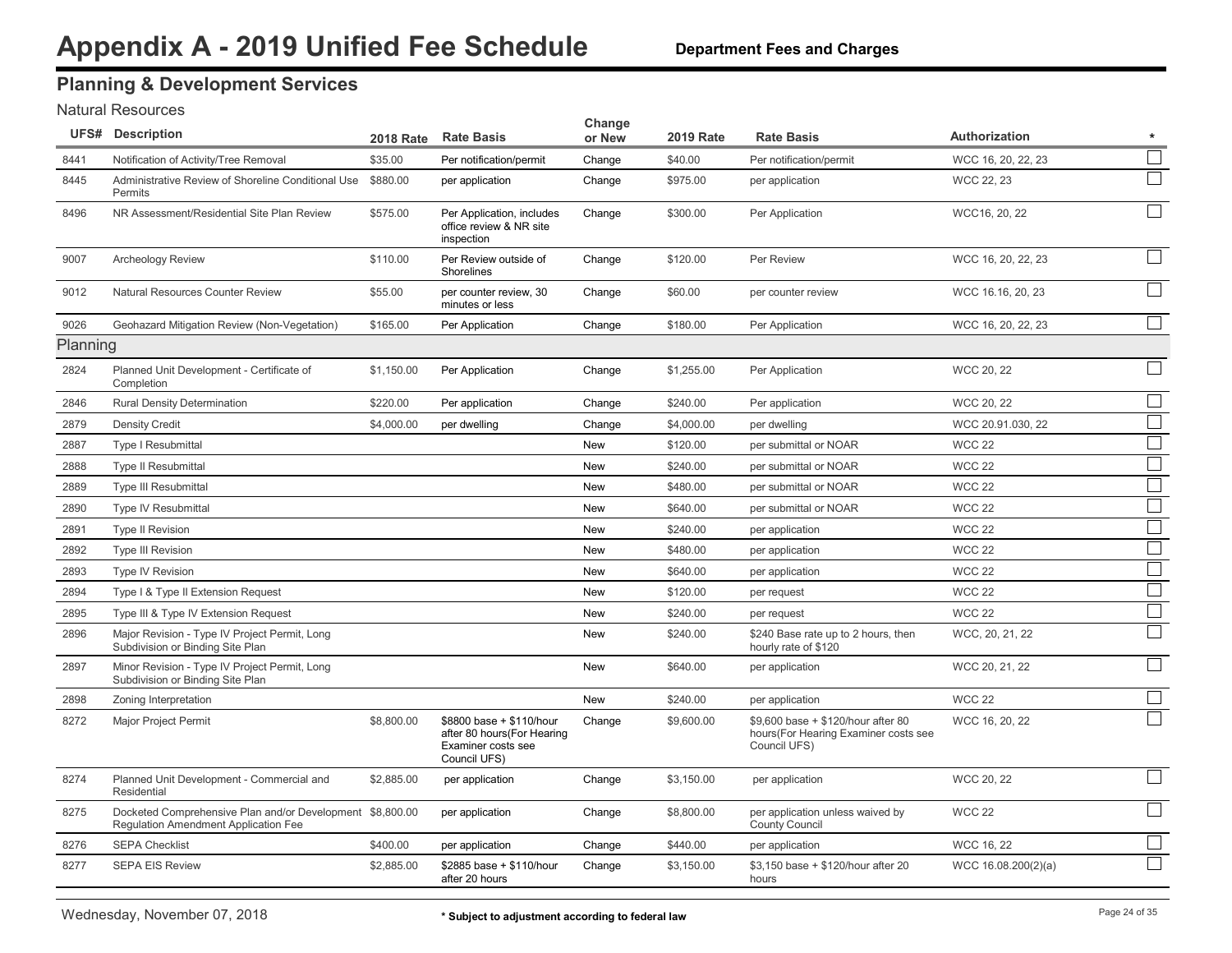# Appendix A - 2019 Unified Fee Schedule

**Department Fees and Charges**

## Planning & Development Services

### Natural Resources

| UFS# | Description | 2018 Rate | Rate Basis | Change or New | 2019 Rate | Rate Basis | Authorization | * |
|---|---|---|---|---|---|---|---|---|
| 8441 | Notification of Activity/Tree Removal | $35.00 | Per notification/permit | Change | $40.00 | Per notification/permit | WCC 16, 20, 22, 23 | ☐ |
| 8445 | Administrative Review of Shoreline Conditional Use Permits | $880.00 | per application | Change | $975.00 | per application | WCC 22, 23 | ☐ |
| 8496 | NR Assessment/Residential Site Plan Review | $575.00 | Per Application, includes office review & NR site inspection | Change | $300.00 | Per Application | WCC16, 20, 22 | ☐ |
| 9007 | Archeology Review | $110.00 | Per Review outside of Shorelines | Change | $120.00 | Per Review | WCC 16, 20, 22, 23 | ☐ |
| 9012 | Natural Resources Counter Review | $55.00 | per counter review, 30 minutes or less | Change | $60.00 | per counter review | WCC 16.16, 20, 23 | ☐ |
| 9026 | Geohazard Mitigation Review (Non-Vegetation) | $165.00 | Per Application | Change | $180.00 | Per Application | WCC 16, 20, 22, 23 | ☐ |

### Planning

| UFS# | Description | 2018 Rate | Rate Basis | Change or New | 2019 Rate | Rate Basis | Authorization | * |
|---|---|---|---|---|---|---|---|---|
| 2824 | Planned Unit Development - Certificate of Completion | $1,150.00 | Per Application | Change | $1,255.00 | Per Application | WCC 20, 22 | ☐ |
| 2846 | Rural Density Determination | $220.00 | Per application | Change | $240.00 | Per application | WCC 20, 22 | ☐ |
| 2879 | Density Credit | $4,000.00 | per dwelling | Change | $4,000.00 | per dwelling | WCC 20.91.030, 22 | ☐ |
| 2887 | Type I Resubmittal | | | New | $120.00 | per submittal or NOAR | WCC 22 | ☐ |
| 2888 | Type II Resubmittal | | | New | $240.00 | per submittal or NOAR | WCC 22 | ☐ |
| 2889 | Type III Resubmittal | | | New | $480.00 | per submittal or NOAR | WCC 22 | ☐ |
| 2890 | Type IV Resubmittal | | | New | $640.00 | per submittal or NOAR | WCC 22 | ☐ |
| 2891 | Type II Revision | | | New | $240.00 | per application | WCC 22 | ☐ |
| 2892 | Type III Revision | | | New | $480.00 | per application | WCC 22 | ☐ |
| 2893 | Type IV Revision | | | New | $640.00 | per application | WCC 22 | ☐ |
| 2894 | Type I & Type II Extension Request | | | New | $120.00 | per request | WCC 22 | ☐ |
| 2895 | Type III & Type IV Extension Request | | | New | $240.00 | per request | WCC 22 | ☐ |
| 2896 | Major Revision - Type IV Project Permit, Long Subdivision or Binding Site Plan | | | New | $240.00 | $240 Base rate up to 2 hours, then hourly rate of $120 | WCC, 20, 21, 22 | ☐ |
| 2897 | Minor Revision - Type IV Project Permit, Long Subdivision or Binding Site Plan | | | New | $640.00 | per application | WCC 20, 21, 22 | ☐ |
| 2898 | Zoning Interpretation | | | New | $240.00 | per application | WCC 22 | ☐ |
| 8272 | Major Project Permit | $8,800.00 | $8800 base + $110/hour after 80 hours(For Hearing Examiner costs see Council UFS) | Change | $9,600.00 | $9,600 base + $120/hour after 80 hours(For Hearing Examiner costs see Council UFS) | WCC 16, 20, 22 | ☐ |
| 8274 | Planned Unit Development - Commercial and Residential | $2,885.00 | per application | Change | $3,150.00 | per application | WCC 20, 22 | ☐ |
| 8275 | Docketed Comprehensive Plan and/or Development Regulation Amendment Application Fee | $8,800.00 | per application | Change | $8,800.00 | per application unless waived by County Council | WCC 22 | ☐ |
| 8276 | SEPA Checklist | $400.00 | per application | Change | $440.00 | per application | WCC 16, 22 | ☐ |
| 8277 | SEPA EIS Review | $2,885.00 | $2885 base + $110/hour after 20 hours | Change | $3,150.00 | $3,150 base + $120/hour after 20 hours | WCC 16.08.200(2)(a) | ☐ |

Wednesday, November 07, 2018

* Subject to adjustment according to federal law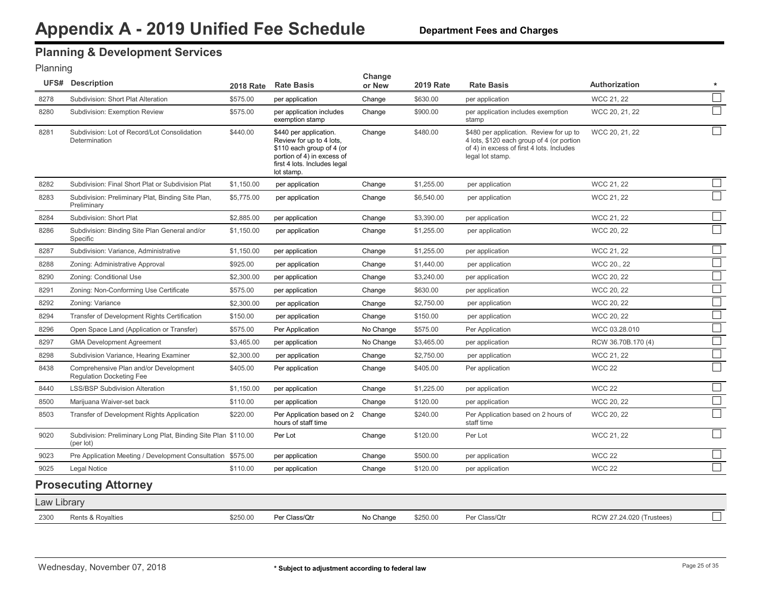# Appendix A - 2019 Unified Fee Schedule

**Department Fees and Charges**

## Planning & Development Services

### Planning

| UFS# | Description | 2018 Rate | Rate Basis | Change or New | 2019 Rate | Rate Basis | Authorization | * |
|---|---|---|---|---|---|---|---|---|
| 8278 | Subdivision: Short Plat Alteration | $575.00 | per application | Change | $630.00 | per application | WCC 21, 22 | ☐ |
| 8280 | Subdivision: Exemption Review | $575.00 | per application includes exemption stamp | Change | $900.00 | per application includes exemption stamp | WCC 20, 21, 22 | ☐ |
| 8281 | Subdivision: Lot of Record/Lot Consolidation Determination | $440.00 | $440 per application. Review for up to 4 lots, $110 each group of 4 (or portion of 4) in excess of first 4 lots. Includes legal lot stamp. | Change | $480.00 | $480 per application. Review for up to 4 lots, $120 each group of 4 (or portion of 4) in excess of first 4 lots. Includes legal lot stamp. | WCC 20, 21, 22 | ☐ |
| 8282 | Subdivision: Final Short Plat or Subdivision Plat | $1,150.00 | per application | Change | $1,255.00 | per application | WCC 21, 22 | ☐ |
| 8283 | Subdivision: Preliminary Plat, Binding Site Plan, Preliminary | $5,775.00 | per application | Change | $6,540.00 | per application | WCC 21, 22 | ☐ |
| 8284 | Subdivision: Short Plat | $2,885.00 | per application | Change | $3,390.00 | per application | WCC 21, 22 | ☐ |
| 8286 | Subdivision: Binding Site Plan General and/or Specific | $1,150.00 | per application | Change | $1,255.00 | per application | WCC 20, 22 | ☐ |
| 8287 | Subdivision: Variance, Administrative | $1,150.00 | per application | Change | $1,255.00 | per application | WCC 21, 22 | ☐ |
| 8288 | Zoning: Administrative Approval | $925.00 | per application | Change | $1,440.00 | per application | WCC 20., 22 | ☐ |
| 8290 | Zoning: Conditional Use | $2,300.00 | per application | Change | $3,240.00 | per application | WCC 20, 22 | ☐ |
| 8291 | Zoning: Non-Conforming Use Certificate | $575.00 | per application | Change | $630.00 | per application | WCC 20, 22 | ☐ |
| 8292 | Zoning: Variance | $2,300.00 | per application | Change | $2,750.00 | per application | WCC 20, 22 | ☐ |
| 8294 | Transfer of Development Rights Certification | $150.00 | per application | Change | $150.00 | per application | WCC 20, 22 | ☐ |
| 8296 | Open Space Land (Application or Transfer) | $575.00 | Per Application | No Change | $575.00 | Per Application | WCC 03.28.010 | ☐ |
| 8297 | GMA Development Agreement | $3,465.00 | per application | No Change | $3,465.00 | per application | RCW 36.70B.170 (4) | ☐ |
| 8298 | Subdivision Variance, Hearing Examiner | $2,300.00 | per application | Change | $2,750.00 | per application | WCC 21, 22 | ☐ |
| 8438 | Comprehensive Plan and/or Development Regulation Docketing Fee | $405.00 | Per application | Change | $405.00 | Per application | WCC 22 | ☐ |
| 8440 | LSS/BSP Subdivision Alteration | $1,150.00 | per application | Change | $1,225.00 | per application | WCC 22 | ☐ |
| 8500 | Marijuana Waiver-set back | $110.00 | per application | Change | $120.00 | per application | WCC 20, 22 | ☐ |
| 8503 | Transfer of Development Rights Application | $220.00 | Per Application based on 2 hours of staff time | Change | $240.00 | Per Application based on 2 hours of staff time | WCC 20, 22 | ☐ |
| 9020 | Subdivision: Preliminary Long Plat, Binding Site Plan (per lot) | $110.00 | Per Lot | Change | $120.00 | Per Lot | WCC 21, 22 | ☐ |
| 9023 | Pre Application Meeting / Development Consultation | $575.00 | per application | Change | $500.00 | per application | WCC 22 | ☐ |
| 9025 | Legal Notice | $110.00 | per application | Change | $120.00 | per application | WCC 22 | ☐ |

## Prosecuting Attorney

### Law Library

| UFS# | Description | 2018 Rate | Rate Basis | Change or New | 2019 Rate | Rate Basis | Authorization | * |
|---|---|---|---|---|---|---|---|---|
| 2300 | Rents & Royalties | $250.00 | Per Class/Qtr | No Change | $250.00 | Per Class/Qtr | RCW 27.24.020 (Trustees) | ☐ |

Wednesday, November 07, 2018

**\* Subject to adjustment according to federal law**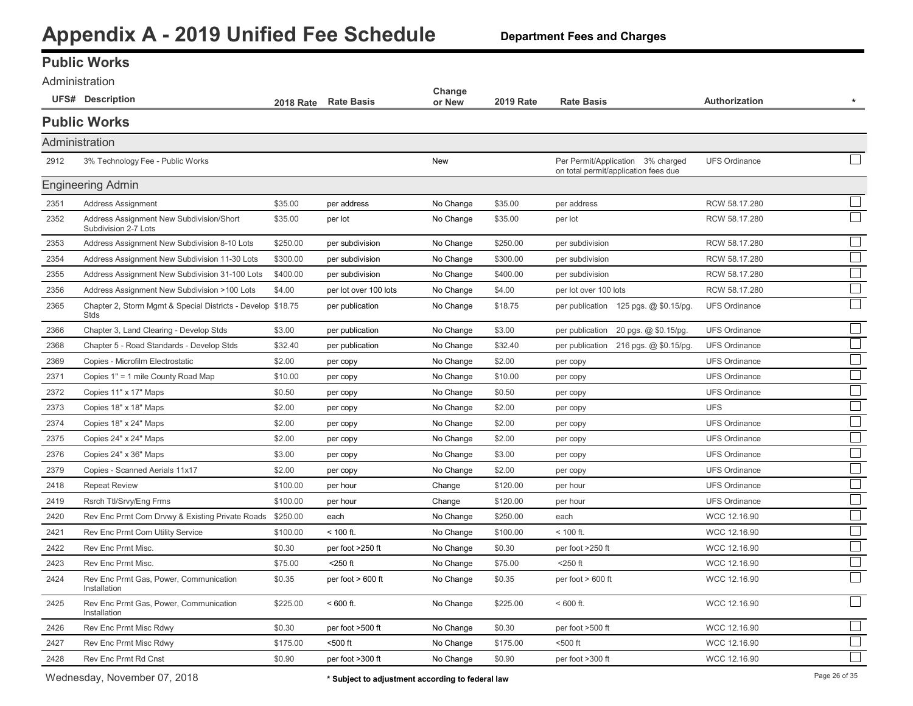# Appendix A - 2019 Unified Fee Schedule

**Department Fees and Charges**

## Public Works

Administration

## Public Works

| UFS# | Description | 2018 Rate | Rate Basis | Change or New | 2019 Rate | Rate Basis | Authorization | * |
|---|---|---|---|---|---|---|---|---|
| **Administration** | | | | | | | | |
| 2912 | 3% Technology Fee - Public Works | | | New | | Per Permit/Application 3% charged on total permit/application fees due | UFS Ordinance | ☐ |
| **Engineering Admin** | | | | | | | | |
| 2351 | Address Assignment | $35.00 | per address | No Change | $35.00 | per address | RCW 58.17.280 | ☐ |
| 2352 | Address Assignment New Subdivision/Short Subdivision 2-7 Lots | $35.00 | per lot | No Change | $35.00 | per lot | RCW 58.17.280 | ☐ |
| 2353 | Address Assignment New Subdivision 8-10 Lots | $250.00 | per subdivision | No Change | $250.00 | per subdivision | RCW 58.17.280 | ☐ |
| 2354 | Address Assignment New Subdivision 11-30 Lots | $300.00 | per subdivision | No Change | $300.00 | per subdivision | RCW 58.17.280 | ☐ |
| 2355 | Address Assignment New Subdivision 31-100 Lots | $400.00 | per subdivision | No Change | $400.00 | per subdivision | RCW 58.17.280 | ☐ |
| 2356 | Address Assignment New Subdivision >100 Lots | $4.00 | per lot over 100 lots | No Change | $4.00 | per lot over 100 lots | RCW 58.17.280 | ☐ |
| 2365 | Chapter 2, Storm Mgmt & Special Districts - Develop Stds | $18.75 | per publication | No Change | $18.75 | per publication 125 pgs. @ $0.15/pg. | UFS Ordinance | ☐ |
| 2366 | Chapter 3, Land Clearing - Develop Stds | $3.00 | per publication | No Change | $3.00 | per publication 20 pgs. @ $0.15/pg. | UFS Ordinance | ☐ |
| 2368 | Chapter 5 - Road Standards - Develop Stds | $32.40 | per publication | No Change | $32.40 | per publication 216 pgs. @ $0.15/pg. | UFS Ordinance | ☐ |
| 2369 | Copies - Microfilm Electrostatic | $2.00 | per copy | No Change | $2.00 | per copy | UFS Ordinance | ☐ |
| 2371 | Copies 1" = 1 mile County Road Map | $10.00 | per copy | No Change | $10.00 | per copy | UFS Ordinance | ☐ |
| 2372 | Copies 11" x 17" Maps | $0.50 | per copy | No Change | $0.50 | per copy | UFS Ordinance | ☐ |
| 2373 | Copies 18" x 18" Maps | $2.00 | per copy | No Change | $2.00 | per copy | UFS | ☐ |
| 2374 | Copies 18" x 24" Maps | $2.00 | per copy | No Change | $2.00 | per copy | UFS Ordinance | ☐ |
| 2375 | Copies 24" x 24" Maps | $2.00 | per copy | No Change | $2.00 | per copy | UFS Ordinance | ☐ |
| 2376 | Copies 24" x 36" Maps | $3.00 | per copy | No Change | $3.00 | per copy | UFS Ordinance | ☐ |
| 2379 | Copies - Scanned Aerials 11x17 | $2.00 | per copy | No Change | $2.00 | per copy | UFS Ordinance | ☐ |
| 2418 | Repeat Review | $100.00 | per hour | Change | $120.00 | per hour | UFS Ordinance | ☐ |
| 2419 | Rsrch Ttl/Srvy/Eng Frms | $100.00 | per hour | Change | $120.00 | per hour | UFS Ordinance | ☐ |
| 2420 | Rev Enc Prmt Com Drvwy & Existing Private Roads | $250.00 | each | No Change | $250.00 | each | WCC 12.16.90 | ☐ |
| 2421 | Rev Enc Prmt Com Utility Service | $100.00 | < 100 ft. | No Change | $100.00 | < 100 ft. | WCC 12.16.90 | ☐ |
| 2422 | Rev Enc Prmt Misc. | $0.30 | per foot >250 ft | No Change | $0.30 | per foot >250 ft | WCC 12.16.90 | ☐ |
| 2423 | Rev Enc Prmt Misc. | $75.00 | <250 ft | No Change | $75.00 | <250 ft | WCC 12.16.90 | ☐ |
| 2424 | Rev Enc Prmt Gas, Power, Communication Installation | $0.35 | per foot > 600 ft | No Change | $0.35 | per foot > 600 ft | WCC 12.16.90 | ☐ |
| 2425 | Rev Enc Prmt Gas, Power, Communication Installation | $225.00 | < 600 ft. | No Change | $225.00 | < 600 ft. | WCC 12.16.90 | ☐ |
| 2426 | Rev Enc Prmt Misc Rdwy | $0.30 | per foot >500 ft | No Change | $0.30 | per foot >500 ft | WCC 12.16.90 | ☐ |
| 2427 | Rev Enc Prmt Misc Rdwy | $175.00 | <500 ft | No Change | $175.00 | <500 ft | WCC 12.16.90 | ☐ |
| 2428 | Rev Enc Prmt Rd Cnst | $0.90 | per foot >300 ft | No Change | $0.90 | per foot >300 ft | WCC 12.16.90 | ☐ |

Wednesday, November 07, 2018

\* Subject to adjustment according to federal law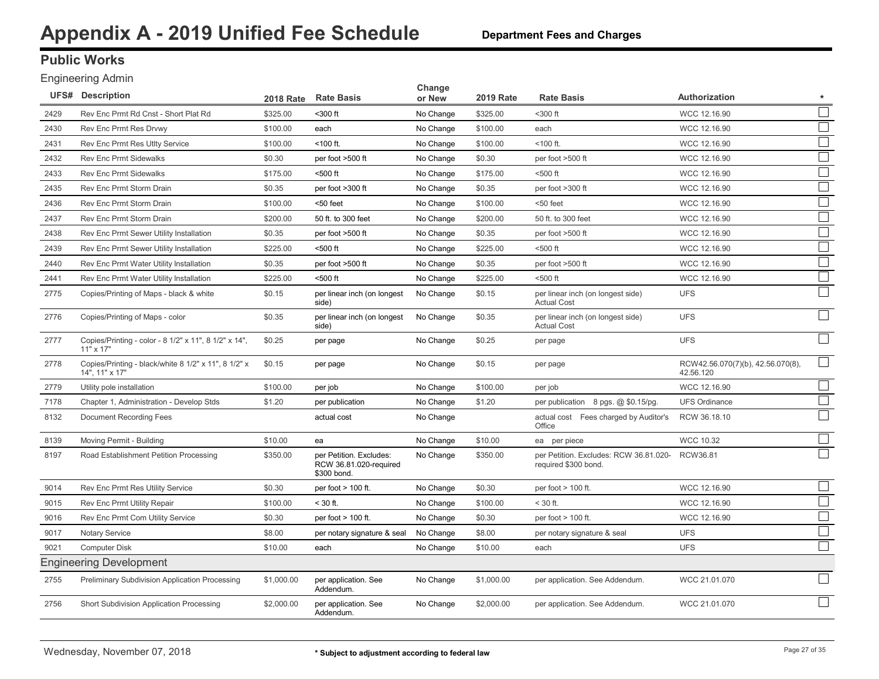# Appendix A - 2019 Unified Fee Schedule

**Department Fees and Charges**

## Public Works

### Engineering Admin

| UFS# | Description | 2018 Rate | Rate Basis | Change or New | 2019 Rate | Rate Basis | Authorization | * |
|---|---|---|---|---|---|---|---|---|
| 2429 | Rev Enc Prmt Rd Cnst - Short Plat Rd | $325.00 | <300 ft | No Change | $325.00 | <300 ft | WCC 12.16.90 | |
| 2430 | Rev Enc Prmt Res Drvwy | $100.00 | each | No Change | $100.00 | each | WCC 12.16.90 | |
| 2431 | Rev Enc Prmt Res Utlty Service | $100.00 | <100 ft. | No Change | $100.00 | <100 ft. | WCC 12.16.90 | |
| 2432 | Rev Enc Prmt Sidewalks | $0.30 | per foot >500 ft | No Change | $0.30 | per foot >500 ft | WCC 12.16.90 | |
| 2433 | Rev Enc Prmt Sidewalks | $175.00 | <500 ft | No Change | $175.00 | <500 ft | WCC 12.16.90 | |
| 2435 | Rev Enc Prmt Storm Drain | $0.35 | per foot >300 ft | No Change | $0.35 | per foot >300 ft | WCC 12.16.90 | |
| 2436 | Rev Enc Prmt Storm Drain | $100.00 | <50 feet | No Change | $100.00 | <50 feet | WCC 12.16.90 | |
| 2437 | Rev Enc Prmt Storm Drain | $200.00 | 50 ft. to 300 feet | No Change | $200.00 | 50 ft. to 300 feet | WCC 12.16.90 | |
| 2438 | Rev Enc Prmt Sewer Utility Installation | $0.35 | per foot >500 ft | No Change | $0.35 | per foot >500 ft | WCC 12.16.90 | |
| 2439 | Rev Enc Prmt Sewer Utility Installation | $225.00 | <500 ft | No Change | $225.00 | <500 ft | WCC 12.16.90 | |
| 2440 | Rev Enc Prmt Water Utility Installation | $0.35 | per foot >500 ft | No Change | $0.35 | per foot >500 ft | WCC 12.16.90 | |
| 2441 | Rev Enc Prmt Water Utility Installation | $225.00 | <500 ft | No Change | $225.00 | <500 ft | WCC 12.16.90 | |
| 2775 | Copies/Printing of Maps - black & white | $0.15 | per linear inch (on longest side) | No Change | $0.15 | per linear inch (on longest side) Actual Cost | UFS | |
| 2776 | Copies/Printing of Maps - color | $0.35 | per linear inch (on longest side) | No Change | $0.35 | per linear inch (on longest side) Actual Cost | UFS | |
| 2777 | Copies/Printing - color - 8 1/2" x 11", 8 1/2" x 14", 11" x 17" | $0.25 | per page | No Change | $0.25 | per page | UFS | |
| 2778 | Copies/Printing - black/white 8 1/2" x 11", 8 1/2" x 14", 11" x 17" | $0.15 | per page | No Change | $0.15 | per page | RCW42.56.070(7)(b), 42.56.070(8), 42.56.120 | |
| 2779 | Utility pole installation | $100.00 | per job | No Change | $100.00 | per job | WCC 12.16.90 | |
| 7178 | Chapter 1, Administration - Develop Stds | $1.20 | per publication | No Change | $1.20 | per publication 8 pgs. @ $0.15/pg. | UFS Ordinance | |
| 8132 | Document Recording Fees | | actual cost | No Change | | actual cost Fees charged by Auditor's Office | RCW 36.18.10 | |
| 8139 | Moving Permit - Building | $10.00 | ea | No Change | $10.00 | ea per piece | WCC 10.32 | |
| 8197 | Road Establishment Petition Processing | $350.00 | per Petition. Excludes: RCW 36.81.020-required $300 bond. | No Change | $350.00 | per Petition. Excludes: RCW 36.81.020-required $300 bond. | RCW36.81 | |
| 9014 | Rev Enc Prmt Res Utility Service | $0.30 | per foot > 100 ft. | No Change | $0.30 | per foot > 100 ft. | WCC 12.16.90 | |
| 9015 | Rev Enc Prmt Utility Repair | $100.00 | < 30 ft. | No Change | $100.00 | < 30 ft. | WCC 12.16.90 | |
| 9016 | Rev Enc Prmt Com Utility Service | $0.30 | per foot > 100 ft. | No Change | $0.30 | per foot > 100 ft. | WCC 12.16.90 | |
| 9017 | Notary Service | $8.00 | per notary signature & seal | No Change | $8.00 | per notary signature & seal | UFS | |
| 9021 | Computer Disk | $10.00 | each | No Change | $10.00 | each | UFS | |

### Engineering Development

| UFS# | Description | 2018 Rate | Rate Basis | Change or New | 2019 Rate | Rate Basis | Authorization | * |
|---|---|---|---|---|---|---|---|---|
| 2755 | Preliminary Subdivision Application Processing | $1,000.00 | per application. See Addendum. | No Change | $1,000.00 | per application. See Addendum. | WCC 21.01.070 | |
| 2756 | Short Subdivision Application Processing | $2,000.00 | per application. See Addendum. | No Change | $2,000.00 | per application. See Addendum. | WCC 21.01.070 | |

\* Subject to adjustment according to federal law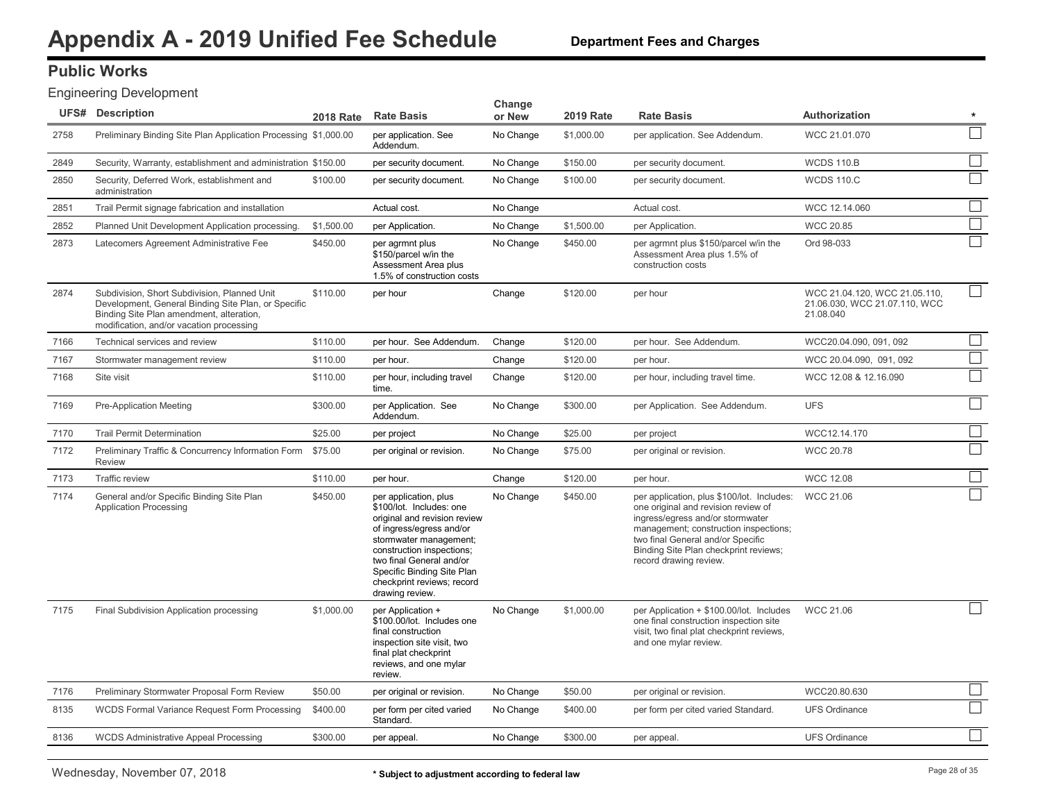# Appendix A - 2019 Unified Fee Schedule

**Department Fees and Charges**

## Public Works

### Engineering Development

| UFS# | Description | 2018 Rate | Rate Basis | Change or New | 2019 Rate | Rate Basis | Authorization | * |
|---|---|---|---|---|---|---|---|---|
| 2758 | Preliminary Binding Site Plan Application Processing | $1,000.00 | per application. See Addendum. | No Change | $1,000.00 | per application. See Addendum. | WCC 21.01.070 | ☐ |
| 2849 | Security, Warranty, establishment and administration | $150.00 | per security document. | No Change | $150.00 | per security document. | WCDS 110.B | ☐ |
| 2850 | Security, Deferred Work, establishment and administration | $100.00 | per security document. | No Change | $100.00 | per security document. | WCDS 110.C | ☐ |
| 2851 | Trail Permit signage fabrication and installation | | Actual cost. | No Change | | Actual cost. | WCC 12.14.060 | ☐ |
| 2852 | Planned Unit Development Application processing. | $1,500.00 | per Application. | No Change | $1,500.00 | per Application. | WCC 20.85 | ☐ |
| 2873 | Latecomers Agreement Administrative Fee | $450.00 | per agrmnt plus $150/parcel w/in the Assessment Area plus 1.5% of construction costs | No Change | $450.00 | per agrmnt plus $150/parcel w/in the Assessment Area plus 1.5% of construction costs | Ord 98-033 | ☐ |
| 2874 | Subdivision, Short Subdivision, Planned Unit Development, General Binding Site Plan, or Specific Binding Site Plan amendment, alteration, modification, and/or vacation processing | $110.00 | per hour | Change | $120.00 | per hour | WCC 21.04.120, WCC 21.05.110, 21.06.030, WCC 21.07.110, WCC 21.08.040 | ☐ |
| 7166 | Technical services and review | $110.00 | per hour. See Addendum. | Change | $120.00 | per hour. See Addendum. | WCC20.04.090, 091, 092 | ☐ |
| 7167 | Stormwater management review | $110.00 | per hour. | Change | $120.00 | per hour. | WCC 20.04.090, 091, 092 | ☐ |
| 7168 | Site visit | $110.00 | per hour, including travel time. | Change | $120.00 | per hour, including travel time. | WCC 12.08 & 12.16.090 | ☐ |
| 7169 | Pre-Application Meeting | $300.00 | per Application. See Addendum. | No Change | $300.00 | per Application. See Addendum. | UFS | ☐ |
| 7170 | Trail Permit Determination | $25.00 | per project | No Change | $25.00 | per project | WCC12.14.170 | ☐ |
| 7172 | Preliminary Traffic & Concurrency Information Form Review | $75.00 | per original or revision. | No Change | $75.00 | per original or revision. | WCC 20.78 | ☐ |
| 7173 | Traffic review | $110.00 | per hour. | Change | $120.00 | per hour. | WCC 12.08 | ☐ |
| 7174 | General and/or Specific Binding Site Plan Application Processing | $450.00 | per application, plus $100/lot. Includes: one original and revision review of ingress/egress and/or stormwater management; construction inspections; two final General and/or Specific Binding Site Plan checkprint reviews; record drawing review. | No Change | $450.00 | per application, plus $100/lot. Includes: one original and revision review of ingress/egress and/or stormwater management; construction inspections; two final General and/or Specific Binding Site Plan checkprint reviews; record drawing review. | WCC 21.06 | ☐ |
| 7175 | Final Subdivision Application processing | $1,000.00 | per Application + $100.00/lot. Includes one final construction inspection site visit, two final plat checkprint reviews, and one mylar review. | No Change | $1,000.00 | per Application + $100.00/lot. Includes one final construction inspection site visit, two final plat checkprint reviews, and one mylar review. | WCC 21.06 | ☐ |
| 7176 | Preliminary Stormwater Proposal Form Review | $50.00 | per original or revision. | No Change | $50.00 | per original or revision. | WCC20.80.630 | ☐ |
| 8135 | WCDS Formal Variance Request Form Processing | $400.00 | per form per cited varied Standard. | No Change | $400.00 | per form per cited varied Standard. | UFS Ordinance | ☐ |
| 8136 | WCDS Administrative Appeal Processing | $300.00 | per appeal. | No Change | $300.00 | per appeal. | UFS Ordinance | ☐ |

Wednesday, November 07, 2018

\* Subject to adjustment according to federal law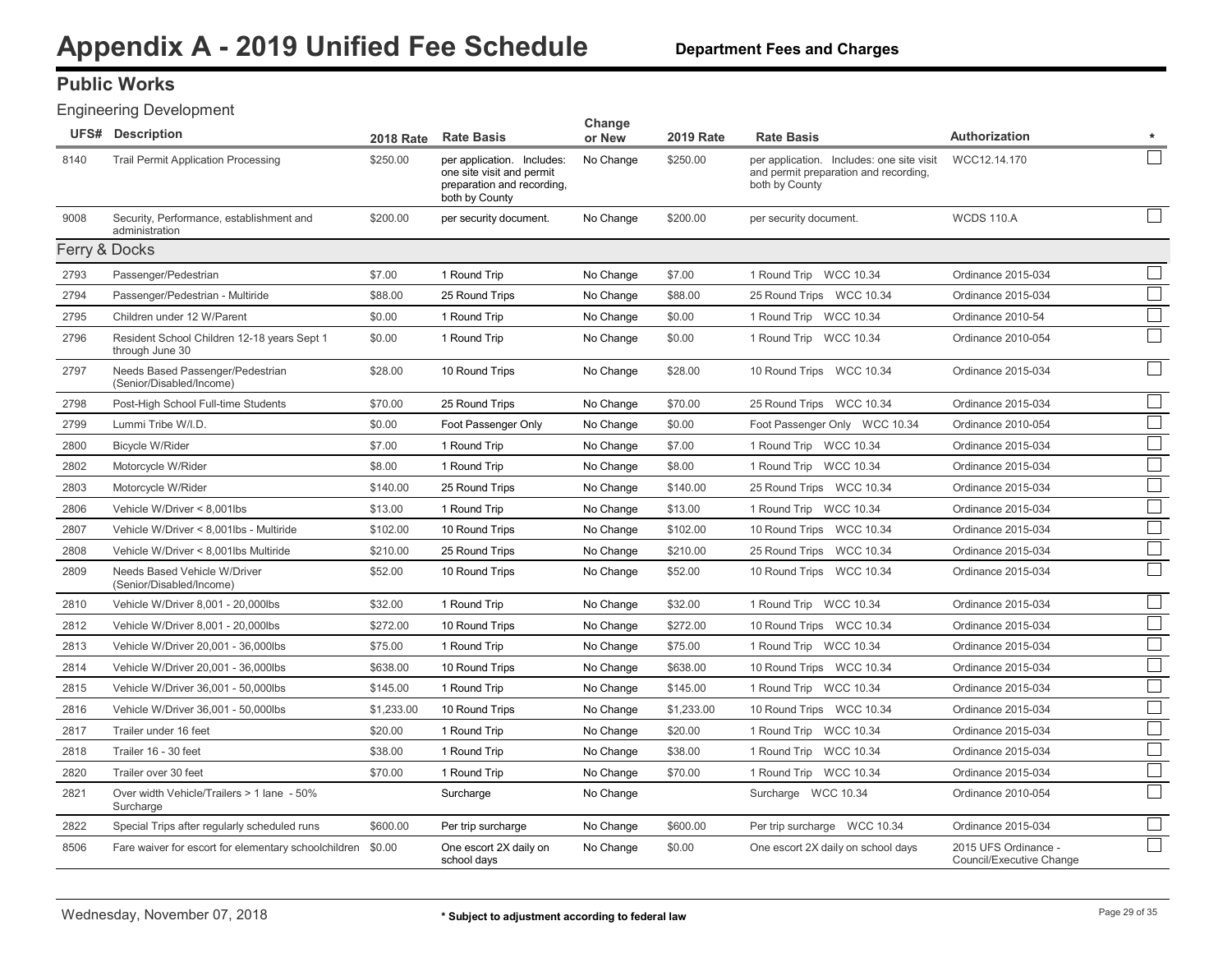# Appendix A - 2019 Unified Fee Schedule

**Department Fees and Charges**

## Public Works

### Engineering Development

| UFS# | Description | 2018 Rate | Rate Basis | Change or New | 2019 Rate | Rate Basis | Authorization | * |
|---|---|---|---|---|---|---|---|---|
| 8140 | Trail Permit Application Processing | $250.00 | per application. Includes: one site visit and permit preparation and recording, both by County | No Change | $250.00 | per application. Includes: one site visit and permit preparation and recording, both by County | WCC12.14.170 | ☐ |
| 9008 | Security, Performance, establishment and administration | $200.00 | per security document. | No Change | $200.00 | per security document. | WCDS 110.A | ☐ |

### Ferry & Docks

| UFS# | Description | 2018 Rate | Rate Basis | Change or New | 2019 Rate | Rate Basis | Authorization | * |
|---|---|---|---|---|---|---|---|---|
| 2793 | Passenger/Pedestrian | $7.00 | 1 Round Trip | No Change | $7.00 | 1 Round Trip WCC 10.34 | Ordinance 2015-034 | ☐ |
| 2794 | Passenger/Pedestrian - Multiride | $88.00 | 25 Round Trips | No Change | $88.00 | 25 Round Trips WCC 10.34 | Ordinance 2015-034 | ☐ |
| 2795 | Children under 12 W/Parent | $0.00 | 1 Round Trip | No Change | $0.00 | 1 Round Trip WCC 10.34 | Ordinance 2010-54 | ☐ |
| 2796 | Resident School Children 12-18 years Sept 1 through June 30 | $0.00 | 1 Round Trip | No Change | $0.00 | 1 Round Trip WCC 10.34 | Ordinance 2010-054 | ☐ |
| 2797 | Needs Based Passenger/Pedestrian (Senior/Disabled/Income) | $28.00 | 10 Round Trips | No Change | $28.00 | 10 Round Trips WCC 10.34 | Ordinance 2015-034 | ☐ |
| 2798 | Post-High School Full-time Students | $70.00 | 25 Round Trips | No Change | $70.00 | 25 Round Trips WCC 10.34 | Ordinance 2015-034 | ☐ |
| 2799 | Lummi Tribe W/I.D. | $0.00 | Foot Passenger Only | No Change | $0.00 | Foot Passenger Only WCC 10.34 | Ordinance 2010-054 | ☐ |
| 2800 | Bicycle W/Rider | $7.00 | 1 Round Trip | No Change | $7.00 | 1 Round Trip WCC 10.34 | Ordinance 2015-034 | ☐ |
| 2802 | Motorcycle W/Rider | $8.00 | 1 Round Trip | No Change | $8.00 | 1 Round Trip WCC 10.34 | Ordinance 2015-034 | ☐ |
| 2803 | Motorcycle W/Rider | $140.00 | 25 Round Trips | No Change | $140.00 | 25 Round Trips WCC 10.34 | Ordinance 2015-034 | ☐ |
| 2806 | Vehicle W/Driver < 8,001lbs | $13.00 | 1 Round Trip | No Change | $13.00 | 1 Round Trip WCC 10.34 | Ordinance 2015-034 | ☐ |
| 2807 | Vehicle W/Driver < 8,001lbs - Multiride | $102.00 | 10 Round Trips | No Change | $102.00 | 10 Round Trips WCC 10.34 | Ordinance 2015-034 | ☐ |
| 2808 | Vehicle W/Driver < 8,001lbs Multiride | $210.00 | 25 Round Trips | No Change | $210.00 | 25 Round Trips WCC 10.34 | Ordinance 2015-034 | ☐ |
| 2809 | Needs Based Vehicle W/Driver (Senior/Disabled/Income) | $52.00 | 10 Round Trips | No Change | $52.00 | 10 Round Trips WCC 10.34 | Ordinance 2015-034 | ☐ |
| 2810 | Vehicle W/Driver 8,001 - 20,000lbs | $32.00 | 1 Round Trip | No Change | $32.00 | 1 Round Trip WCC 10.34 | Ordinance 2015-034 | ☐ |
| 2812 | Vehicle W/Driver 8,001 - 20,000lbs | $272.00 | 10 Round Trips | No Change | $272.00 | 10 Round Trips WCC 10.34 | Ordinance 2015-034 | ☐ |
| 2813 | Vehicle W/Driver 20,001 - 36,000lbs | $75.00 | 1 Round Trip | No Change | $75.00 | 1 Round Trip WCC 10.34 | Ordinance 2015-034 | ☐ |
| 2814 | Vehicle W/Driver 20,001 - 36,000lbs | $638.00 | 10 Round Trips | No Change | $638.00 | 10 Round Trips WCC 10.34 | Ordinance 2015-034 | ☐ |
| 2815 | Vehicle W/Driver 36,001 - 50,000lbs | $145.00 | 1 Round Trip | No Change | $145.00 | 1 Round Trip WCC 10.34 | Ordinance 2015-034 | ☐ |
| 2816 | Vehicle W/Driver 36,001 - 50,000lbs | $1,233.00 | 10 Round Trips | No Change | $1,233.00 | 10 Round Trips WCC 10.34 | Ordinance 2015-034 | ☐ |
| 2817 | Trailer under 16 feet | $20.00 | 1 Round Trip | No Change | $20.00 | 1 Round Trip WCC 10.34 | Ordinance 2015-034 | ☐ |
| 2818 | Trailer 16 - 30 feet | $38.00 | 1 Round Trip | No Change | $38.00 | 1 Round Trip WCC 10.34 | Ordinance 2015-034 | ☐ |
| 2820 | Trailer over 30 feet | $70.00 | 1 Round Trip | No Change | $70.00 | 1 Round Trip WCC 10.34 | Ordinance 2015-034 | ☐ |
| 2821 | Over width Vehicle/Trailers > 1 lane - 50% Surcharge | | Surcharge | No Change | | Surcharge WCC 10.34 | Ordinance 2010-054 | ☐ |
| 2822 | Special Trips after regularly scheduled runs | $600.00 | Per trip surcharge | No Change | $600.00 | Per trip surcharge WCC 10.34 | Ordinance 2015-034 | ☐ |
| 8506 | Fare waiver for escort for elementary schoolchildren | $0.00 | One escort 2X daily on school days | No Change | $0.00 | One escort 2X daily on school days | 2015 UFS Ordinance - Council/Executive Change | ☐ |

Wednesday, November 07, 2018

* Subject to adjustment according to federal law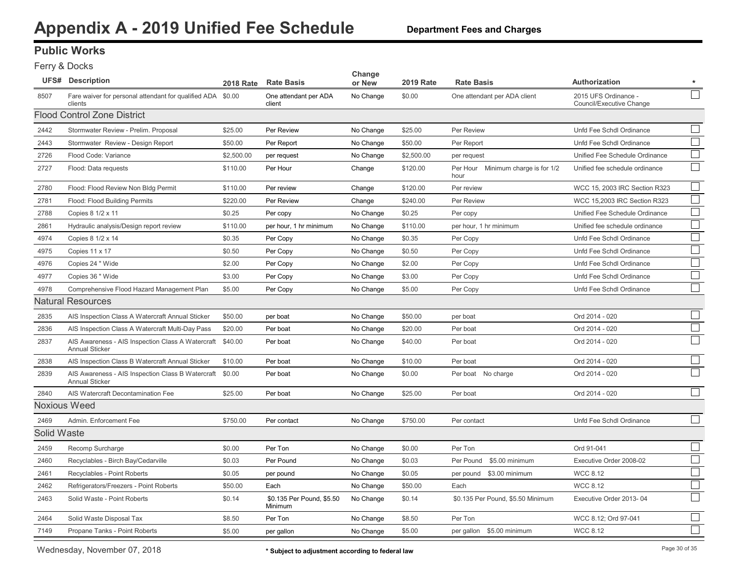# Appendix A - 2019 Unified Fee Schedule

**Department Fees and Charges**

## Public Works

### Ferry & Docks

| UFS# | Description | 2018 Rate | Rate Basis | Change or New | 2019 Rate | Rate Basis | Authorization | * |
|---|---|---|---|---|---|---|---|---|
| 8507 | Fare waiver for personal attendant for qualified ADA clients | $0.00 | One attendant per ADA client | No Change | $0.00 | One attendant per ADA client | 2015 UFS Ordinance - Council/Executive Change | ☐ |
| **Flood Control Zone District** | | | | | | | | |
| 2442 | Stormwater Review - Prelim. Proposal | $25.00 | Per Review | No Change | $25.00 | Per Review | Unfd Fee Schdl Ordinance | ☐ |
| 2443 | Stormwater Review - Design Report | $50.00 | Per Report | No Change | $50.00 | Per Report | Unfd Fee Schdl Ordinance | ☐ |
| 2726 | Flood Code: Variance | $2,500.00 | per request | No Change | $2,500.00 | per request | Unified Fee Schedule Ordinance | ☐ |
| 2727 | Flood: Data requests | $110.00 | Per Hour | Change | $120.00 | Per Hour Minimum charge is for 1/2 hour | Unified fee schedule ordinance | ☐ |
| 2780 | Flood: Flood Review Non Bldg Permit | $110.00 | Per review | Change | $120.00 | Per review | WCC 15, 2003 IRC Section R323 | ☐ |
| 2781 | Flood: Flood Building Permits | $220.00 | Per Review | Change | $240.00 | Per Review | WCC 15,2003 IRC Section R323 | ☐ |
| 2788 | Copies 8 1/2 x 11 | $0.25 | Per copy | No Change | $0.25 | Per copy | Unified Fee Schedule Ordinance | ☐ |
| 2861 | Hydraulic analysis/Design report review | $110.00 | per hour, 1 hr minimum | No Change | $110.00 | per hour, 1 hr minimum | Unified fee schedule ordinance | ☐ |
| 4974 | Copies 8 1/2 x 14 | $0.35 | Per Copy | No Change | $0.35 | Per Copy | Unfd Fee Schdl Ordinance | ☐ |
| 4975 | Copies 11 x 17 | $0.50 | Per Copy | No Change | $0.50 | Per Copy | Unfd Fee Schdl Ordinance | ☐ |
| 4976 | Copies 24 " Wide | $2.00 | Per Copy | No Change | $2.00 | Per Copy | Unfd Fee Schdl Ordinance | ☐ |
| 4977 | Copies 36 " Wide | $3.00 | Per Copy | No Change | $3.00 | Per Copy | Unfd Fee Schdl Ordinance | ☐ |
| 4978 | Comprehensive Flood Hazard Management Plan | $5.00 | Per Copy | No Change | $5.00 | Per Copy | Unfd Fee Schdl Ordinance | ☐ |
| **Natural Resources** | | | | | | | | |
| 2835 | AIS Inspection Class A Watercraft Annual Sticker | $50.00 | per boat | No Change | $50.00 | per boat | Ord 2014 - 020 | ☐ |
| 2836 | AIS Inspection Class A Watercraft Multi-Day Pass | $20.00 | Per boat | No Change | $20.00 | Per boat | Ord 2014 - 020 | ☐ |
| 2837 | AIS Awareness - AIS Inspection Class A Watercraft Annual Sticker | $40.00 | Per boat | No Change | $40.00 | Per boat | Ord 2014 - 020 | ☐ |
| 2838 | AIS Inspection Class B Watercraft Annual Sticker | $10.00 | Per boat | No Change | $10.00 | Per boat | Ord 2014 - 020 | ☐ |
| 2839 | AIS Awareness - AIS Inspection Class B Watercraft Annual Sticker | $0.00 | Per boat | No Change | $0.00 | Per boat No charge | Ord 2014 - 020 | ☐ |
| 2840 | AIS Watercraft Decontamination Fee | $25.00 | Per boat | No Change | $25.00 | Per boat | Ord 2014 - 020 | ☐ |
| **Noxious Weed** | | | | | | | | |
| 2469 | Admin. Enforcement Fee | $750.00 | Per contact | No Change | $750.00 | Per contact | Unfd Fee Schdl Ordinance | ☐ |
| **Solid Waste** | | | | | | | | |
| 2459 | Recomp Surcharge | $0.00 | Per Ton | No Change | $0.00 | Per Ton | Ord 91-041 | ☐ |
| 2460 | Recyclables - Birch Bay/Cedarville | $0.03 | Per Pound | No Change | $0.03 | Per Pound $5.00 minimum | Executive Order 2008-02 | ☐ |
| 2461 | Recyclables - Point Roberts | $0.05 | per pound | No Change | $0.05 | per pound $3.00 minimum | WCC 8.12 | ☐ |
| 2462 | Refrigerators/Freezers - Point Roberts | $50.00 | Each | No Change | $50.00 | Each | WCC 8.12 | ☐ |
| 2463 | Solid Waste - Point Roberts | $0.14 | $0.135 Per Pound, $5.50 Minimum | No Change | $0.14 | $0.135 Per Pound, $5.50 Minimum | Executive Order 2013- 04 | ☐ |
| 2464 | Solid Waste Disposal Tax | $8.50 | Per Ton | No Change | $8.50 | Per Ton | WCC 8.12; Ord 97-041 | ☐ |
| 7149 | Propane Tanks - Point Roberts | $5.00 | per gallon | No Change | $5.00 | per gallon $5.00 minimum | WCC 8.12 | ☐ |

Wednesday, November 07, 2018

* Subject to adjustment according to federal law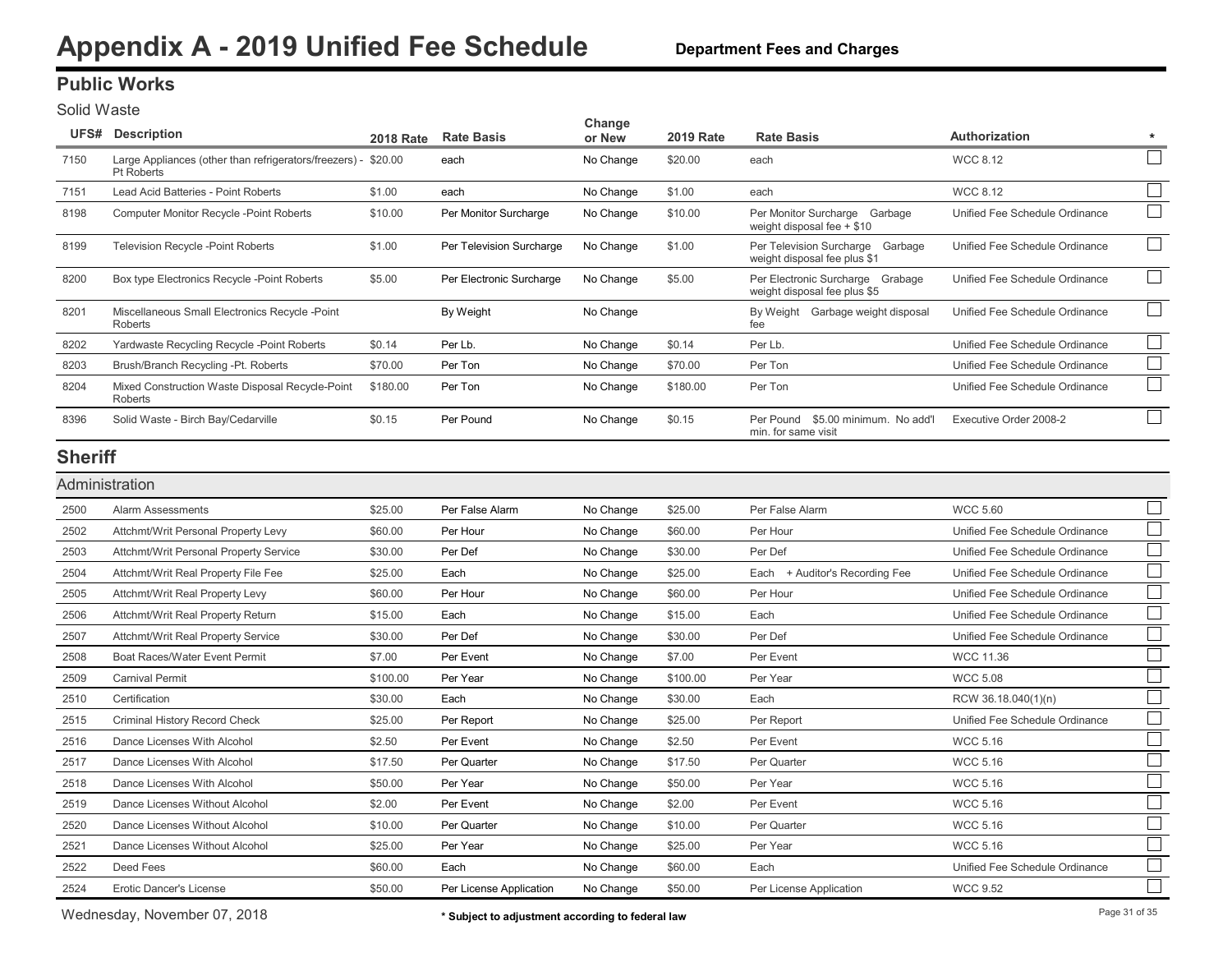# Appendix A - 2019 Unified Fee Schedule

**Department Fees and Charges**

## Public Works

### Solid Waste

| UFS# | Description | 2018 Rate | Rate Basis | Change or New | 2019 Rate | Rate Basis | Authorization | * |
|---|---|---|---|---|---|---|---|---|
| 7150 | Large Appliances (other than refrigerators/freezers) - Pt Roberts | $20.00 | each | No Change | $20.00 | each | WCC 8.12 | ☐ |
| 7151 | Lead Acid Batteries - Point Roberts | $1.00 | each | No Change | $1.00 | each | WCC 8.12 | ☐ |
| 8198 | Computer Monitor Recycle -Point Roberts | $10.00 | Per Monitor Surcharge | No Change | $10.00 | Per Monitor Surcharge Garbage weight disposal fee + $10 | Unified Fee Schedule Ordinance | ☐ |
| 8199 | Television Recycle -Point Roberts | $1.00 | Per Television Surcharge | No Change | $1.00 | Per Television Surcharge Garbage weight disposal fee plus $1 | Unified Fee Schedule Ordinance | ☐ |
| 8200 | Box type Electronics Recycle -Point Roberts | $5.00 | Per Electronic Surcharge | No Change | $5.00 | Per Electronic Surcharge Grabage weight disposal fee plus $5 | Unified Fee Schedule Ordinance | ☐ |
| 8201 | Miscellaneous Small Electronics Recycle -Point Roberts | | By Weight | No Change | | By Weight Garbage weight disposal fee | Unified Fee Schedule Ordinance | ☐ |
| 8202 | Yardwaste Recycling Recycle -Point Roberts | $0.14 | Per Lb. | No Change | $0.14 | Per Lb. | Unified Fee Schedule Ordinance | ☐ |
| 8203 | Brush/Branch Recycling -Pt. Roberts | $70.00 | Per Ton | No Change | $70.00 | Per Ton | Unified Fee Schedule Ordinance | ☐ |
| 8204 | Mixed Construction Waste Disposal Recycle-Point Roberts | $180.00 | Per Ton | No Change | $180.00 | Per Ton | Unified Fee Schedule Ordinance | ☐ |
| 8396 | Solid Waste - Birch Bay/Cedarville | $0.15 | Per Pound | No Change | $0.15 | Per Pound $5.00 minimum. No add'l min. for same visit | Executive Order 2008-2 | ☐ |

## Sheriff

### Administration

| UFS# | Description | 2018 Rate | Rate Basis | Change or New | 2019 Rate | Rate Basis | Authorization | * |
|---|---|---|---|---|---|---|---|---|
| 2500 | Alarm Assessments | $25.00 | Per False Alarm | No Change | $25.00 | Per False Alarm | WCC 5.60 | ☐ |
| 2502 | Attchmt/Writ Personal Property Levy | $60.00 | Per Hour | No Change | $60.00 | Per Hour | Unified Fee Schedule Ordinance | ☐ |
| 2503 | Attchmt/Writ Personal Property Service | $30.00 | Per Def | No Change | $30.00 | Per Def | Unified Fee Schedule Ordinance | ☐ |
| 2504 | Attchmt/Writ Real Property File Fee | $25.00 | Each | No Change | $25.00 | Each + Auditor's Recording Fee | Unified Fee Schedule Ordinance | ☐ |
| 2505 | Attchmt/Writ Real Property Levy | $60.00 | Per Hour | No Change | $60.00 | Per Hour | Unified Fee Schedule Ordinance | ☐ |
| 2506 | Attchmt/Writ Real Property Return | $15.00 | Each | No Change | $15.00 | Each | Unified Fee Schedule Ordinance | ☐ |
| 2507 | Attchmt/Writ Real Property Service | $30.00 | Per Def | No Change | $30.00 | Per Def | Unified Fee Schedule Ordinance | ☐ |
| 2508 | Boat Races/Water Event Permit | $7.00 | Per Event | No Change | $7.00 | Per Event | WCC 11.36 | ☐ |
| 2509 | Carnival Permit | $100.00 | Per Year | No Change | $100.00 | Per Year | WCC 5.08 | ☐ |
| 2510 | Certification | $30.00 | Each | No Change | $30.00 | Each | RCW 36.18.040(1)(n) | ☐ |
| 2515 | Criminal History Record Check | $25.00 | Per Report | No Change | $25.00 | Per Report | Unified Fee Schedule Ordinance | ☐ |
| 2516 | Dance Licenses With Alcohol | $2.50 | Per Event | No Change | $2.50 | Per Event | WCC 5.16 | ☐ |
| 2517 | Dance Licenses With Alcohol | $17.50 | Per Quarter | No Change | $17.50 | Per Quarter | WCC 5.16 | ☐ |
| 2518 | Dance Licenses With Alcohol | $50.00 | Per Year | No Change | $50.00 | Per Year | WCC 5.16 | ☐ |
| 2519 | Dance Licenses Without Alcohol | $2.00 | Per Event | No Change | $2.00 | Per Event | WCC 5.16 | ☐ |
| 2520 | Dance Licenses Without Alcohol | $10.00 | Per Quarter | No Change | $10.00 | Per Quarter | WCC 5.16 | ☐ |
| 2521 | Dance Licenses Without Alcohol | $25.00 | Per Year | No Change | $25.00 | Per Year | WCC 5.16 | ☐ |
| 2522 | Deed Fees | $60.00 | Each | No Change | $60.00 | Each | Unified Fee Schedule Ordinance | ☐ |
| 2524 | Erotic Dancer's License | $50.00 | Per License Application | No Change | $50.00 | Per License Application | WCC 9.52 | ☐ |

Wednesday, November 07, 2018

\* Subject to adjustment according to federal law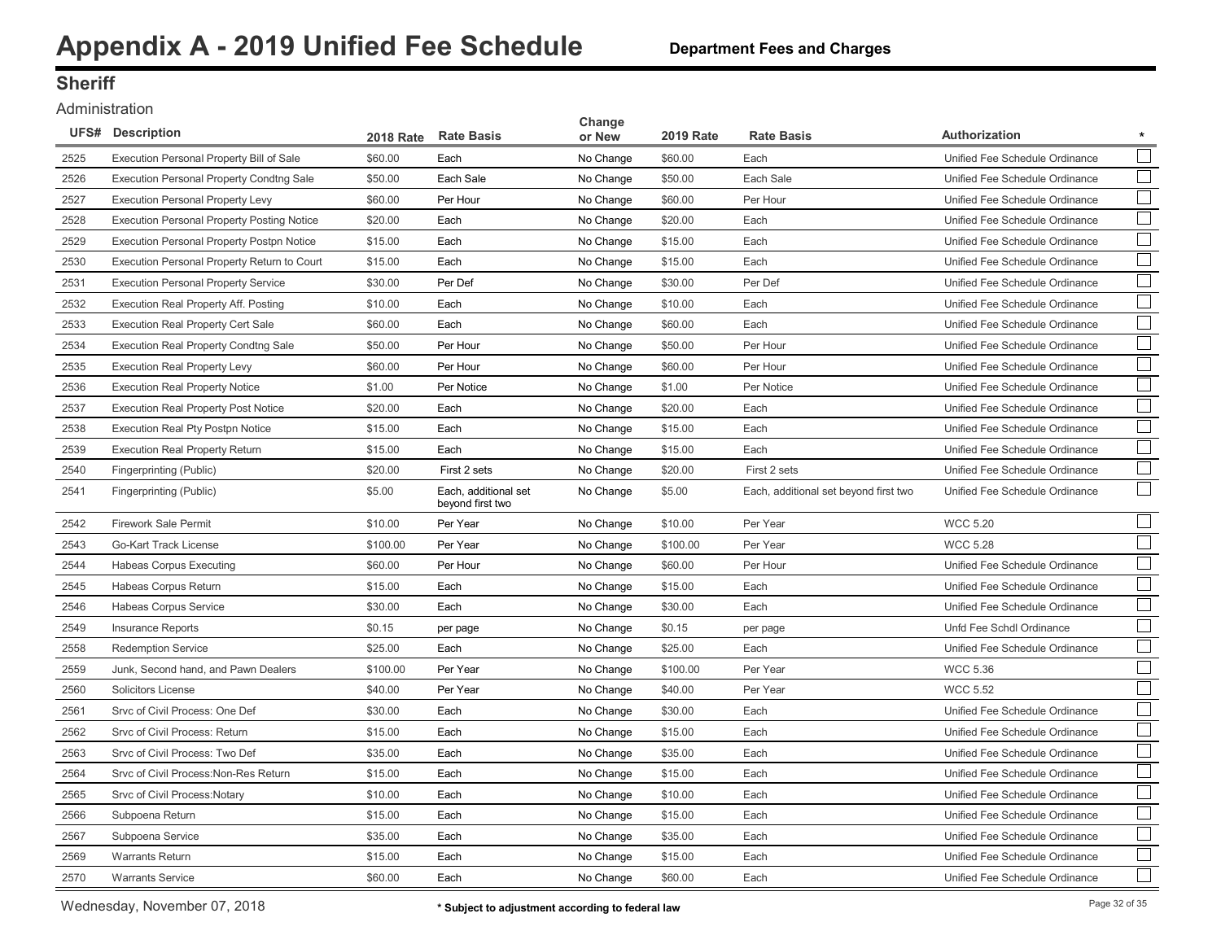# Appendix A - 2019 Unified Fee Schedule

**Department Fees and Charges**

## Sheriff

### Administration

| UFS# | Description | 2018 Rate | Rate Basis | Change or New | 2019 Rate | Rate Basis | Authorization | * |
|---|---|---|---|---|---|---|---|---|
| 2525 | Execution Personal Property Bill of Sale | $60.00 | Each | No Change | $60.00 | Each | Unified Fee Schedule Ordinance | |
| 2526 | Execution Personal Property Condtng Sale | $50.00 | Each Sale | No Change | $50.00 | Each Sale | Unified Fee Schedule Ordinance | |
| 2527 | Execution Personal Property Levy | $60.00 | Per Hour | No Change | $60.00 | Per Hour | Unified Fee Schedule Ordinance | |
| 2528 | Execution Personal Property Posting Notice | $20.00 | Each | No Change | $20.00 | Each | Unified Fee Schedule Ordinance | |
| 2529 | Execution Personal Property Postpn Notice | $15.00 | Each | No Change | $15.00 | Each | Unified Fee Schedule Ordinance | |
| 2530 | Execution Personal Property Return to Court | $15.00 | Each | No Change | $15.00 | Each | Unified Fee Schedule Ordinance | |
| 2531 | Execution Personal Property Service | $30.00 | Per Def | No Change | $30.00 | Per Def | Unified Fee Schedule Ordinance | |
| 2532 | Execution Real Property Aff. Posting | $10.00 | Each | No Change | $10.00 | Each | Unified Fee Schedule Ordinance | |
| 2533 | Execution Real Property Cert Sale | $60.00 | Each | No Change | $60.00 | Each | Unified Fee Schedule Ordinance | |
| 2534 | Execution Real Property Condtng Sale | $50.00 | Per Hour | No Change | $50.00 | Per Hour | Unified Fee Schedule Ordinance | |
| 2535 | Execution Real Property Levy | $60.00 | Per Hour | No Change | $60.00 | Per Hour | Unified Fee Schedule Ordinance | |
| 2536 | Execution Real Property Notice | $1.00 | Per Notice | No Change | $1.00 | Per Notice | Unified Fee Schedule Ordinance | |
| 2537 | Execution Real Property Post Notice | $20.00 | Each | No Change | $20.00 | Each | Unified Fee Schedule Ordinance | |
| 2538 | Execution Real Pty Postpn Notice | $15.00 | Each | No Change | $15.00 | Each | Unified Fee Schedule Ordinance | |
| 2539 | Execution Real Property Return | $15.00 | Each | No Change | $15.00 | Each | Unified Fee Schedule Ordinance | |
| 2540 | Fingerprinting (Public) | $20.00 | First 2 sets | No Change | $20.00 | First 2 sets | Unified Fee Schedule Ordinance | |
| 2541 | Fingerprinting (Public) | $5.00 | Each, additional set beyond first two | No Change | $5.00 | Each, additional set beyond first two | Unified Fee Schedule Ordinance | |
| 2542 | Firework Sale Permit | $10.00 | Per Year | No Change | $10.00 | Per Year | WCC 5.20 | |
| 2543 | Go-Kart Track License | $100.00 | Per Year | No Change | $100.00 | Per Year | WCC 5.28 | |
| 2544 | Habeas Corpus Executing | $60.00 | Per Hour | No Change | $60.00 | Per Hour | Unified Fee Schedule Ordinance | |
| 2545 | Habeas Corpus Return | $15.00 | Each | No Change | $15.00 | Each | Unified Fee Schedule Ordinance | |
| 2546 | Habeas Corpus Service | $30.00 | Each | No Change | $30.00 | Each | Unified Fee Schedule Ordinance | |
| 2549 | Insurance Reports | $0.15 | per page | No Change | $0.15 | per page | Unfd Fee Schdl Ordinance | |
| 2558 | Redemption Service | $25.00 | Each | No Change | $25.00 | Each | Unified Fee Schedule Ordinance | |
| 2559 | Junk, Second hand, and Pawn Dealers | $100.00 | Per Year | No Change | $100.00 | Per Year | WCC 5.36 | |
| 2560 | Solicitors License | $40.00 | Per Year | No Change | $40.00 | Per Year | WCC 5.52 | |
| 2561 | Srvc of Civil Process: One Def | $30.00 | Each | No Change | $30.00 | Each | Unified Fee Schedule Ordinance | |
| 2562 | Srvc of Civil Process: Return | $15.00 | Each | No Change | $15.00 | Each | Unified Fee Schedule Ordinance | |
| 2563 | Srvc of Civil Process: Two Def | $35.00 | Each | No Change | $35.00 | Each | Unified Fee Schedule Ordinance | |
| 2564 | Srvc of Civil Process:Non-Res Return | $15.00 | Each | No Change | $15.00 | Each | Unified Fee Schedule Ordinance | |
| 2565 | Srvc of Civil Process:Notary | $10.00 | Each | No Change | $10.00 | Each | Unified Fee Schedule Ordinance | |
| 2566 | Subpoena Return | $15.00 | Each | No Change | $15.00 | Each | Unified Fee Schedule Ordinance | |
| 2567 | Subpoena Service | $35.00 | Each | No Change | $35.00 | Each | Unified Fee Schedule Ordinance | |
| 2569 | Warrants Return | $15.00 | Each | No Change | $15.00 | Each | Unified Fee Schedule Ordinance | |
| 2570 | Warrants Service | $60.00 | Each | No Change | $60.00 | Each | Unified Fee Schedule Ordinance | |

Wednesday, November 07, 2018

\* Subject to adjustment according to federal law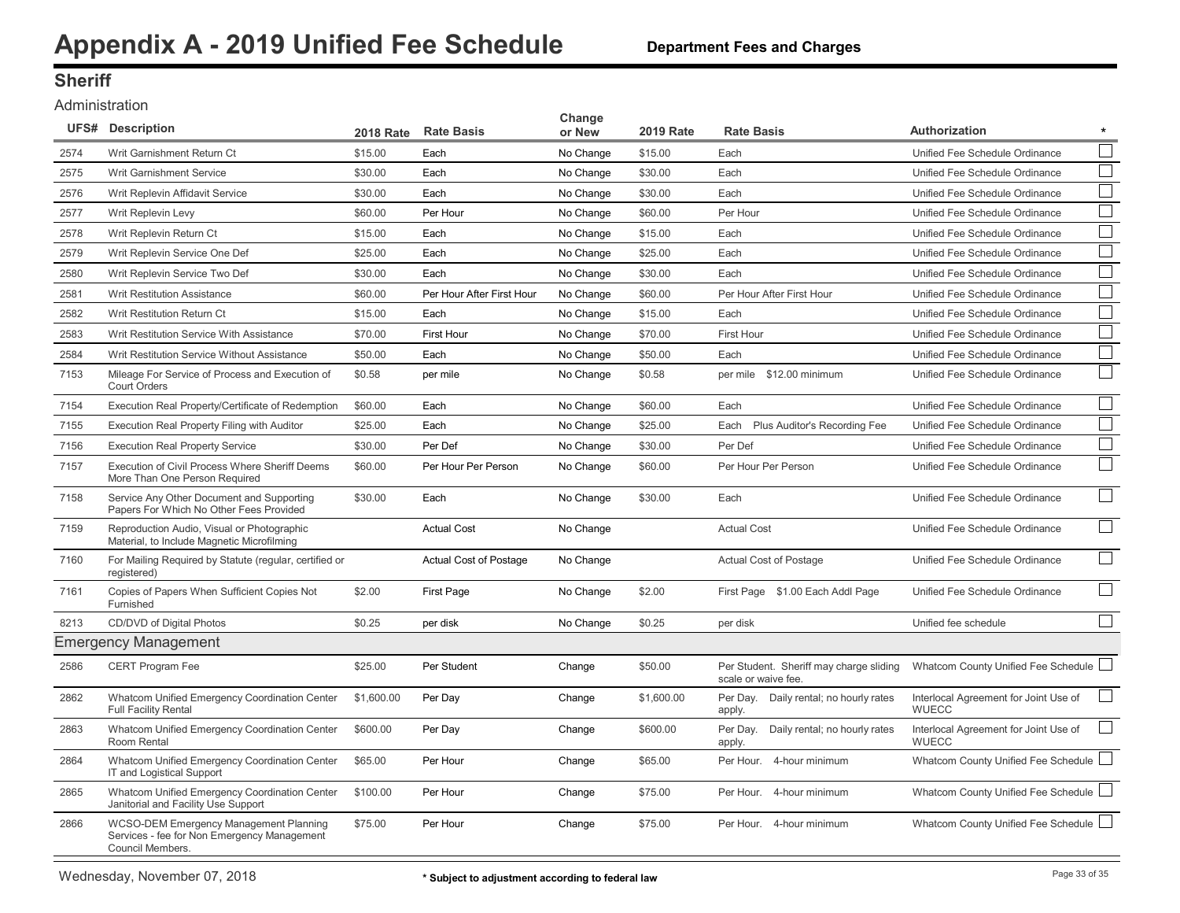# Appendix A - 2019 Unified Fee Schedule

**Department Fees and Charges**

## Sheriff

### Administration

| UFS# | Description | 2018 Rate | Rate Basis | Change or New | 2019 Rate | Rate Basis | Authorization | * |
|---|---|---|---|---|---|---|---|---|
| 2574 | Writ Garnishment Return Ct | $15.00 | Each | No Change | $15.00 | Each | Unified Fee Schedule Ordinance | ☐ |
| 2575 | Writ Garnishment Service | $30.00 | Each | No Change | $30.00 | Each | Unified Fee Schedule Ordinance | ☐ |
| 2576 | Writ Replevin Affidavit Service | $30.00 | Each | No Change | $30.00 | Each | Unified Fee Schedule Ordinance | ☐ |
| 2577 | Writ Replevin Levy | $60.00 | Per Hour | No Change | $60.00 | Per Hour | Unified Fee Schedule Ordinance | ☐ |
| 2578 | Writ Replevin Return Ct | $15.00 | Each | No Change | $15.00 | Each | Unified Fee Schedule Ordinance | ☐ |
| 2579 | Writ Replevin Service One Def | $25.00 | Each | No Change | $25.00 | Each | Unified Fee Schedule Ordinance | ☐ |
| 2580 | Writ Replevin Service Two Def | $30.00 | Each | No Change | $30.00 | Each | Unified Fee Schedule Ordinance | ☐ |
| 2581 | Writ Restitution Assistance | $60.00 | Per Hour After First Hour | No Change | $60.00 | Per Hour After First Hour | Unified Fee Schedule Ordinance | ☐ |
| 2582 | Writ Restitution Return Ct | $15.00 | Each | No Change | $15.00 | Each | Unified Fee Schedule Ordinance | ☐ |
| 2583 | Writ Restitution Service With Assistance | $70.00 | First Hour | No Change | $70.00 | First Hour | Unified Fee Schedule Ordinance | ☐ |
| 2584 | Writ Restitution Service Without Assistance | $50.00 | Each | No Change | $50.00 | Each | Unified Fee Schedule Ordinance | ☐ |
| 7153 | Mileage For Service of Process and Execution of Court Orders | $0.58 | per mile | No Change | $0.58 | per mile $12.00 minimum | Unified Fee Schedule Ordinance | ☐ |
| 7154 | Execution Real Property/Certificate of Redemption | $60.00 | Each | No Change | $60.00 | Each | Unified Fee Schedule Ordinance | ☐ |
| 7155 | Execution Real Property Filing with Auditor | $25.00 | Each | No Change | $25.00 | Each Plus Auditor's Recording Fee | Unified Fee Schedule Ordinance | ☐ |
| 7156 | Execution Real Property Service | $30.00 | Per Def | No Change | $30.00 | Per Def | Unified Fee Schedule Ordinance | ☐ |
| 7157 | Execution of Civil Process Where Sheriff Deems More Than One Person Required | $60.00 | Per Hour Per Person | No Change | $60.00 | Per Hour Per Person | Unified Fee Schedule Ordinance | ☐ |
| 7158 | Service Any Other Document and Supporting Papers For Which No Other Fees Provided | $30.00 | Each | No Change | $30.00 | Each | Unified Fee Schedule Ordinance | ☐ |
| 7159 | Reproduction Audio, Visual or Photographic Material, to Include Magnetic Microfilming | | Actual Cost | No Change | | Actual Cost | Unified Fee Schedule Ordinance | ☐ |
| 7160 | For Mailing Required by Statute (regular, certified or registered) | | Actual Cost of Postage | No Change | | Actual Cost of Postage | Unified Fee Schedule Ordinance | ☐ |
| 7161 | Copies of Papers When Sufficient Copies Not Furnished | $2.00 | First Page | No Change | $2.00 | First Page $1.00 Each Addl Page | Unified Fee Schedule Ordinance | ☐ |
| 8213 | CD/DVD of Digital Photos | $0.25 | per disk | No Change | $0.25 | per disk | Unified fee schedule | ☐ |

### Emergency Management

| UFS# | Description | 2018 Rate | Rate Basis | Change or New | 2019 Rate | Rate Basis | Authorization | * |
|---|---|---|---|---|---|---|---|---|
| 2586 | CERT Program Fee | $25.00 | Per Student | Change | $50.00 | Per Student. Sheriff may charge sliding scale or waive fee. | Whatcom County Unified Fee Schedule | ☐ |
| 2862 | Whatcom Unified Emergency Coordination Center Full Facility Rental | $1,600.00 | Per Day | Change | $1,600.00 | Per Day. Daily rental; no hourly rates apply. | Interlocal Agreement for Joint Use of WUECC | ☐ |
| 2863 | Whatcom Unified Emergency Coordination Center Room Rental | $600.00 | Per Day | Change | $600.00 | Per Day. Daily rental; no hourly rates apply. | Interlocal Agreement for Joint Use of WUECC | ☐ |
| 2864 | Whatcom Unified Emergency Coordination Center IT and Logistical Support | $65.00 | Per Hour | Change | $65.00 | Per Hour. 4-hour minimum | Whatcom County Unified Fee Schedule | ☐ |
| 2865 | Whatcom Unified Emergency Coordination Center Janitorial and Facility Use Support | $100.00 | Per Hour | Change | $75.00 | Per Hour. 4-hour minimum | Whatcom County Unified Fee Schedule | ☐ |
| 2866 | WCSO-DEM Emergency Management Planning Services - fee for Non Emergency Management Council Members. | $75.00 | Per Hour | Change | $75.00 | Per Hour. 4-hour minimum | Whatcom County Unified Fee Schedule | ☐ |

Wednesday, November 07, 2018

\* Subject to adjustment according to federal law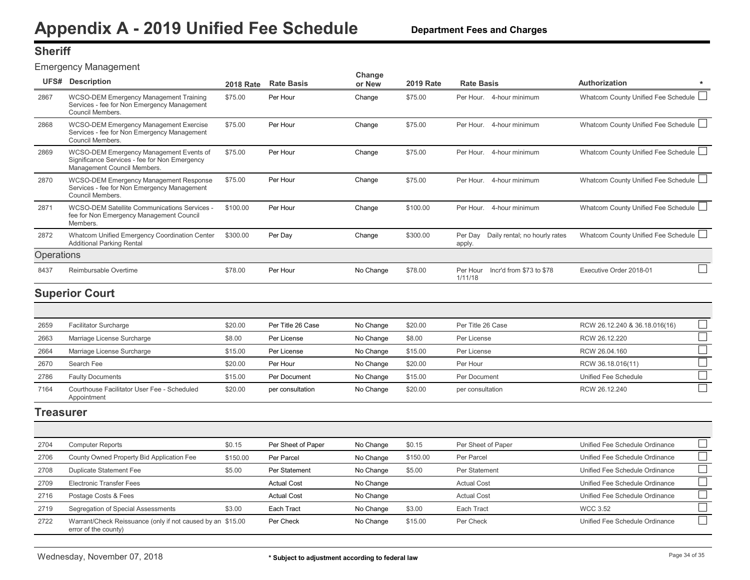# Appendix A - 2019 Unified Fee Schedule

**Department Fees and Charges**

## Sheriff

### Emergency Management

| UFS# | Description | 2018 Rate | Rate Basis | Change or New | 2019 Rate | Rate Basis | Authorization | * |
|---|---|---|---|---|---|---|---|---|
| 2867 | WCSO-DEM Emergency Management Training Services - fee for Non Emergency Management Council Members. | $75.00 | Per Hour | Change | $75.00 | Per Hour. 4-hour minimum | Whatcom County Unified Fee Schedule | ☐ |
| 2868 | WCSO-DEM Emergency Management Exercise Services - fee for Non Emergency Management Council Members. | $75.00 | Per Hour | Change | $75.00 | Per Hour. 4-hour minimum | Whatcom County Unified Fee Schedule | ☐ |
| 2869 | WCSO-DEM Emergency Management Events of Significance Services - fee for Non Emergency Management Council Members. | $75.00 | Per Hour | Change | $75.00 | Per Hour. 4-hour minimum | Whatcom County Unified Fee Schedule | ☐ |
| 2870 | WCSO-DEM Emergency Management Response Services - fee for Non Emergency Management Council Members. | $75.00 | Per Hour | Change | $75.00 | Per Hour. 4-hour minimum | Whatcom County Unified Fee Schedule | ☐ |
| 2871 | WCSO-DEM Satellite Communications Services - fee for Non Emergency Management Council Members. | $100.00 | Per Hour | Change | $100.00 | Per Hour. 4-hour minimum | Whatcom County Unified Fee Schedule | ☐ |
| 2872 | Whatcom Unified Emergency Coordination Center Additional Parking Rental | $300.00 | Per Day | Change | $300.00 | Per Day Daily rental; no hourly rates apply. | Whatcom County Unified Fee Schedule | ☐ |

### Operations

| UFS# | Description | 2018 Rate | Rate Basis | Change or New | 2019 Rate | Rate Basis | Authorization | * |
|---|---|---|---|---|---|---|---|---|
| 8437 | Reimbursable Overtime | $78.00 | Per Hour | No Change | $78.00 | Per Hour Incr'd from $73 to $78 1/11/18 | Executive Order 2018-01 | ☐ |

## Superior Court

| UFS# | Description | 2018 Rate | Rate Basis | Change or New | 2019 Rate | Rate Basis | Authorization | * |
|---|---|---|---|---|---|---|---|---|
| 2659 | Facilitator Surcharge | $20.00 | Per Title 26 Case | No Change | $20.00 | Per Title 26 Case | RCW 26.12.240 & 36.18.016(16) | ☐ |
| 2663 | Marriage License Surcharge | $8.00 | Per License | No Change | $8.00 | Per License | RCW 26.12.220 | ☐ |
| 2664 | Marriage License Surcharge | $15.00 | Per License | No Change | $15.00 | Per License | RCW 26.04.160 | ☐ |
| 2670 | Search Fee | $20.00 | Per Hour | No Change | $20.00 | Per Hour | RCW 36.18.016(11) | ☐ |
| 2786 | Faulty Documents | $15.00 | Per Document | No Change | $15.00 | Per Document | Unified Fee Schedule | ☐ |
| 7164 | Courthouse Facilitator User Fee - Scheduled Appointment | $20.00 | per consultation | No Change | $20.00 | per consultation | RCW 26.12.240 | ☐ |

## Treasurer

| UFS# | Description | 2018 Rate | Rate Basis | Change or New | 2019 Rate | Rate Basis | Authorization | * |
|---|---|---|---|---|---|---|---|---|
| 2704 | Computer Reports | $0.15 | Per Sheet of Paper | No Change | $0.15 | Per Sheet of Paper | Unified Fee Schedule Ordinance | ☐ |
| 2706 | County Owned Property Bid Application Fee | $150.00 | Per Parcel | No Change | $150.00 | Per Parcel | Unified Fee Schedule Ordinance | ☐ |
| 2708 | Duplicate Statement Fee | $5.00 | Per Statement | No Change | $5.00 | Per Statement | Unified Fee Schedule Ordinance | ☐ |
| 2709 | Electronic Transfer Fees | | Actual Cost | No Change | | Actual Cost | Unified Fee Schedule Ordinance | ☐ |
| 2716 | Postage Costs & Fees | | Actual Cost | No Change | | Actual Cost | Unified Fee Schedule Ordinance | ☐ |
| 2719 | Segregation of Special Assessments | $3.00 | Each Tract | No Change | $3.00 | Each Tract | WCC 3.52 | ☐ |
| 2722 | Warrant/Check Reissuance (only if not caused by an error of the county) | $15.00 | Per Check | No Change | $15.00 | Per Check | Unified Fee Schedule Ordinance | ☐ |

\* Subject to adjustment according to federal law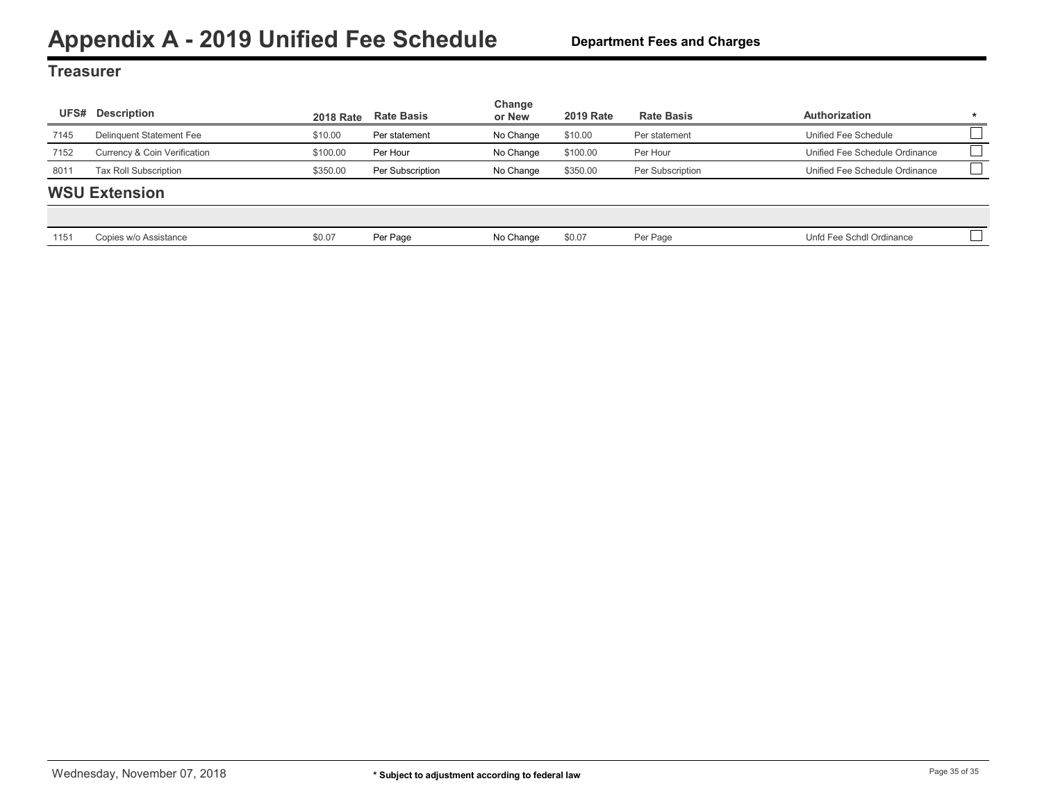# Appendix A - 2019 Unified Fee Schedule

**Department Fees and Charges**

## Treasurer

| UFS# | Description | 2018 Rate | Rate Basis | Change or New | 2019 Rate | Rate Basis | Authorization | * |
|---|---|---|---|---|---|---|---|---|
| 7145 | Delinquent Statement Fee | $10.00 | Per statement | No Change | $10.00 | Per statement | Unified Fee Schedule | ☐ |
| 7152 | Currency & Coin Verification | $100.00 | Per Hour | No Change | $100.00 | Per Hour | Unified Fee Schedule Ordinance | ☐ |
| 8011 | Tax Roll Subscription | $350.00 | Per Subscription | No Change | $350.00 | Per Subscription | Unified Fee Schedule Ordinance | ☐ |

## WSU Extension

| UFS# | Description | 2018 Rate | Rate Basis | Change or New | 2019 Rate | Rate Basis | Authorization | * |
|---|---|---|---|---|---|---|---|---|
| 1151 | Copies w/o Assistance | $0.07 | Per Page | No Change | $0.07 | Per Page | Unfd Fee Schdl Ordinance | ☐ |

Wednesday, November 07, 2018

* Subject to adjustment according to federal law